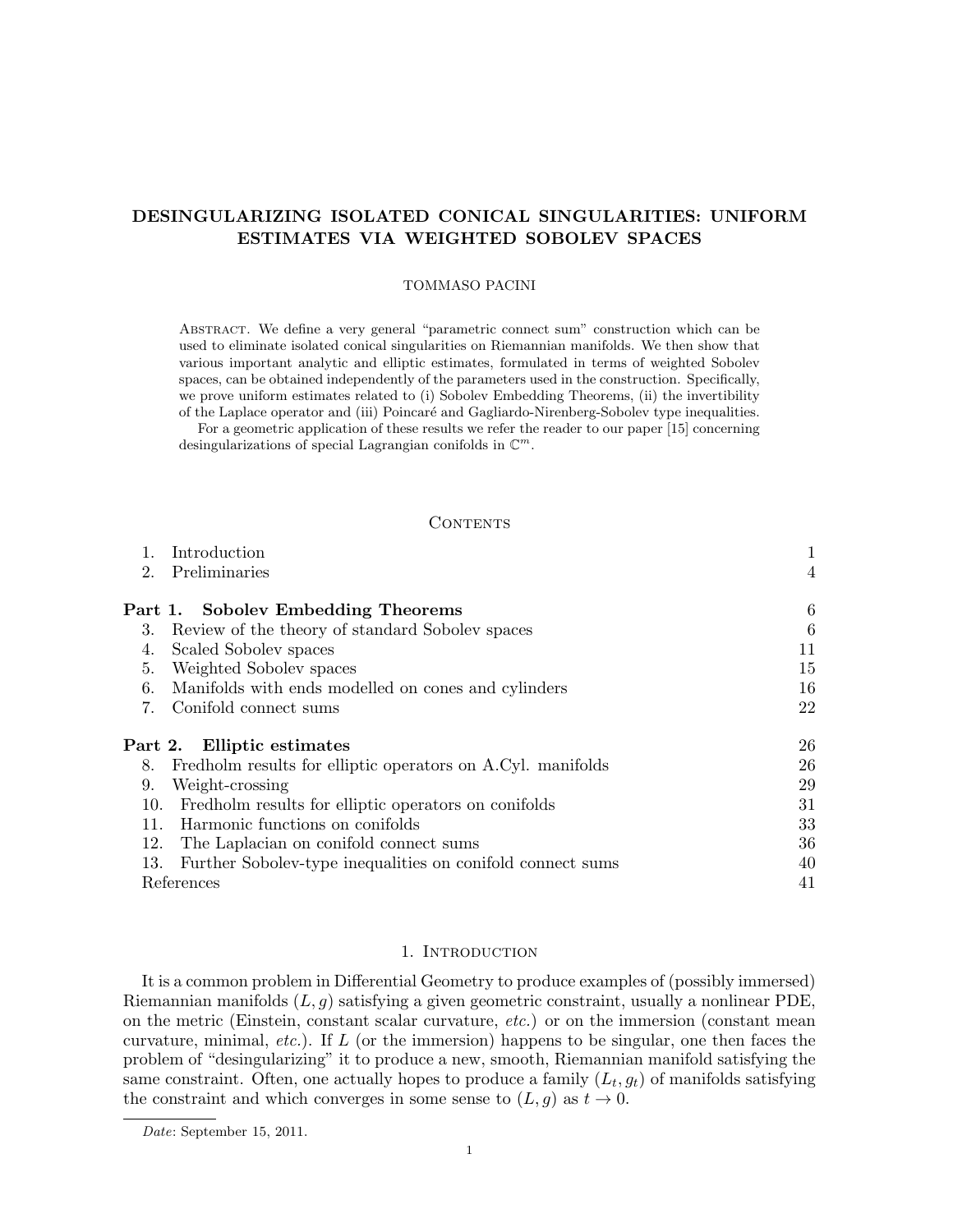# DESINGULARIZING ISOLATED CONICAL SINGULARITIES: UNIFORM ESTIMATES VIA WEIGHTED SOBOLEV SPACES

TOMMASO PACINI

Abstract. We define a very general "parametric connect sum" construction which can be used to eliminate isolated conical singularities on Riemannian manifolds. We then show that various important analytic and elliptic estimates, formulated in terms of weighted Sobolev spaces, can be obtained independently of the parameters used in the construction. Specifically, we prove uniform estimates related to (i) Sobolev Embedding Theorems, (ii) the invertibility of the Laplace operator and (iii) Poincaré and Gagliardo-Nirenberg-Sobolev type inequalities.

For a geometric application of these results we refer the reader to our paper [15] concerning desingularizations of special Lagrangian conifolds in $\mathbb{C}^m$.

## Contents

| | |
|---|---|
| 1. Introduction | 1 |
| 2. Preliminaries | 4 |
| **Part 1. Sobolev Embedding Theorems** | 6 |
| 3. Review of the theory of standard Sobolev spaces | 6 |
| 4. Scaled Sobolev spaces | 11 |
| 5. Weighted Sobolev spaces | 15 |
| 6. Manifolds with ends modelled on cones and cylinders | 16 |
| 7. Conifold connect sums | 22 |
| **Part 2. Elliptic estimates** | 26 |
| 8. Fredholm results for elliptic operators on A.Cyl. manifolds | 26 |
| 9. Weight-crossing | 29 |
| 10. Fredholm results for elliptic operators on conifolds | 31 |
| 11. Harmonic functions on conifolds | 33 |
| 12. The Laplacian on conifold connect sums | 36 |
| 13. Further Sobolev-type inequalities on conifold connect sums | 40 |
| References | 41 |

## 1. Introduction

It is a common problem in Differential Geometry to produce examples of (possibly immersed) Riemannian manifolds $(L, g)$ satisfying a given geometric constraint, usually a nonlinear PDE, on the metric (Einstein, constant scalar curvature, *etc.*) or on the immersion (constant mean curvature, minimal, *etc.*). If $L$ (or the immersion) happens to be singular, one then faces the problem of "desingularizing" it to produce a new, smooth, Riemannian manifold satisfying the same constraint. Often, one actually hopes to produce a family $(L_t, g_t)$ of manifolds satisfying the constraint and which converges in some sense to $(L, g)$ as $t \to 0$.

*Date*: September 15, 2011.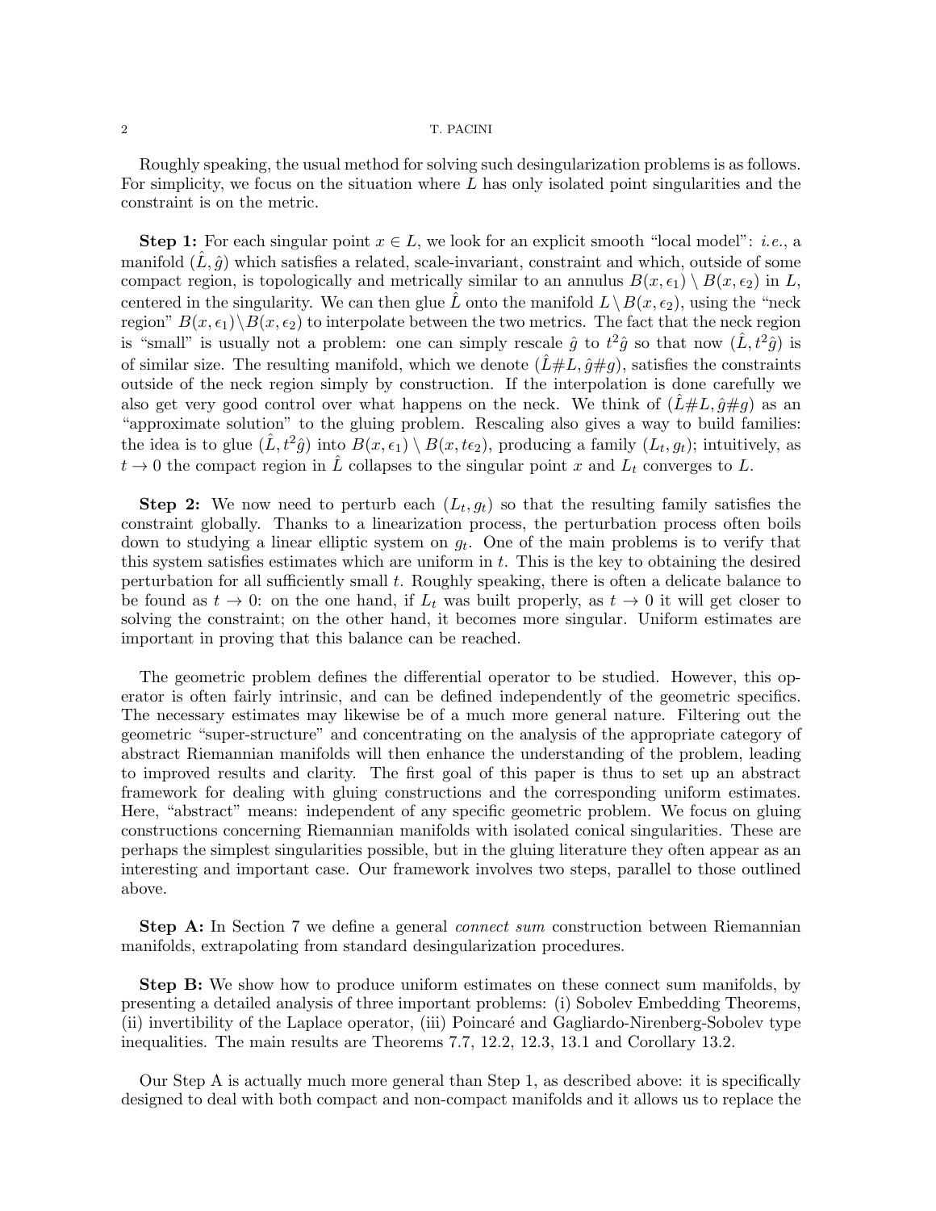Roughly speaking, the usual method for solving such desingularization problems is as follows. For simplicity, we focus on the situation where $L$ has only isolated point singularities and the constraint is on the metric.

**Step 1:** For each singular point $x \in L$, we look for an explicit smooth "local model": *i.e.*, a manifold $(\hat{L}, \hat{g})$ which satisfies a related, scale-invariant, constraint and which, outside of some compact region, is topologically and metrically similar to an annulus $B(x, \epsilon_1) \setminus B(x, \epsilon_2)$ in $L$, centered in the singularity. We can then glue $\hat{L}$ onto the manifold $L \setminus B(x, \epsilon_2)$, using the "neck region" $B(x, \epsilon_1) \setminus B(x, \epsilon_2)$ to interpolate between the two metrics. The fact that the neck region is "small" is usually not a problem: one can simply rescale $\hat{g}$ to $t^2\hat{g}$ so that now $(\hat{L}, t^2\hat{g})$ is of similar size. The resulting manifold, which we denote $(\hat{L}\#L, \hat{g}\#g)$, satisfies the constraints outside of the neck region simply by construction. If the interpolation is done carefully we also get very good control over what happens on the neck. We think of $(\hat{L}\#L, \hat{g}\#g)$ as an "approximate solution" to the gluing problem. Rescaling also gives a way to build families: the idea is to glue $(\hat{L}, t^2\hat{g})$ into $B(x, \epsilon_1) \setminus B(x, t\epsilon_2)$, producing a family $(L_t, g_t)$; intuitively, as $t \to 0$ the compact region in $\hat{L}$ collapses to the singular point $x$ and $L_t$ converges to $L$.

**Step 2:** We now need to perturb each $(L_t, g_t)$ so that the resulting family satisfies the constraint globally. Thanks to a linearization process, the perturbation process often boils down to studying a linear elliptic system on $g_t$. One of the main problems is to verify that this system satisfies estimates which are uniform in $t$. This is the key to obtaining the desired perturbation for all sufficiently small $t$. Roughly speaking, there is often a delicate balance to be found as $t \to 0$: on the one hand, if $L_t$ was built properly, as $t \to 0$ it will get closer to solving the constraint; on the other hand, it becomes more singular. Uniform estimates are important in proving that this balance can be reached.

The geometric problem defines the differential operator to be studied. However, this operator is often fairly intrinsic, and can be defined independently of the geometric specifics. The necessary estimates may likewise be of a much more general nature. Filtering out the geometric "super-structure" and concentrating on the analysis of the appropriate category of abstract Riemannian manifolds will then enhance the understanding of the problem, leading to improved results and clarity. The first goal of this paper is thus to set up an abstract framework for dealing with gluing constructions and the corresponding uniform estimates. Here, "abstract" means: independent of any specific geometric problem. We focus on gluing constructions concerning Riemannian manifolds with isolated conical singularities. These are perhaps the simplest singularities possible, but in the gluing literature they often appear as an interesting and important case. Our framework involves two steps, parallel to those outlined above.

**Step A:** In Section 7 we define a general *connect sum* construction between Riemannian manifolds, extrapolating from standard desingularization procedures.

**Step B:** We show how to produce uniform estimates on these connect sum manifolds, by presenting a detailed analysis of three important problems: (i) Sobolev Embedding Theorems, (ii) invertibility of the Laplace operator, (iii) Poincaré and Gagliardo-Nirenberg-Sobolev type inequalities. The main results are Theorems 7.7, 12.2, 12.3, 13.1 and Corollary 13.2.

Our Step A is actually much more general than Step 1, as described above: it is specifically designed to deal with both compact and non-compact manifolds and it allows us to replace the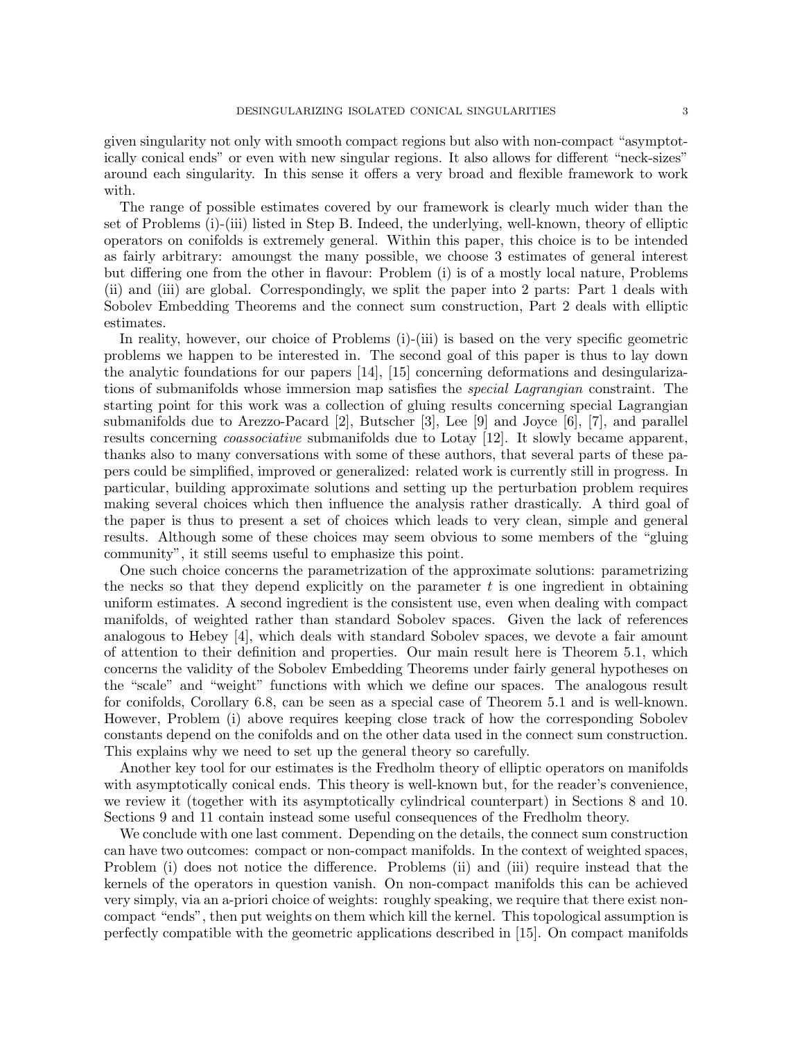given singularity not only with smooth compact regions but also with non-compact "asymptotically conical ends" or even with new singular regions. It also allows for different "neck-sizes" around each singularity. In this sense it offers a very broad and flexible framework to work with.

The range of possible estimates covered by our framework is clearly much wider than the set of Problems (i)-(iii) listed in Step B. Indeed, the underlying, well-known, theory of elliptic operators on conifolds is extremely general. Within this paper, this choice is to be intended as fairly arbitrary: amoungst the many possible, we choose 3 estimates of general interest but differing one from the other in flavour: Problem (i) is of a mostly local nature, Problems (ii) and (iii) are global. Correspondingly, we split the paper into 2 parts: Part 1 deals with Sobolev Embedding Theorems and the connect sum construction, Part 2 deals with elliptic estimates.

In reality, however, our choice of Problems (i)-(iii) is based on the very specific geometric problems we happen to be interested in. The second goal of this paper is thus to lay down the analytic foundations for our papers [14], [15] concerning deformations and desingularizations of submanifolds whose immersion map satisfies the *special Lagrangian* constraint. The starting point for this work was a collection of gluing results concerning special Lagrangian submanifolds due to Arezzo-Pacard [2], Butscher [3], Lee [9] and Joyce [6], [7], and parallel results concerning *coassociative* submanifolds due to Lotay [12]. It slowly became apparent, thanks also to many conversations with some of these authors, that several parts of these papers could be simplified, improved or generalized: related work is currently still in progress. In particular, building approximate solutions and setting up the perturbation problem requires making several choices which then influence the analysis rather drastically. A third goal of the paper is thus to present a set of choices which leads to very clean, simple and general results. Although some of these choices may seem obvious to some members of the "gluing community", it still seems useful to emphasize this point.

One such choice concerns the parametrization of the approximate solutions: parametrizing the necks so that they depend explicitly on the parameter $t$ is one ingredient in obtaining uniform estimates. A second ingredient is the consistent use, even when dealing with compact manifolds, of weighted rather than standard Sobolev spaces. Given the lack of references analogous to Hebey [4], which deals with standard Sobolev spaces, we devote a fair amount of attention to their definition and properties. Our main result here is Theorem 5.1, which concerns the validity of the Sobolev Embedding Theorems under fairly general hypotheses on the "scale" and "weight" functions with which we define our spaces. The analogous result for conifolds, Corollary 6.8, can be seen as a special case of Theorem 5.1 and is well-known. However, Problem (i) above requires keeping close track of how the corresponding Sobolev constants depend on the conifolds and on the other data used in the connect sum construction. This explains why we need to set up the general theory so carefully.

Another key tool for our estimates is the Fredholm theory of elliptic operators on manifolds with asymptotically conical ends. This theory is well-known but, for the reader's convenience, we review it (together with its asymptotically cylindrical counterpart) in Sections 8 and 10. Sections 9 and 11 contain instead some useful consequences of the Fredholm theory.

We conclude with one last comment. Depending on the details, the connect sum construction can have two outcomes: compact or non-compact manifolds. In the context of weighted spaces, Problem (i) does not notice the difference. Problems (ii) and (iii) require instead that the kernels of the operators in question vanish. On non-compact manifolds this can be achieved very simply, via an a-priori choice of weights: roughly speaking, we require that there exist non-compact "ends", then put weights on them which kill the kernel. This topological assumption is perfectly compatible with the geometric applications described in [15]. On compact manifolds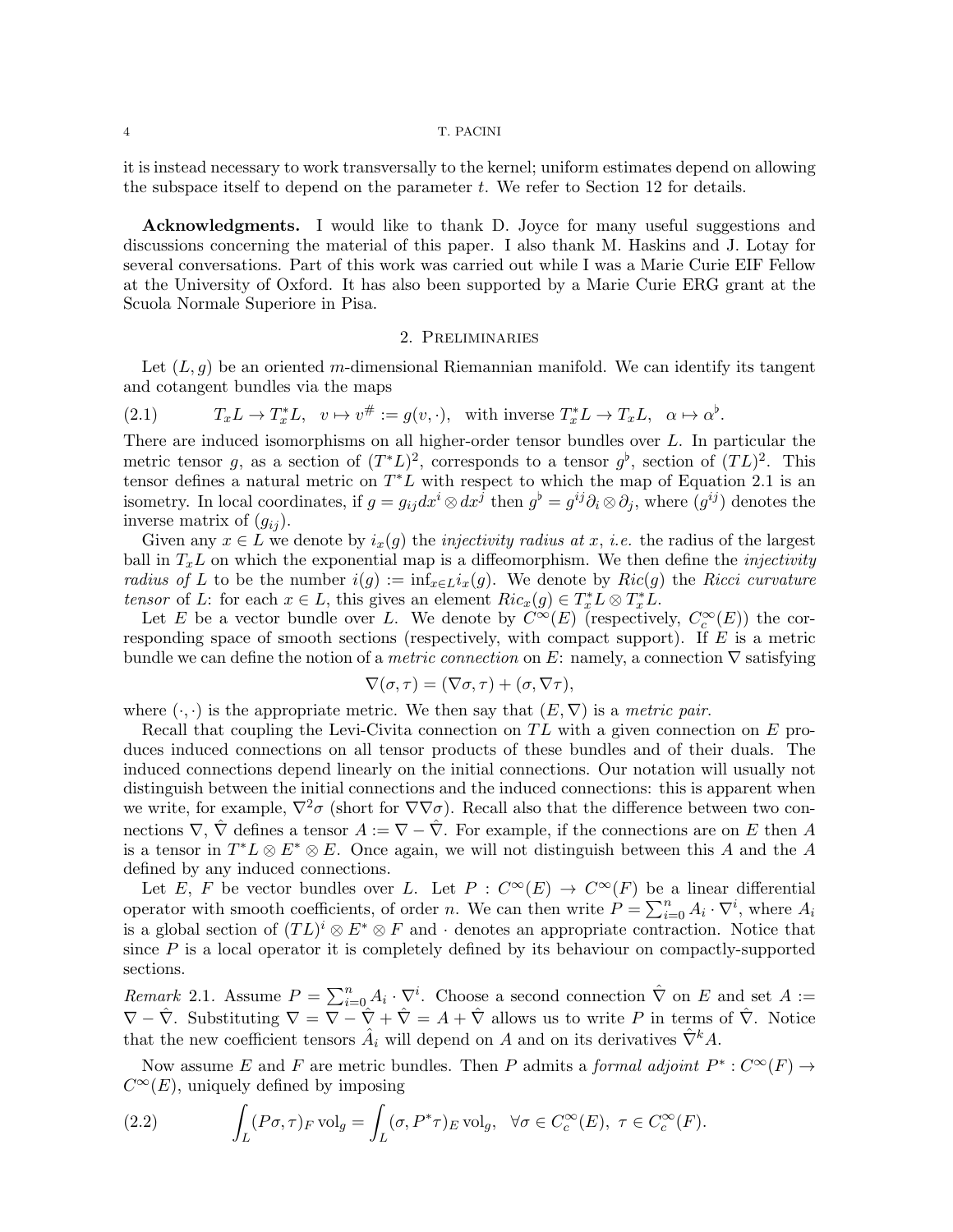it is instead necessary to work transversally to the kernel; uniform estimates depend on allowing the subspace itself to depend on the parameter $t$. We refer to Section 12 for details.

**Acknowledgments.** I would like to thank D. Joyce for many useful suggestions and discussions concerning the material of this paper. I also thank M. Haskins and J. Lotay for several conversations. Part of this work was carried out while I was a Marie Curie EIF Fellow at the University of Oxford. It has also been supported by a Marie Curie ERG grant at the Scuola Normale Superiore in Pisa.

## 2. Preliminaries

Let $(L, g)$ be an oriented $m$-dimensional Riemannian manifold. We can identify its tangent and cotangent bundles via the maps

$$T_xL \to T_x^*L, \quad v \mapsto v^\# := g(v, \cdot), \quad \text{with inverse } T_x^*L \to T_xL, \quad \alpha \mapsto \alpha^\flat. \tag{2.1}$$

There are induced isomorphisms on all higher-order tensor bundles over $L$. In particular the metric tensor $g$, as a section of $(T^*L)^2$, corresponds to a tensor $g^\flat$, section of $(TL)^2$. This tensor defines a natural metric on $T^*L$ with respect to which the map of Equation 2.1 is an isometry. In local coordinates, if $g = g_{ij}dx^i \otimes dx^j$ then $g^\flat = g^{ij}\partial_i \otimes \partial_j$, where $(g^{ij})$ denotes the inverse matrix of $(g_{ij})$.

Given any $x \in L$ we denote by $i_x(g)$ the *injectivity radius at* $x$, *i.e.* the radius of the largest ball in $T_xL$ on which the exponential map is a diffeomorphism. We then define the *injectivity radius of* $L$ to be the number $i(g) := \inf_{x \in L} i_x(g)$. We denote by $Ric(g)$ the *Ricci curvature tensor* of $L$: for each $x \in L$, this gives an element $Ric_x(g) \in T_x^*L \otimes T_x^*L$.

Let $E$ be a vector bundle over $L$. We denote by $C^\infty(E)$ (respectively, $C_c^\infty(E)$) the corresponding space of smooth sections (respectively, with compact support). If $E$ is a metric bundle we can define the notion of a *metric connection* on $E$: namely, a connection $\nabla$ satisfying

$$\nabla(\sigma, \tau) = (\nabla\sigma, \tau) + (\sigma, \nabla\tau),$$

where $(\cdot, \cdot)$ is the appropriate metric. We then say that $(E, \nabla)$ is a *metric pair*.

Recall that coupling the Levi-Civita connection on $TL$ with a given connection on $E$ produces induced connections on all tensor products of these bundles and of their duals. The induced connections depend linearly on the initial connections. Our notation will usually not distinguish between the initial connections and the induced connections: this is apparent when we write, for example, $\nabla^2\sigma$ (short for $\nabla\nabla\sigma$). Recall also that the difference between two connections $\nabla$, $\hat{\nabla}$ defines a tensor $A := \nabla - \hat{\nabla}$. For example, if the connections are on $E$ then $A$ is a tensor in $T^*L \otimes E^* \otimes E$. Once again, we will not distinguish between this $A$ and the $A$ defined by any induced connections.

Let $E$, $F$ be vector bundles over $L$. Let $P : C^\infty(E) \to C^\infty(F)$ be a linear differential operator with smooth coefficients, of order $n$. We can then write $P = \sum_{i=0}^n A_i \cdot \nabla^i$, where $A_i$ is a global section of $(TL)^i \otimes E^* \otimes F$ and $\cdot$ denotes an appropriate contraction. Notice that since $P$ is a local operator it is completely defined by its behaviour on compactly-supported sections.

*Remark* 2.1. Assume $P = \sum_{i=0}^n A_i \cdot \nabla^i$. Choose a second connection $\hat{\nabla}$ on $E$ and set $A := \nabla - \hat{\nabla}$. Substituting $\nabla = \nabla - \hat{\nabla} + \hat{\nabla} = A + \hat{\nabla}$ allows us to write $P$ in terms of $\hat{\nabla}$. Notice that the new coefficient tensors $\hat{A}_i$ will depend on $A$ and on its derivatives $\hat{\nabla}^k A$.

Now assume $E$ and $F$ are metric bundles. Then $P$ admits a *formal adjoint* $P^* : C^\infty(F) \to C^\infty(E)$, uniquely defined by imposing

$$\int_L (P\sigma, \tau)_F \operatorname{vol}_g = \int_L (\sigma, P^*\tau)_E \operatorname{vol}_g, \quad \forall \sigma \in C_c^\infty(E), \ \tau \in C_c^\infty(F). \tag{2.2}$$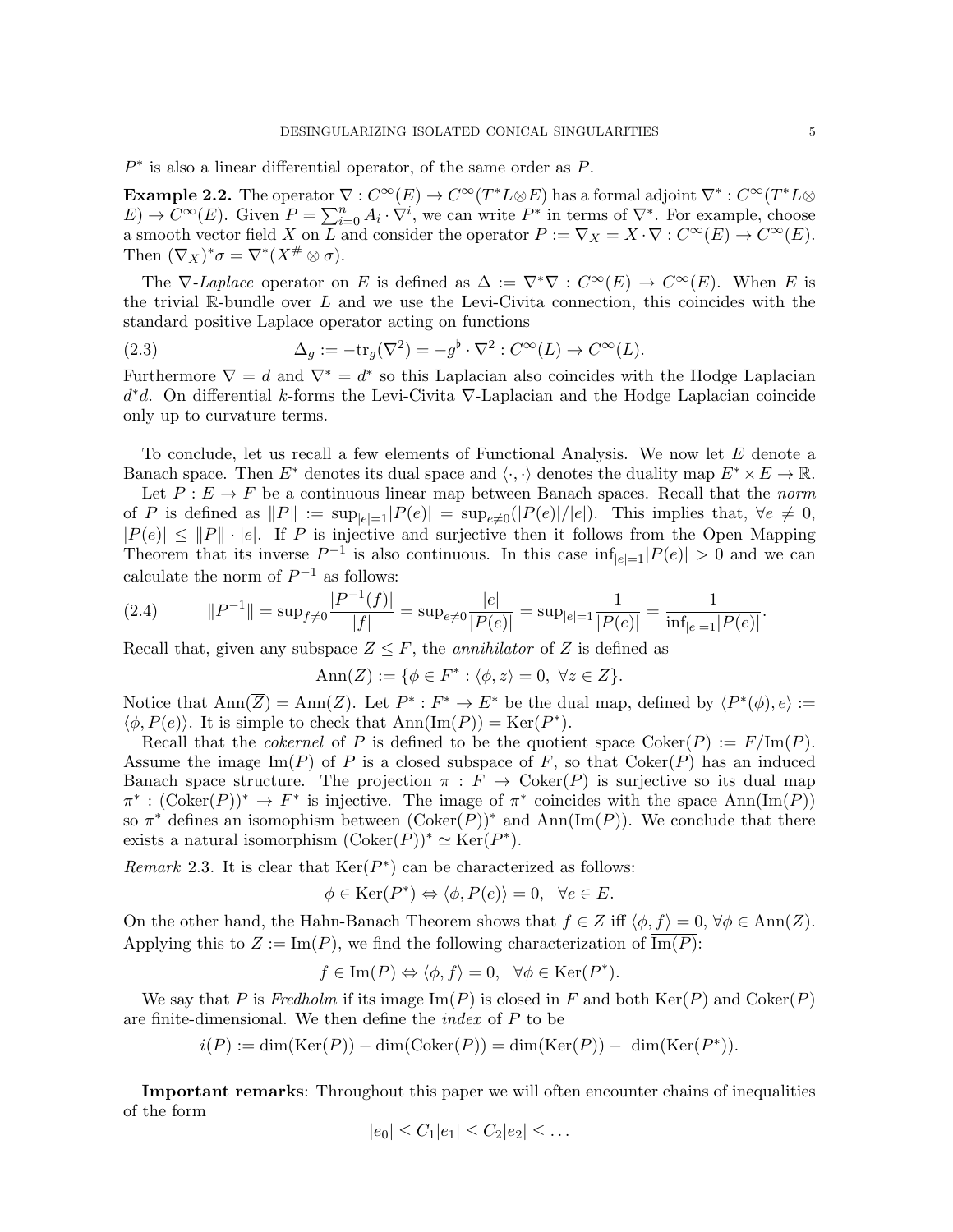$P^*$ is also a linear differential operator, of the same order as $P$.

**Example 2.2.** The operator $\nabla : C^\infty(E) \to C^\infty(T^*L \otimes E)$ has a formal adjoint $\nabla^* : C^\infty(T^*L \otimes E) \to C^\infty(E)$. Given $P = \sum_{i=0}^n A_i \cdot \nabla^i$, we can write $P^*$ in terms of $\nabla^*$. For example, choose a smooth vector field $X$ on $L$ and consider the operator $P := \nabla_X = X \cdot \nabla : C^\infty(E) \to C^\infty(E)$. Then $(\nabla_X)^* \sigma = \nabla^*(X^\# \otimes \sigma)$.

The $\nabla$-*Laplace* operator on $E$ is defined as $\Delta := \nabla^* \nabla : C^\infty(E) \to C^\infty(E)$. When $E$ is the trivial $\mathbb{R}$-bundle over $L$ and we use the Levi-Civita connection, this coincides with the standard positive Laplace operator acting on functions

$$\Delta_g := -\mathrm{tr}_g(\nabla^2) = -g^\flat \cdot \nabla^2 : C^\infty(L) \to C^\infty(L). \tag{2.3}$$

Furthermore $\nabla = d$ and $\nabla^* = d^*$ so this Laplacian also coincides with the Hodge Laplacian $d^*d$. On differential $k$-forms the Levi-Civita $\nabla$-Laplacian and the Hodge Laplacian coincide only up to curvature terms.

To conclude, let us recall a few elements of Functional Analysis. We now let $E$ denote a Banach space. Then $E^*$ denotes its dual space and $\langle \cdot, \cdot \rangle$ denotes the duality map $E^* \times E \to \mathbb{R}$.

Let $P : E \to F$ be a continuous linear map between Banach spaces. Recall that the *norm* of $P$ is defined as $\|P\| := \sup_{|e|=1} |P(e)| = \sup_{e \neq 0}(|P(e)|/|e|)$. This implies that, $\forall e \neq 0$, $|P(e)| \leq \|P\| \cdot |e|$. If $P$ is injective and surjective then it follows from the Open Mapping Theorem that its inverse $P^{-1}$ is also continuous. In this case $\inf_{|e|=1} |P(e)| > 0$ and we can calculate the norm of $P^{-1}$ as follows:

$$\|P^{-1}\| = \sup_{f \neq 0} \frac{|P^{-1}(f)|}{|f|} = \sup_{e \neq 0} \frac{|e|}{|P(e)|} = \sup_{|e|=1} \frac{1}{|P(e)|} = \frac{1}{\inf_{|e|=1} |P(e)|}. \tag{2.4}$$

Recall that, given any subspace $Z \leq F$, the *annihilator* of $Z$ is defined as

$$\mathrm{Ann}(Z) := \{\phi \in F^* : \langle \phi, z \rangle = 0, \ \forall z \in Z\}.$$

Notice that $\mathrm{Ann}(\overline{Z}) = \mathrm{Ann}(Z)$. Let $P^* : F^* \to E^*$ be the dual map, defined by $\langle P^*(\phi), e \rangle := \langle \phi, P(e) \rangle$. It is simple to check that $\mathrm{Ann}(\mathrm{Im}(P)) = \mathrm{Ker}(P^*)$.

Recall that the *cokernel* of $P$ is defined to be the quotient space $\mathrm{Coker}(P) := F/\mathrm{Im}(P)$. Assume the image $\mathrm{Im}(P)$ of $P$ is a closed subspace of $F$, so that $\mathrm{Coker}(P)$ has an induced Banach space structure. The projection $\pi : F \to \mathrm{Coker}(P)$ is surjective so its dual map $\pi^* : (\mathrm{Coker}(P))^* \to F^*$ is injective. The image of $\pi^*$ coincides with the space $\mathrm{Ann}(\mathrm{Im}(P))$ so $\pi^*$ defines an isomophism between $(\mathrm{Coker}(P))^*$ and $\mathrm{Ann}(\mathrm{Im}(P))$. We conclude that there exists a natural isomorphism $(\mathrm{Coker}(P))^* \simeq \mathrm{Ker}(P^*)$.

*Remark* 2.3. It is clear that $\mathrm{Ker}(P^*)$ can be characterized as follows:

$$\phi \in \mathrm{Ker}(P^*) \Leftrightarrow \langle \phi, P(e) \rangle = 0, \quad \forall e \in E.$$

On the other hand, the Hahn-Banach Theorem shows that $f \in \overline{Z}$ iff $\langle \phi, f \rangle = 0$, $\forall \phi \in \mathrm{Ann}(Z)$. Applying this to $Z := \mathrm{Im}(P)$, we find the following characterization of $\overline{\mathrm{Im}(P)}$:

$$f \in \overline{\mathrm{Im}(P)} \Leftrightarrow \langle \phi, f \rangle = 0, \quad \forall \phi \in \mathrm{Ker}(P^*).$$

We say that $P$ is *Fredholm* if its image $\mathrm{Im}(P)$ is closed in $F$ and both $\mathrm{Ker}(P)$ and $\mathrm{Coker}(P)$ are finite-dimensional. We then define the *index* of $P$ to be

$$i(P) := \dim(\mathrm{Ker}(P)) - \dim(\mathrm{Coker}(P)) = \dim(\mathrm{Ker}(P)) - \dim(\mathrm{Ker}(P^*)).$$

**Important remarks**: Throughout this paper we will often encounter chains of inequalities of the form

$$|e_0| \leq C_1 |e_1| \leq C_2 |e_2| \leq \dots$$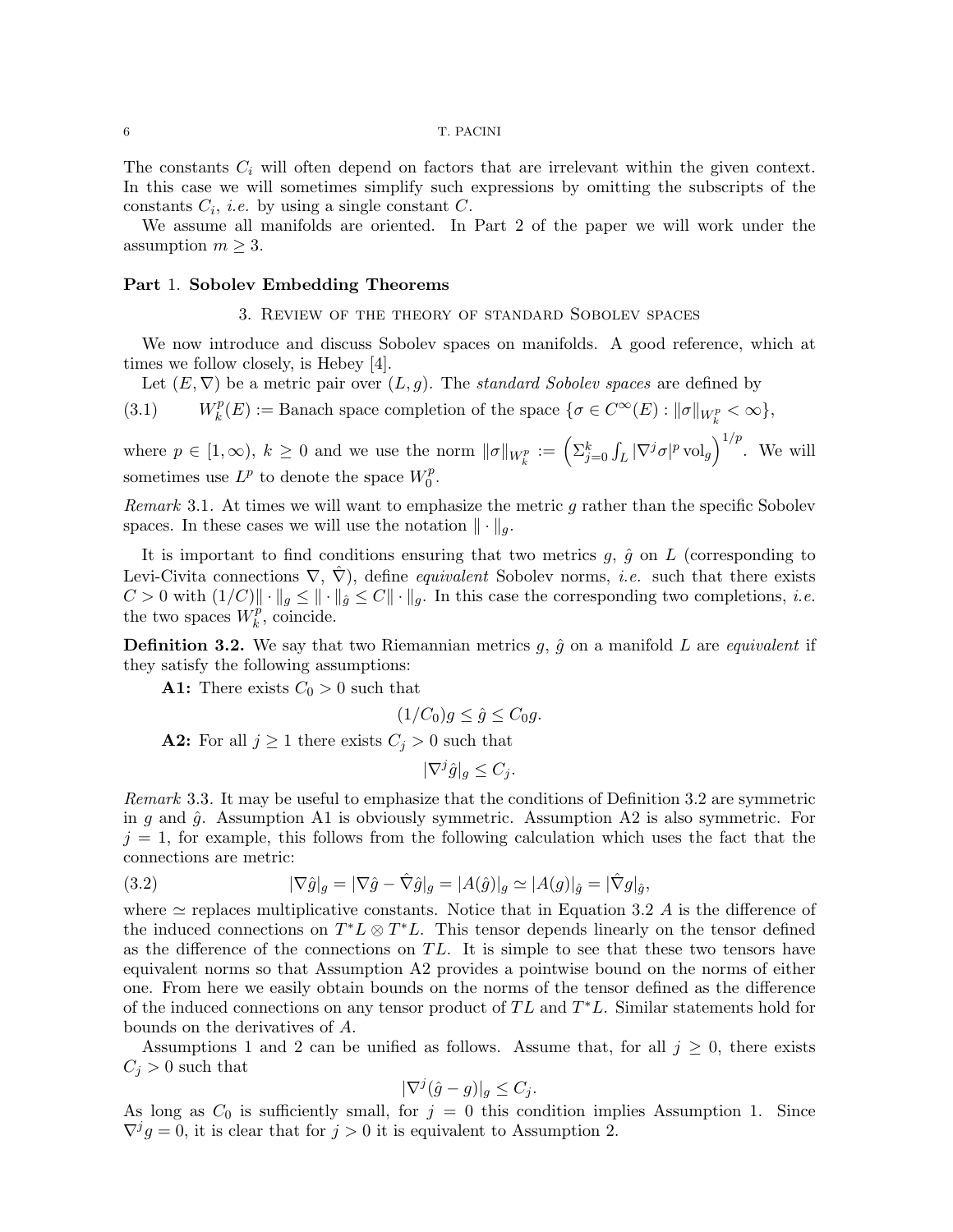The constants $C_i$ will often depend on factors that are irrelevant within the given context. In this case we will sometimes simplify such expressions by omitting the subscripts of the constants $C_i$, *i.e.* by using a single constant $C$.

We assume all manifolds are oriented. In Part 2 of the paper we will work under the assumption $m \geq 3$.

## Part 1. Sobolev Embedding Theorems

### 3. Review of the theory of standard Sobolev spaces

We now introduce and discuss Sobolev spaces on manifolds. A good reference, which at times we follow closely, is Hebey [4].

Let $(E, \nabla)$ be a metric pair over $(L, g)$. The *standard Sobolev spaces* are defined by

$$W^p_k(E) := \text{Banach space completion of the space } \{\sigma \in C^\infty(E) : \|\sigma\|_{W^p_k} < \infty\}, \tag{3.1}$$

where $p \in [1, \infty)$, $k \geq 0$ and we use the norm $\|\sigma\|_{W^p_k} := \left(\Sigma_{j=0}^k \int_L |\nabla^j \sigma|^p \operatorname{vol}_g\right)^{1/p}$. We will sometimes use $L^p$ to denote the space $W^p_0$.

*Remark* 3.1. At times we will want to emphasize the metric $g$ rather than the specific Sobolev spaces. In these cases we will use the notation $\|\cdot\|_g$.

It is important to find conditions ensuring that two metrics $g$, $\hat{g}$ on $L$ (corresponding to Levi-Civita connections $\nabla$, $\hat{\nabla}$), define *equivalent* Sobolev norms, *i.e.* such that there exists $C > 0$ with $(1/C)\|\cdot\|_g \leq \|\cdot\|_{\hat{g}} \leq C\|\cdot\|_g$. In this case the corresponding two completions, *i.e.* the two spaces $W^p_k$, coincide.

**Definition 3.2.** We say that two Riemannian metrics $g$, $\hat{g}$ on a manifold $L$ are *equivalent* if they satisfy the following assumptions:

**A1:** There exists $C_0 > 0$ such that

$$(1/C_0)g \leq \hat{g} \leq C_0 g.$$

**A2:** For all $j \geq 1$ there exists $C_j > 0$ such that

$$|\nabla^j \hat{g}|_g \leq C_j.$$

*Remark* 3.3. It may be useful to emphasize that the conditions of Definition 3.2 are symmetric in $g$ and $\hat{g}$. Assumption A1 is obviously symmetric. Assumption A2 is also symmetric. For $j = 1$, for example, this follows from the following calculation which uses the fact that the connections are metric:

$$|\nabla \hat{g}|_g = |\nabla \hat{g} - \hat{\nabla} \hat{g}|_g = |A(\hat{g})|_g \simeq |A(g)|_{\hat{g}} = |\hat{\nabla} g|_{\hat{g}}, \tag{3.2}$$

where $\simeq$ replaces multiplicative constants. Notice that in Equation 3.2 $A$ is the difference of the induced connections on $T^*L \otimes T^*L$. This tensor depends linearly on the tensor defined as the difference of the connections on $TL$. It is simple to see that these two tensors have equivalent norms so that Assumption A2 provides a pointwise bound on the norms of either one. From here we easily obtain bounds on the norms of the tensor defined as the difference of the induced connections on any tensor product of $TL$ and $T^*L$. Similar statements hold for bounds on the derivatives of $A$.

Assumptions 1 and 2 can be unified as follows. Assume that, for all $j \geq 0$, there exists $C_j > 0$ such that

$$|\nabla^j(\hat{g} - g)|_g \leq C_j.$$

As long as $C_0$ is sufficiently small, for $j = 0$ this condition implies Assumption 1. Since $\nabla^j g = 0$, it is clear that for $j > 0$ it is equivalent to Assumption 2.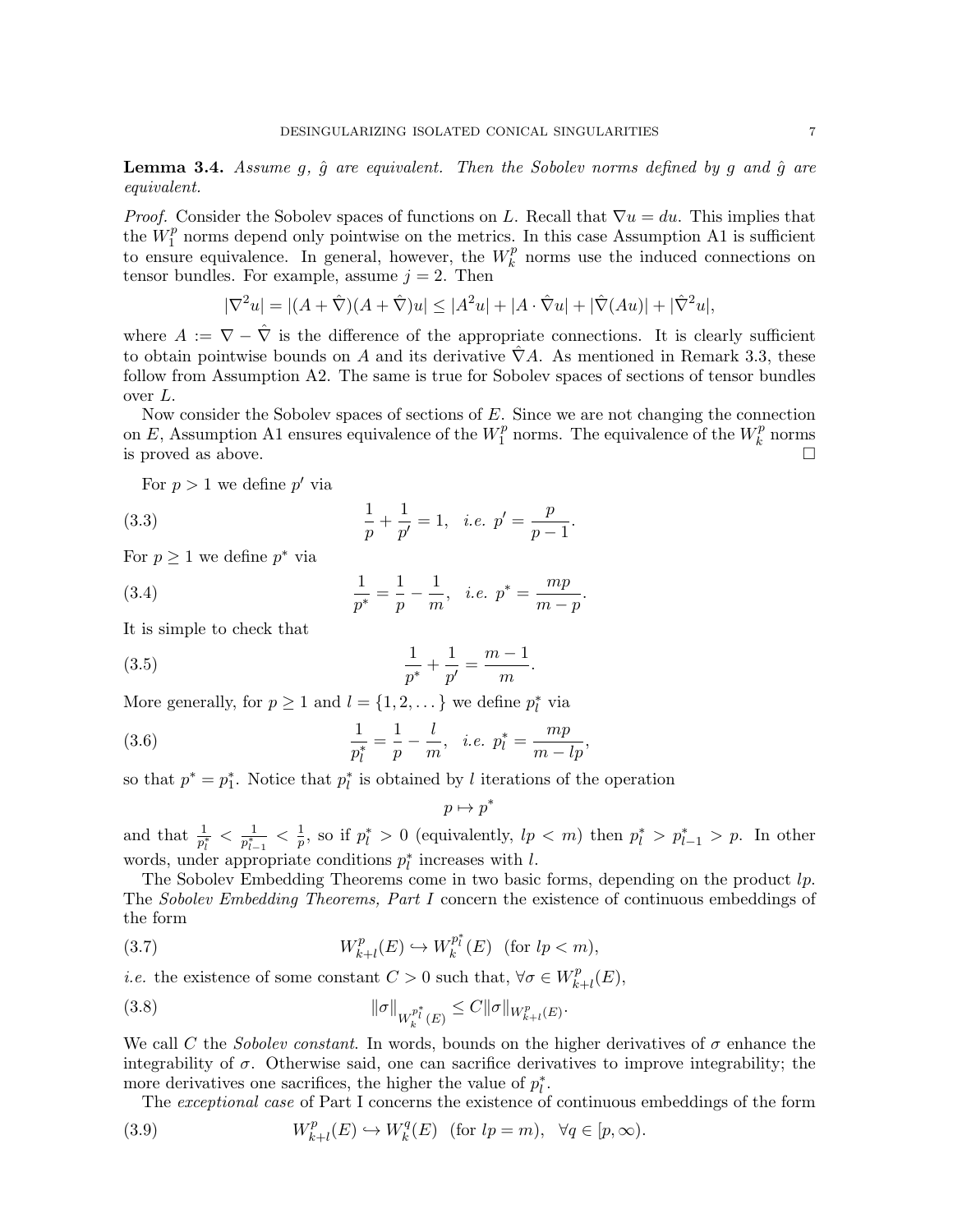**Lemma 3.4.** *Assume $g$, $\hat{g}$ are equivalent. Then the Sobolev norms defined by $g$ and $\hat{g}$ are equivalent.*

*Proof.* Consider the Sobolev spaces of functions on $L$. Recall that $\nabla u = du$. This implies that the $W^p_1$ norms depend only pointwise on the metrics. In this case Assumption A1 is sufficient to ensure equivalence. In general, however, the $W^p_k$ norms use the induced connections on tensor bundles. For example, assume $j = 2$. Then

$$|\nabla^2 u| = |(A + \hat{\nabla})(A + \hat{\nabla})u| \leq |A^2 u| + |A \cdot \hat{\nabla} u| + |\hat{\nabla}(Au)| + |\hat{\nabla}^2 u|,$$

where $A := \nabla - \hat{\nabla}$ is the difference of the appropriate connections. It is clearly sufficient to obtain pointwise bounds on $A$ and its derivative $\hat{\nabla} A$. As mentioned in Remark 3.3, these follow from Assumption A2. The same is true for Sobolev spaces of sections of tensor bundles over $L$.

Now consider the Sobolev spaces of sections of $E$. Since we are not changing the connection on $E$, Assumption A1 ensures equivalence of the $W^p_1$ norms. The equivalence of the $W^p_k$ norms is proved as above. $\square$

For $p > 1$ we define $p'$ via

$$\frac{1}{p} + \frac{1}{p'} = 1, \quad \textit{i.e. } p' = \frac{p}{p-1}. \tag{3.3}$$

For $p \geq 1$ we define $p^*$ via

$$\frac{1}{p^*} = \frac{1}{p} - \frac{1}{m}, \quad \textit{i.e. } p^* = \frac{mp}{m-p}. \tag{3.4}$$

It is simple to check that

$$\frac{1}{p^*} + \frac{1}{p'} = \frac{m-1}{m}. \tag{3.5}$$

More generally, for $p \geq 1$ and $l = \{1, 2, \dots\}$ we define $p^*_l$ via

$$\frac{1}{p^*_l} = \frac{1}{p} - \frac{l}{m}, \quad \textit{i.e. } p^*_l = \frac{mp}{m - lp}, \tag{3.6}$$

so that $p^* = p^*_1$. Notice that $p^*_l$ is obtained by $l$ iterations of the operation

$$p \mapsto p^*$$

and that $\frac{1}{p^*_l} < \frac{1}{p^*_{l-1}} < \frac{1}{p}$, so if $p^*_l > 0$ (equivalently, $lp < m$) then $p^*_l > p^*_{l-1} > p$. In other words, under appropriate conditions $p^*_l$ increases with $l$.

The Sobolev Embedding Theorems come in two basic forms, depending on the product $lp$. The *Sobolev Embedding Theorems, Part I* concern the existence of continuous embeddings of the form

$$W^p_{k+l}(E) \hookrightarrow W^{p^*_l}_k(E) \ \ (\text{for } lp < m), \tag{3.7}$$

*i.e.* the existence of some constant $C > 0$ such that, $\forall \sigma \in W^p_{k+l}(E)$,

$$\|\sigma\|_{W^{p^*_l}_k(E)} \leq C \|\sigma\|_{W^p_{k+l}(E)}. \tag{3.8}$$

We call $C$ the *Sobolev constant*. In words, bounds on the higher derivatives of $\sigma$ enhance the integrability of $\sigma$. Otherwise said, one can sacrifice derivatives to improve integrability; the more derivatives one sacrifices, the higher the value of $p^*_l$.

The *exceptional case* of Part I concerns the existence of continuous embeddings of the form

$$W^p_{k+l}(E) \hookrightarrow W^q_k(E) \ \ (\text{for } lp = m), \ \ \forall q \in [p, \infty). \tag{3.9}$$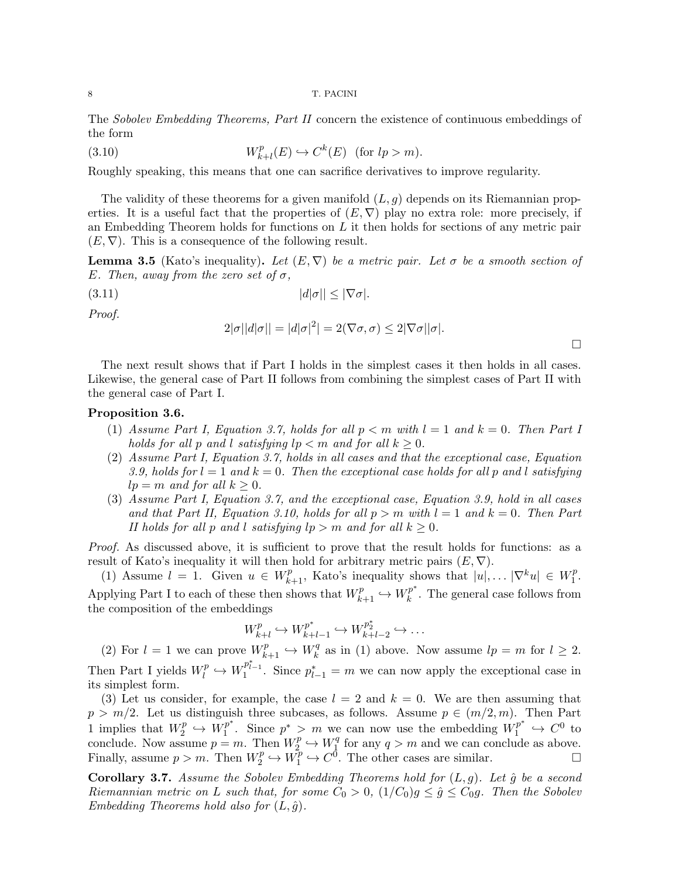The *Sobolev Embedding Theorems, Part II* concern the existence of continuous embeddings of the form

$$W^p_{k+l}(E) \hookrightarrow C^k(E) \quad (\text{for } lp > m). \tag{3.10}$$

Roughly speaking, this means that one can sacrifice derivatives to improve regularity.

The validity of these theorems for a given manifold $(L, g)$ depends on its Riemannian properties. It is a useful fact that the properties of $(E, \nabla)$ play no extra role: more precisely, if an Embedding Theorem holds for functions on $L$ it then holds for sections of any metric pair $(E, \nabla)$. This is a consequence of the following result.

**Lemma 3.5** (Kato's inequality)**.** *Let $(E, \nabla)$ be a metric pair. Let $\sigma$ be a smooth section of $E$. Then, away from the zero set of $\sigma$,*

$$|d|\sigma|| \leq |\nabla\sigma|. \tag{3.11}$$

*Proof.*

$$2|\sigma||d|\sigma|| = |d|\sigma|^2| = 2(\nabla\sigma, \sigma) \leq 2|\nabla\sigma||\sigma|.$$

□

The next result shows that if Part I holds in the simplest cases it then holds in all cases. Likewise, the general case of Part II follows from combining the simplest cases of Part II with the general case of Part I.

**Proposition 3.6.**

1. *Assume Part I, Equation 3.7, holds for all $p < m$ with $l = 1$ and $k = 0$. Then Part I holds for all $p$ and $l$ satisfying $lp < m$ and for all $k \geq 0$.*
2. *Assume Part I, Equation 3.7, holds in all cases and that the exceptional case, Equation 3.9, holds for $l = 1$ and $k = 0$. Then the exceptional case holds for all $p$ and $l$ satisfying $lp = m$ and for all $k \geq 0$.*
3. *Assume Part I, Equation 3.7, and the exceptional case, Equation 3.9, hold in all cases and that Part II, Equation 3.10, holds for all $p > m$ with $l = 1$ and $k = 0$. Then Part II holds for all $p$ and $l$ satisfying $lp > m$ and for all $k \geq 0$.*

*Proof.* As discussed above, it is sufficient to prove that the result holds for functions: as a result of Kato's inequality it will then hold for arbitrary metric pairs $(E, \nabla)$.

(1) Assume $l = 1$. Given $u \in W^p_{k+1}$, Kato's inequality shows that $|u|, \dots |\nabla^k u| \in W^p_1$. Applying Part I to each of these then shows that $W^p_{k+1} \hookrightarrow W^{p^*}_k$. The general case follows from the composition of the embeddings

$$W^p_{k+l} \hookrightarrow W^{p^*}_{k+l-1} \hookrightarrow W^{p^*_2}_{k+l-2} \hookrightarrow \dots$$

(2) For $l = 1$ we can prove $W^p_{k+1} \hookrightarrow W^q_k$ as in (1) above. Now assume $lp = m$ for $l \geq 2$. Then Part I yields $W^p_l \hookrightarrow W^{p^*_{l-1}}_1$. Since $p^*_{l-1} = m$ we can now apply the exceptional case in its simplest form.

(3) Let us consider, for example, the case $l = 2$ and $k = 0$. We are then assuming that $p > m/2$. Let us distinguish three subcases, as follows. Assume $p \in (m/2, m)$. Then Part 1 implies that $W^p_2 \hookrightarrow W^{p^*}_1$. Since $p^* > m$ we can now use the embedding $W^{p^*}_1 \hookrightarrow C^0$ to conclude. Now assume $p = m$. Then $W^p_2 \hookrightarrow W^q_1$ for any $q > m$ and we can conclude as above. Finally, assume $p > m$. Then $W^p_2 \hookrightarrow W^p_1 \hookrightarrow C^0$. The other cases are similar. □

**Corollary 3.7.** *Assume the Sobolev Embedding Theorems hold for $(L, g)$. Let $\hat{g}$ be a second Riemannian metric on $L$ such that, for some $C_0 > 0$, $(1/C_0)g \leq \hat{g} \leq C_0 g$. Then the Sobolev Embedding Theorems hold also for $(L, \hat{g})$.*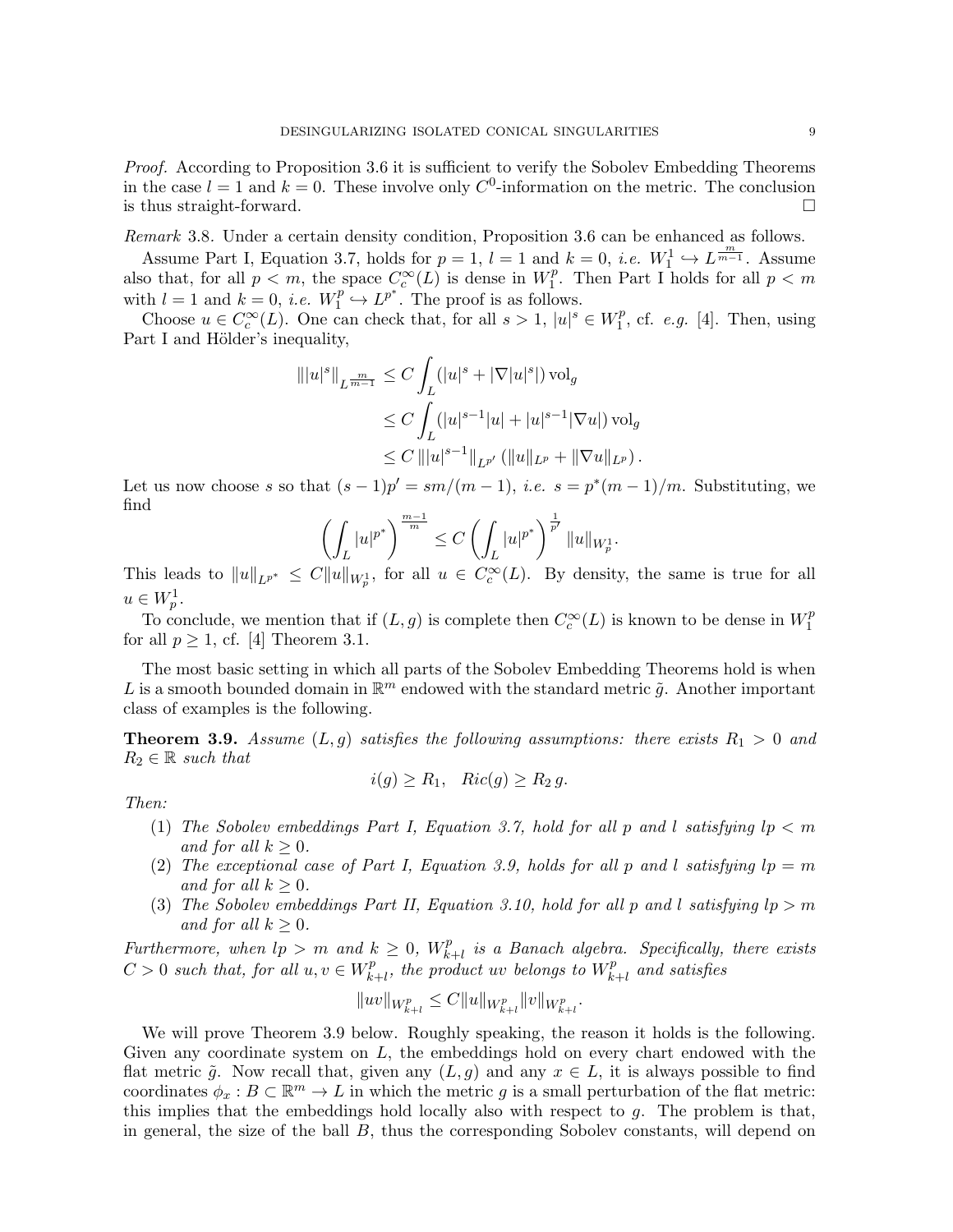*Proof.* According to Proposition 3.6 it is sufficient to verify the Sobolev Embedding Theorems in the case $l = 1$ and $k = 0$. These involve only $C^0$-information on the metric. The conclusion is thus straight-forward. □

*Remark* 3.8. Under a certain density condition, Proposition 3.6 can be enhanced as follows.

Assume Part I, Equation 3.7, holds for $p = 1$, $l = 1$ and $k = 0$, *i.e.* $W^1_1 \hookrightarrow L^{\frac{m}{m-1}}$. Assume also that, for all $p < m$, the space $C^\infty_c(L)$ is dense in $W^p_1$. Then Part I holds for all $p < m$ with $l = 1$ and $k = 0$, *i.e.* $W^p_1 \hookrightarrow L^{p^*}$. The proof is as follows.

Choose $u \in C^\infty_c(L)$. One can check that, for all $s > 1$, $|u|^s \in W^p_1$, cf. *e.g.* [4]. Then, using Part I and Hölder's inequality,

$$
\begin{aligned}
\||u|^s\|_{L^{\frac{m}{m-1}}} &\leq C \int_L (|u|^s + |\nabla |u|^s|) \operatorname{vol}_g \\
&\leq C \int_L (|u|^{s-1}|u| + |u|^{s-1}|\nabla u|) \operatorname{vol}_g \\
&\leq C \, \||u|^{s-1}\|_{L^{p'}} \left( \|u\|_{L^p} + \|\nabla u\|_{L^p} \right).
\end{aligned}
$$

Let us now choose $s$ so that $(s-1)p' = sm/(m-1)$, *i.e.* $s = p^*(m-1)/m$. Substituting, we find

$$
\left( \int_L |u|^{p^*} \right)^{\frac{m-1}{m}} \leq C \left( \int_L |u|^{p^*} \right)^{\frac{1}{p'}} \|u\|_{W^1_p}.
$$

This leads to $\|u\|_{L^{p^*}} \leq C \|u\|_{W^1_p}$, for all $u \in C^\infty_c(L)$. By density, the same is true for all $u \in W^1_p$.

To conclude, we mention that if $(L, g)$ is complete then $C^\infty_c(L)$ is known to be dense in $W^p_1$ for all $p \geq 1$, cf. [4] Theorem 3.1.

The most basic setting in which all parts of the Sobolev Embedding Theorems hold is when $L$ is a smooth bounded domain in $\mathbb{R}^m$ endowed with the standard metric $\tilde{g}$. Another important class of examples is the following.

**Theorem 3.9.** *Assume $(L, g)$ satisfies the following assumptions: there exists $R_1 > 0$ and $R_2 \in \mathbb{R}$ such that*

$$
i(g) \geq R_1, \quad Ric(g) \geq R_2 \, g.
$$

*Then:*

1. *The Sobolev embeddings Part I, Equation 3.7, hold for all $p$ and $l$ satisfying $lp < m$ and for all $k \geq 0$.*
2. *The exceptional case of Part I, Equation 3.9, holds for all $p$ and $l$ satisfying $lp = m$ and for all $k \geq 0$.*
3. *The Sobolev embeddings Part II, Equation 3.10, hold for all $p$ and $l$ satisfying $lp > m$ and for all $k \geq 0$.*

*Furthermore, when $lp > m$ and $k \geq 0$, $W^p_{k+l}$ is a Banach algebra. Specifically, there exists $C > 0$ such that, for all $u, v \in W^p_{k+l}$, the product $uv$ belongs to $W^p_{k+l}$ and satisfies*

$$
\|uv\|_{W^p_{k+l}} \leq C \|u\|_{W^p_{k+l}} \|v\|_{W^p_{k+l}}.
$$

We will prove Theorem 3.9 below. Roughly speaking, the reason it holds is the following. Given any coordinate system on $L$, the embeddings hold on every chart endowed with the flat metric $\tilde{g}$. Now recall that, given any $(L, g)$ and any $x \in L$, it is always possible to find coordinates $\phi_x : B \subset \mathbb{R}^m \to L$ in which the metric $g$ is a small perturbation of the flat metric: this implies that the embeddings hold locally also with respect to $g$. The problem is that, in general, the size of the ball $B$, thus the corresponding Sobolev constants, will depend on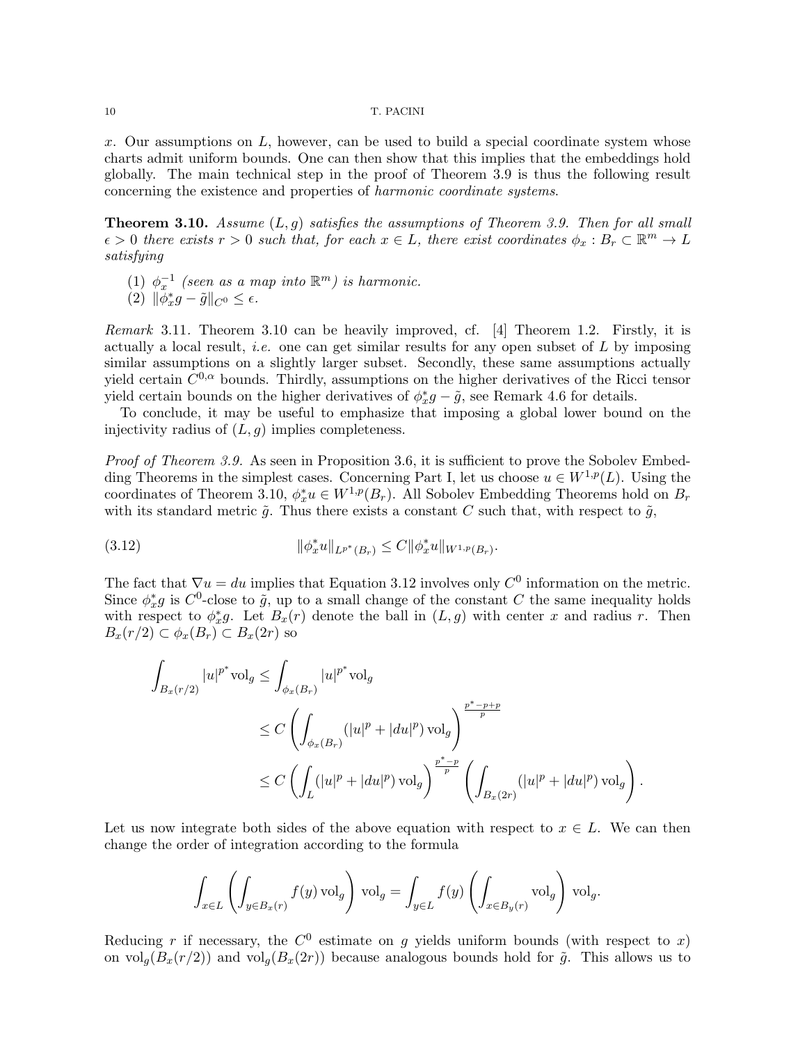$x$. Our assumptions on $L$, however, can be used to build a special coordinate system whose charts admit uniform bounds. One can then show that this implies that the embeddings hold globally. The main technical step in the proof of Theorem 3.9 is thus the following result concerning the existence and properties of *harmonic coordinate systems*.

**Theorem 3.10.** *Assume $(L, g)$ satisfies the assumptions of Theorem 3.9. Then for all small $\epsilon > 0$ there exists $r > 0$ such that, for each $x \in L$, there exist coordinates $\phi_x : B_r \subset \mathbb{R}^m \to L$ satisfying*

1. *$\phi_x^{-1}$ (seen as a map into $\mathbb{R}^m$) is harmonic.*
2. *$\|\phi_x^* g - \tilde{g}\|_{C^0} \leq \epsilon$.*

*Remark* 3.11. Theorem 3.10 can be heavily improved, cf. [4] Theorem 1.2. Firstly, it is actually a local result, *i.e.* one can get similar results for any open subset of $L$ by imposing similar assumptions on a slightly larger subset. Secondly, these same assumptions actually yield certain $C^{0,\alpha}$ bounds. Thirdly, assumptions on the higher derivatives of the Ricci tensor yield certain bounds on the higher derivatives of $\phi_x^* g - \tilde{g}$, see Remark 4.6 for details.

To conclude, it may be useful to emphasize that imposing a global lower bound on the injectivity radius of $(L, g)$ implies completeness.

*Proof of Theorem 3.9.* As seen in Proposition 3.6, it is sufficient to prove the Sobolev Embedding Theorems in the simplest cases. Concerning Part I, let us choose $u \in W^{1,p}(L)$. Using the coordinates of Theorem 3.10, $\phi_x^* u \in W^{1,p}(B_r)$. All Sobolev Embedding Theorems hold on $B_r$ with its standard metric $\tilde{g}$. Thus there exists a constant $C$ such that, with respect to $\tilde{g}$,

$$\|\phi_x^* u\|_{L^{p^*}(B_r)} \leq C \|\phi_x^* u\|_{W^{1,p}(B_r)}. \tag{3.12}$$

The fact that $\nabla u = du$ implies that Equation 3.12 involves only $C^0$ information on the metric. Since $\phi_x^* g$ is $C^0$-close to $\tilde{g}$, up to a small change of the constant $C$ the same inequality holds with respect to $\phi_x^* g$. Let $B_x(r)$ denote the ball in $(L, g)$ with center $x$ and radius $r$. Then $B_x(r/2) \subset \phi_x(B_r) \subset B_x(2r)$ so

$$\begin{aligned}
\int_{B_x(r/2)} |u|^{p^*} \mathrm{vol}_g &\leq \int_{\phi_x(B_r)} |u|^{p^*} \mathrm{vol}_g \\
&\leq C \left( \int_{\phi_x(B_r)} (|u|^p + |du|^p) \, \mathrm{vol}_g \right)^{\frac{p^*-p+p}{p}} \\
&\leq C \left( \int_L (|u|^p + |du|^p) \, \mathrm{vol}_g \right)^{\frac{p^*-p}{p}} \left( \int_{B_x(2r)} (|u|^p + |du|^p) \, \mathrm{vol}_g \right).
\end{aligned}$$

Let us now integrate both sides of the above equation with respect to $x \in L$. We can then change the order of integration according to the formula

$$\int_{x \in L} \left( \int_{y \in B_x(r)} f(y) \, \mathrm{vol}_g \right) \mathrm{vol}_g = \int_{y \in L} f(y) \left( \int_{x \in B_y(r)} \mathrm{vol}_g \right) \mathrm{vol}_g.$$

Reducing $r$ if necessary, the $C^0$ estimate on $g$ yields uniform bounds (with respect to $x$) on $\mathrm{vol}_g(B_x(r/2))$ and $\mathrm{vol}_g(B_x(2r))$ because analogous bounds hold for $\tilde{g}$. This allows us to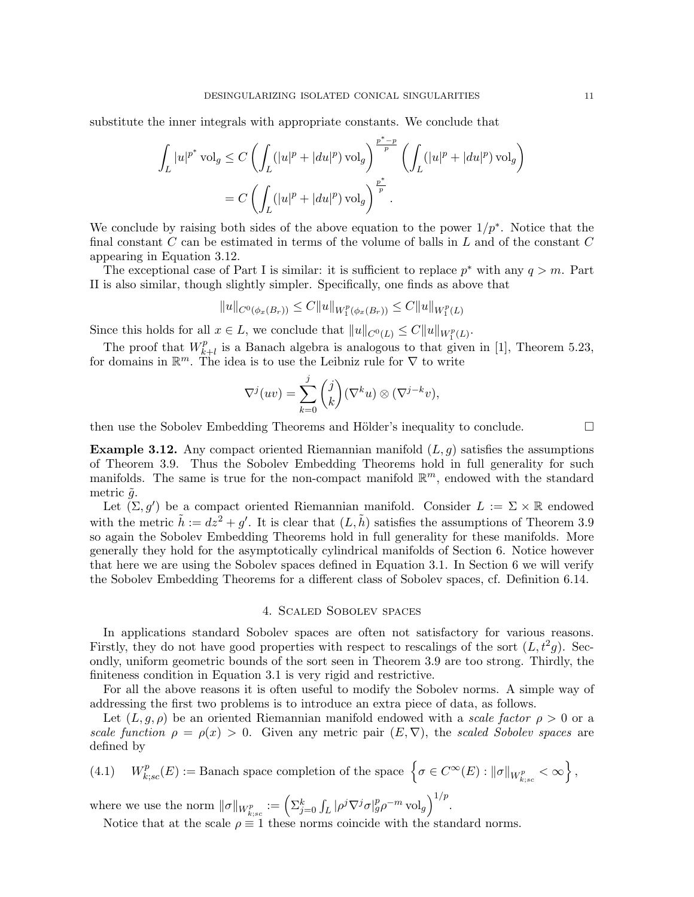substitute the inner integrals with appropriate constants. We conclude that

$$\int_L |u|^{p^*} \operatorname{vol}_g \leq C \left( \int_L (|u|^p + |du|^p) \operatorname{vol}_g \right)^{\frac{p^*-p}{p}} \left( \int_L (|u|^p + |du|^p) \operatorname{vol}_g \right)$$
$$= C \left( \int_L (|u|^p + |du|^p) \operatorname{vol}_g \right)^{\frac{p^*}{p}}.$$

We conclude by raising both sides of the above equation to the power $1/p^*$. Notice that the final constant $C$ can be estimated in terms of the volume of balls in $L$ and of the constant $C$ appearing in Equation 3.12.

The exceptional case of Part I is similar: it is sufficient to replace $p^*$ with any $q > m$. Part II is also similar, though slightly simpler. Specifically, one finds as above that

$$\|u\|_{C^0(\phi_x(B_r))} \leq C\|u\|_{W^p_1(\phi_x(B_r))} \leq C\|u\|_{W^p_1(L)}$$

Since this holds for all $x \in L$, we conclude that $\|u\|_{C^0(L)} \leq C\|u\|_{W^p_1(L)}$.

The proof that $W^p_{k+l}$ is a Banach algebra is analogous to that given in [1], Theorem 5.23, for domains in $\mathbb{R}^m$. The idea is to use the Leibniz rule for $\nabla$ to write

$$\nabla^j(uv) = \sum_{k=0}^{j} \binom{j}{k} (\nabla^k u) \otimes (\nabla^{j-k} v),$$

then use the Sobolev Embedding Theorems and Hölder's inequality to conclude. □

**Example 3.12.** Any compact oriented Riemannian manifold $(L, g)$ satisfies the assumptions of Theorem 3.9. Thus the Sobolev Embedding Theorems hold in full generality for such manifolds. The same is true for the non-compact manifold $\mathbb{R}^m$, endowed with the standard metric $\tilde{g}$.

Let $(\Sigma, g')$ be a compact oriented Riemannian manifold. Consider $L := \Sigma \times \mathbb{R}$ endowed with the metric $\tilde{h} := dz^2 + g'$. It is clear that $(L, \tilde{h})$ satisfies the assumptions of Theorem 3.9 so again the Sobolev Embedding Theorems hold in full generality for these manifolds. More generally they hold for the asymptotically cylindrical manifolds of Section 6. Notice however that here we are using the Sobolev spaces defined in Equation 3.1. In Section 6 we will verify the Sobolev Embedding Theorems for a different class of Sobolev spaces, cf. Definition 6.14.

## 4. Scaled Sobolev spaces

In applications standard Sobolev spaces are often not satisfactory for various reasons. Firstly, they do not have good properties with respect to rescalings of the sort $(L, t^2 g)$. Secondly, uniform geometric bounds of the sort seen in Theorem 3.9 are too strong. Thirdly, the finiteness condition in Equation 3.1 is very rigid and restrictive.

For all the above reasons it is often very useful to modify the Sobolev norms. A simple way of addressing the first two problems is to introduce an extra piece of data, as follows.

Let $(L, g, \rho)$ be an oriented Riemannian manifold endowed with a *scale factor* $\rho > 0$ or a *scale function* $\rho = \rho(x) > 0$. Given any metric pair $(E, \nabla)$, the *scaled Sobolev spaces* are defined by

$$W^p_{k;sc}(E) := \text{Banach space completion of the space } \left\{ \sigma \in C^\infty(E) : \|\sigma\|_{W^p_{k;sc}} < \infty \right\}, \tag{4.1}$$

where we use the norm $\|\sigma\|_{W^p_{k;sc}} := \left( \Sigma_{j=0}^k \int_L |\rho^j \nabla^j \sigma|^p_g \rho^{-m} \operatorname{vol}_g \right)^{1/p}$.

Notice that at the scale $\rho \equiv 1$ these norms coincide with the standard norms.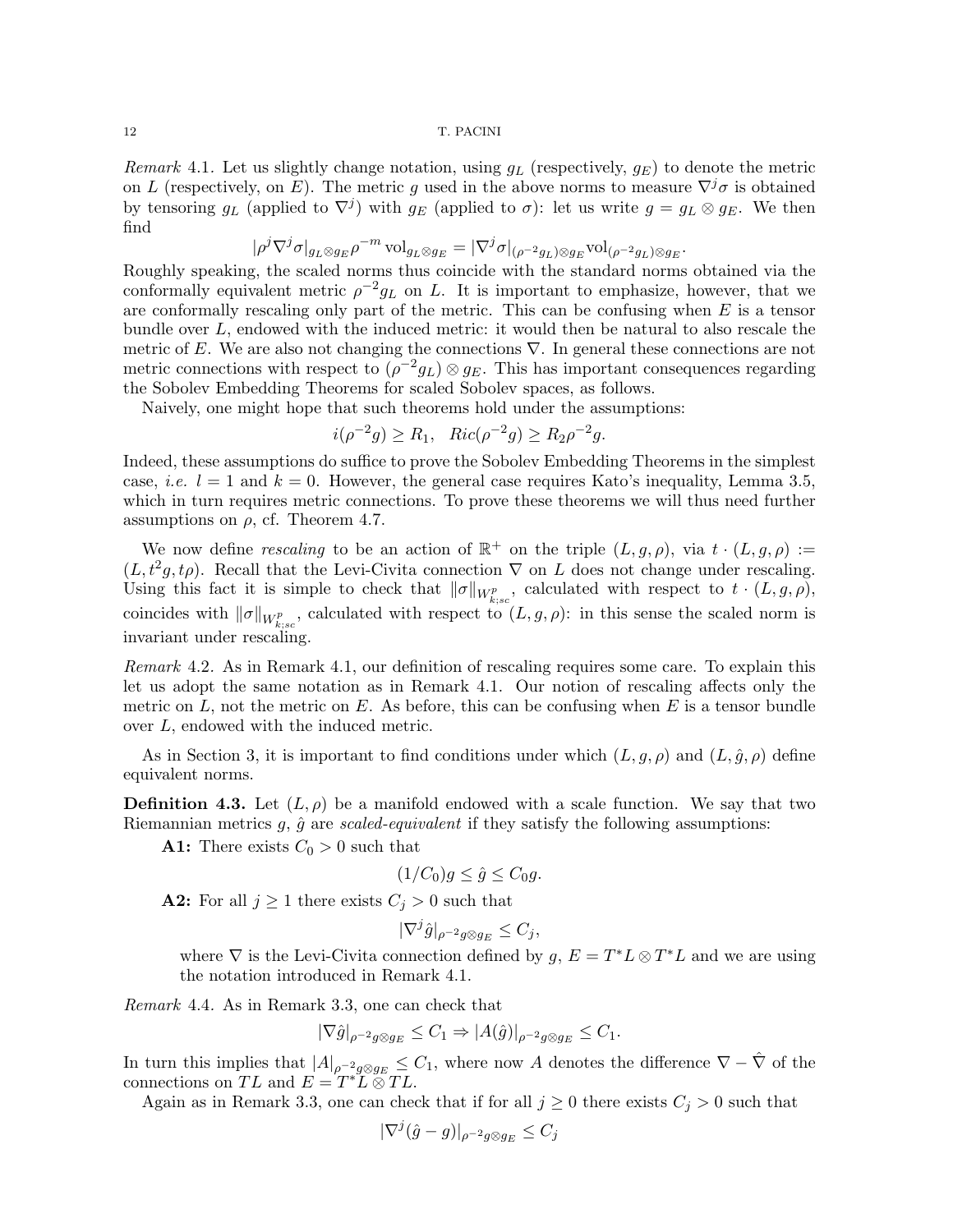*Remark* 4.1. Let us slightly change notation, using $g_L$ (respectively, $g_E$) to denote the metric on $L$ (respectively, on $E$). The metric $g$ used in the above norms to measure $\nabla^j\sigma$ is obtained by tensoring $g_L$ (applied to $\nabla^j$) with $g_E$ (applied to $\sigma$): let us write $g = g_L \otimes g_E$. We then find

$$|\rho^j \nabla^j \sigma|_{g_L \otimes g_E} \rho^{-m} \operatorname{vol}_{g_L \otimes g_E} = |\nabla^j \sigma|_{(\rho^{-2} g_L) \otimes g_E} \operatorname{vol}_{(\rho^{-2} g_L) \otimes g_E}.$$

Roughly speaking, the scaled norms thus coincide with the standard norms obtained via the conformally equivalent metric $\rho^{-2} g_L$ on $L$. It is important to emphasize, however, that we are conformally rescaling only part of the metric. This can be confusing when $E$ is a tensor bundle over $L$, endowed with the induced metric: it would then be natural to also rescale the metric of $E$. We are also not changing the connections $\nabla$. In general these connections are not metric connections with respect to $(\rho^{-2} g_L) \otimes g_E$. This has important consequences regarding the Sobolev Embedding Theorems for scaled Sobolev spaces, as follows.

Naively, one might hope that such theorems hold under the assumptions:

$$i(\rho^{-2} g) \geq R_1, \quad Ric(\rho^{-2} g) \geq R_2 \rho^{-2} g.$$

Indeed, these assumptions do suffice to prove the Sobolev Embedding Theorems in the simplest case, *i.e.* $l = 1$ and $k = 0$. However, the general case requires Kato's inequality, Lemma 3.5, which in turn requires metric connections. To prove these theorems we will thus need further assumptions on $\rho$, cf. Theorem 4.7.

We now define *rescaling* to be an action of $\mathbb{R}^+$ on the triple $(L, g, \rho)$, via $t \cdot (L, g, \rho) := (L, t^2 g, t\rho)$. Recall that the Levi-Civita connection $\nabla$ on $L$ does not change under rescaling. Using this fact it is simple to check that $\|\sigma\|_{W^p_{k;sc}}$, calculated with respect to $t \cdot (L, g, \rho)$, coincides with $\|\sigma\|_{W^p_{k;sc}}$, calculated with respect to $(L, g, \rho)$: in this sense the scaled norm is invariant under rescaling.

*Remark* 4.2. As in Remark 4.1, our definition of rescaling requires some care. To explain this let us adopt the same notation as in Remark 4.1. Our notion of rescaling affects only the metric on $L$, not the metric on $E$. As before, this can be confusing when $E$ is a tensor bundle over $L$, endowed with the induced metric.

As in Section 3, it is important to find conditions under which $(L, g, \rho)$ and $(L, \hat{g}, \rho)$ define equivalent norms.

**Definition 4.3.** Let $(L, \rho)$ be a manifold endowed with a scale function. We say that two Riemannian metrics $g$, $\hat{g}$ are *scaled-equivalent* if they satisfy the following assumptions:

**A1:** There exists $C_0 > 0$ such that

$$(1/C_0) g \leq \hat{g} \leq C_0 g.$$

**A2:** For all $j \geq 1$ there exists $C_j > 0$ such that

$$|\nabla^j \hat{g}|_{\rho^{-2} g \otimes g_E} \leq C_j,$$

where $\nabla$ is the Levi-Civita connection defined by $g$, $E = T^*L \otimes T^*L$ and we are using the notation introduced in Remark 4.1.

*Remark* 4.4. As in Remark 3.3, one can check that

$$|\nabla \hat{g}|_{\rho^{-2} g \otimes g_E} \leq C_1 \Rightarrow |A(\hat{g})|_{\rho^{-2} g \otimes g_E} \leq C_1.$$

In turn this implies that $|A|_{\rho^{-2} g \otimes g_E} \leq C_1$, where now $A$ denotes the difference $\nabla - \hat{\nabla}$ of the connections on $TL$ and $E = T^*L \otimes TL$.

Again as in Remark 3.3, one can check that if for all $j \geq 0$ there exists $C_j > 0$ such that

$$|\nabla^j (\hat{g} - g)|_{\rho^{-2} g \otimes g_E} \leq C_j$$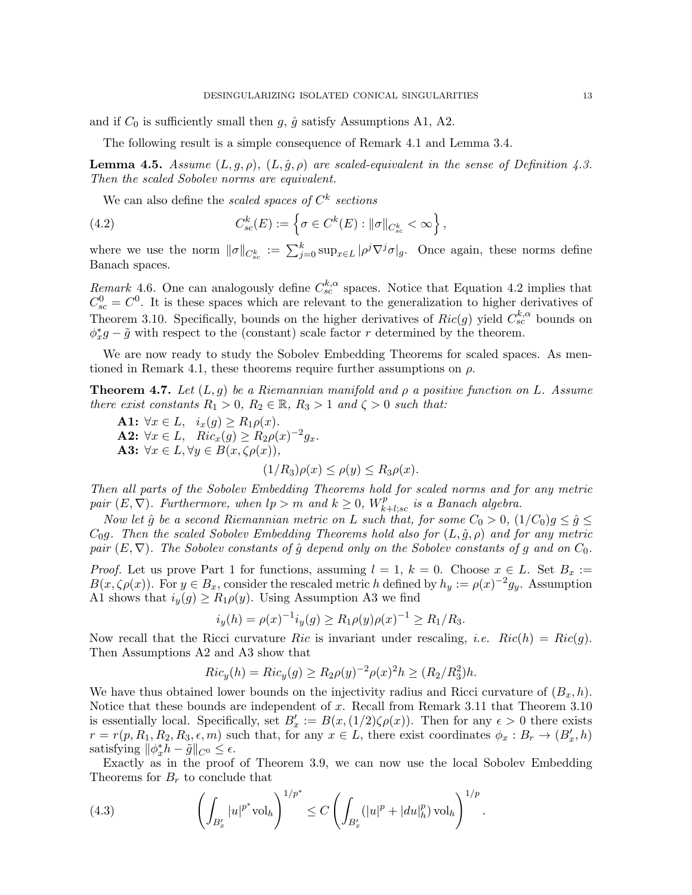and if $C_0$ is sufficiently small then $g$, $\hat{g}$ satisfy Assumptions A1, A2.

The following result is a simple consequence of Remark 4.1 and Lemma 3.4.

**Lemma 4.5.** *Assume $(L, g, \rho)$, $(L, \hat{g}, \rho)$ are scaled-equivalent in the sense of Definition 4.3. Then the scaled Sobolev norms are equivalent.*

We can also define the *scaled spaces of $C^k$ sections*

$$C^k_{sc}(E) := \left\{ \sigma \in C^k(E) : \|\sigma\|_{C^k_{sc}} < \infty \right\}, \tag{4.2}$$

where we use the norm $\|\sigma\|_{C^k_{sc}} := \sum_{j=0}^k \sup_{x \in L} |\rho^j \nabla^j \sigma|_g$. Once again, these norms define Banach spaces.

*Remark* 4.6. One can analogously define $C^{k,\alpha}_{sc}$ spaces. Notice that Equation 4.2 implies that $C^0_{sc} = C^0$. It is these spaces which are relevant to the generalization to higher derivatives of Theorem 3.10. Specifically, bounds on the higher derivatives of $Ric(g)$ yield $C^{k,\alpha}_{sc}$ bounds on $\phi^*_x g - \tilde{g}$ with respect to the (constant) scale factor $r$ determined by the theorem.

We are now ready to study the Sobolev Embedding Theorems for scaled spaces. As mentioned in Remark 4.1, these theorems require further assumptions on $\rho$.

**Theorem 4.7.** *Let $(L, g)$ be a Riemannian manifold and $\rho$ a positive function on $L$. Assume there exist constants $R_1 > 0$, $R_2 \in \mathbb{R}$, $R_3 > 1$ and $\zeta > 0$ such that:*

**A1:** $\forall x \in L, \quad i_x(g) \geq R_1 \rho(x)$.
**A2:** $\forall x \in L, \quad Ric_x(g) \geq R_2 \rho(x)^{-2} g_x$.
**A3:** $\forall x \in L, \forall y \in B(x, \zeta\rho(x))$,

$$(1/R_3)\rho(x) \leq \rho(y) \leq R_3 \rho(x).$$

*Then all parts of the Sobolev Embedding Theorems hold for scaled norms and for any metric pair $(E, \nabla)$. Furthermore, when $lp > m$ and $k \geq 0$, $W^p_{k+l;sc}$ is a Banach algebra.*

*Now let $\hat{g}$ be a second Riemannian metric on $L$ such that, for some $C_0 > 0$, $(1/C_0)g \leq \hat{g} \leq C_0 g$. Then the scaled Sobolev Embedding Theorems hold also for $(L, \hat{g}, \rho)$ and for any metric pair $(E, \nabla)$. The Sobolev constants of $\hat{g}$ depend only on the Sobolev constants of $g$ and on $C_0$.*

*Proof.* Let us prove Part 1 for functions, assuming $l = 1$, $k = 0$. Choose $x \in L$. Set $B_x := B(x, \zeta\rho(x))$. For $y \in B_x$, consider the rescaled metric $h$ defined by $h_y := \rho(x)^{-2} g_y$. Assumption A1 shows that $i_y(g) \geq R_1 \rho(y)$. Using Assumption A3 we find

$$i_y(h) = \rho(x)^{-1} i_y(g) \geq R_1 \rho(y) \rho(x)^{-1} \geq R_1/R_3.$$

Now recall that the Ricci curvature $Ric$ is invariant under rescaling, *i.e.* $Ric(h) = Ric(g)$. Then Assumptions A2 and A3 show that

$$Ric_y(h) = Ric_y(g) \geq R_2 \rho(y)^{-2} \rho(x)^2 h \geq (R_2/R_3^2) h.$$

We have thus obtained lower bounds on the injectivity radius and Ricci curvature of $(B_x, h)$. Notice that these bounds are independent of $x$. Recall from Remark 3.11 that Theorem 3.10 is essentially local. Specifically, set $B'_x := B(x, (1/2)\zeta\rho(x))$. Then for any $\epsilon > 0$ there exists $r = r(p, R_1, R_2, R_3, \epsilon, m)$ such that, for any $x \in L$, there exist coordinates $\phi_x : B_r \to (B'_x, h)$ satisfying $\|\phi^*_x h - \tilde{g}\|_{C^0} \leq \epsilon$.

Exactly as in the proof of Theorem 3.9, we can now use the local Sobolev Embedding Theorems for $B_r$ to conclude that

$$\left( \int_{B'_x} |u|^{p^*} \mathrm{vol}_h \right)^{1/p^*} \leq C \left( \int_{B'_x} (|u|^p + |du|^p_h) \, \mathrm{vol}_h \right)^{1/p}. \tag{4.3}$$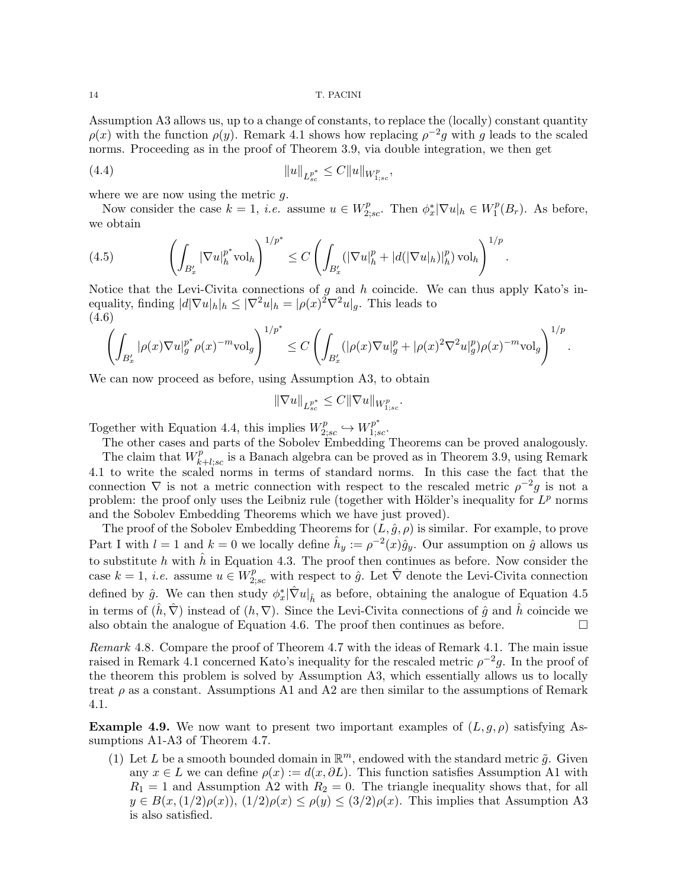Assumption A3 allows us, up to a change of constants, to replace the (locally) constant quantity $\rho(x)$ with the function $\rho(y)$. Remark 4.1 shows how replacing $\rho^{-2}g$ with $g$ leads to the scaled norms. Proceeding as in the proof of Theorem 3.9, via double integration, we then get

$$\|u\|_{L^{p^*}_{sc}} \leq C\|u\|_{W^p_{1;sc}}, \tag{4.4}$$

where we are now using the metric $g$.

Now consider the case $k = 1$, *i.e.* assume $u \in W^p_{2;sc}$. Then $\phi_x^*|\nabla u|_h \in W^p_1(B_r)$. As before, we obtain

$$\left(\int_{B'_x} |\nabla u|_h^{p^*} \mathrm{vol}_h\right)^{1/p^*} \leq C\left(\int_{B'_x} (|\nabla u|_h^p + |d(|\nabla u|_h)|_h^p)\,\mathrm{vol}_h\right)^{1/p}. \tag{4.5}$$

Notice that the Levi-Civita connections of $g$ and $h$ coincide. We can thus apply Kato's inequality, finding $|d|\nabla u|_h|_h \leq |\nabla^2 u|_h = |\rho(x)^2\nabla^2 u|_g$. This leads to
(4.6)

$$\left(\int_{B'_x} |\rho(x)\nabla u|_g^{p^*} \rho(x)^{-m}\mathrm{vol}_g\right)^{1/p^*} \leq C\left(\int_{B'_x} (|\rho(x)\nabla u|_g^p + |\rho(x)^2\nabla^2 u|_g^p)\rho(x)^{-m}\mathrm{vol}_g\right)^{1/p}.$$

We can now proceed as before, using Assumption A3, to obtain

$$\|\nabla u\|_{L^{p^*}_{sc}} \leq C\|\nabla u\|_{W^p_{1;sc}}.$$

Together with Equation 4.4, this implies $W^p_{2;sc} \hookrightarrow W^{p^*}_{1;sc}$.

The other cases and parts of the Sobolev Embedding Theorems can be proved analogously.

The claim that $W^p_{k+l;sc}$ is a Banach algebra can be proved as in Theorem 3.9, using Remark 4.1 to write the scaled norms in terms of standard norms. In this case the fact that the connection $\nabla$ is not a metric connection with respect to the rescaled metric $\rho^{-2}g$ is not a problem: the proof only uses the Leibniz rule (together with Hölder's inequality for $L^p$ norms and the Sobolev Embedding Theorems which we have just proved).

The proof of the Sobolev Embedding Theorems for $(L, \hat{g}, \rho)$ is similar. For example, to prove Part I with $l = 1$ and $k = 0$ we locally define $\hat{h}_y := \rho^{-2}(x)\hat{g}_y$. Our assumption on $\hat{g}$ allows us to substitute $h$ with $\hat{h}$ in Equation 4.3. The proof then continues as before. Now consider the case $k = 1$, *i.e.* assume $u \in W^p_{2;sc}$ with respect to $\hat{g}$. Let $\hat{\nabla}$ denote the Levi-Civita connection defined by $\hat{g}$. We can then study $\phi_x^*|\hat{\nabla}u|_{\hat{h}}$ as before, obtaining the analogue of Equation 4.5 in terms of $(\hat{h}, \hat{\nabla})$ instead of $(h, \nabla)$. Since the Levi-Civita connections of $\hat{g}$ and $\hat{h}$ coincide we also obtain the analogue of Equation 4.6. The proof then continues as before. □

*Remark* 4.8. Compare the proof of Theorem 4.7 with the ideas of Remark 4.1. The main issue raised in Remark 4.1 concerned Kato's inequality for the rescaled metric $\rho^{-2}g$. In the proof of the theorem this problem is solved by Assumption A3, which essentially allows us to locally treat $\rho$ as a constant. Assumptions A1 and A2 are then similar to the assumptions of Remark 4.1.

**Example 4.9.** We now want to present two important examples of $(L, g, \rho)$ satisfying Assumptions A1-A3 of Theorem 4.7.

1. Let $L$ be a smooth bounded domain in $\mathbb{R}^m$, endowed with the standard metric $\tilde{g}$. Given any $x \in L$ we can define $\rho(x) := d(x, \partial L)$. This function satisfies Assumption A1 with $R_1 = 1$ and Assumption A2 with $R_2 = 0$. The triangle inequality shows that, for all $y \in B(x, (1/2)\rho(x))$, $(1/2)\rho(x) \leq \rho(y) \leq (3/2)\rho(x)$. This implies that Assumption A3 is also satisfied.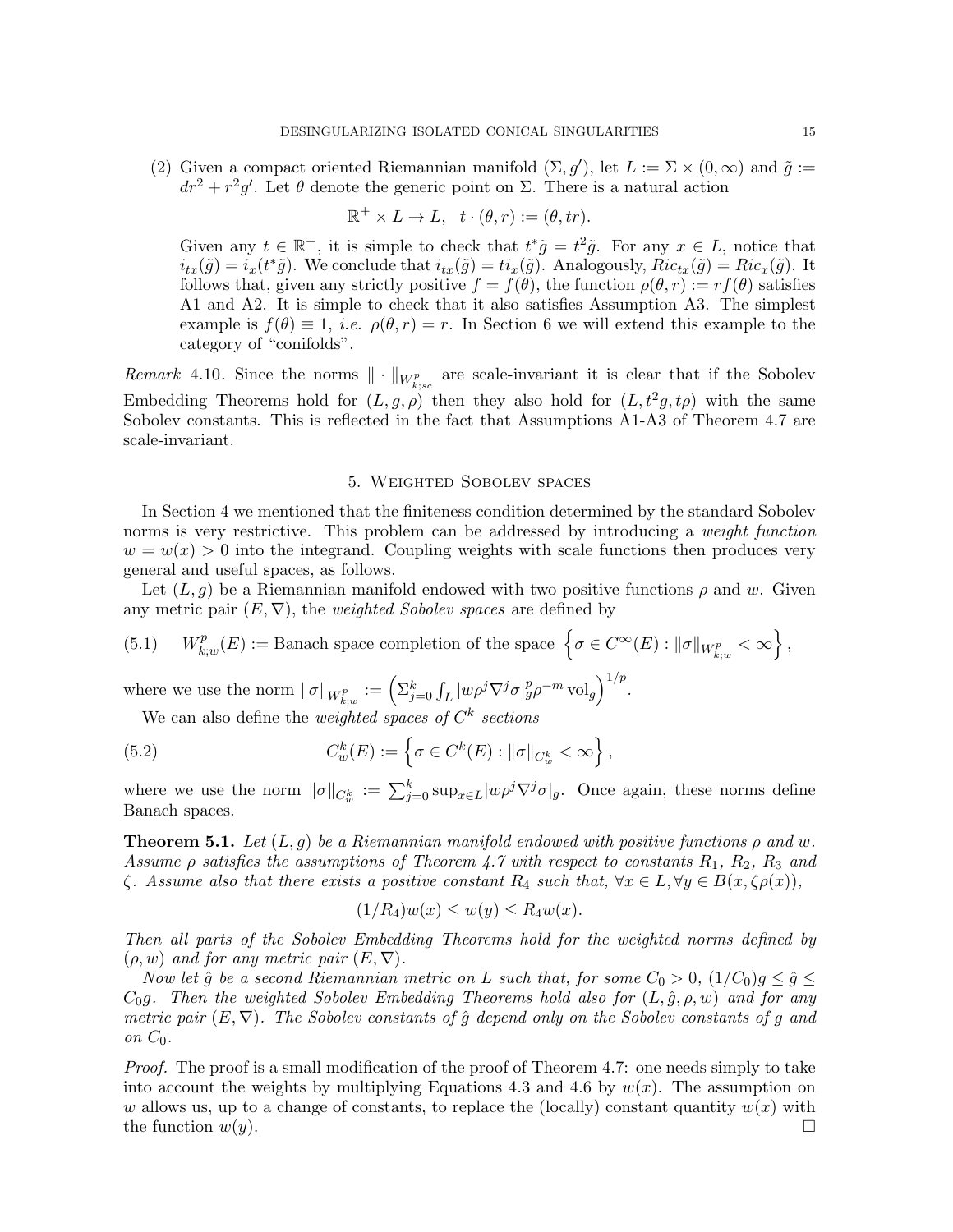(2) Given a compact oriented Riemannian manifold $(\Sigma, g')$, let $L := \Sigma \times (0, \infty)$ and $\tilde{g} := dr^2 + r^2 g'$. Let $\theta$ denote the generic point on $\Sigma$. There is a natural action

$$\mathbb{R}^+ \times L \to L, \quad t \cdot (\theta, r) := (\theta, tr).$$

Given any $t \in \mathbb{R}^+$, it is simple to check that $t^*\tilde{g} = t^2\tilde{g}$. For any $x \in L$, notice that $i_{tx}(\tilde{g}) = i_x(t^*\tilde{g})$. We conclude that $i_{tx}(\tilde{g}) = t i_x(\tilde{g})$. Analogously, $Ric_{tx}(\tilde{g}) = Ric_x(\tilde{g})$. It follows that, given any strictly positive $f = f(\theta)$, the function $\rho(\theta, r) := rf(\theta)$ satisfies A1 and A2. It is simple to check that it also satisfies Assumption A3. The simplest example is $f(\theta) \equiv 1$, *i.e.* $\rho(\theta, r) = r$. In Section 6 we will extend this example to the category of "conifolds".

*Remark* 4.10. Since the norms $\|\cdot\|_{W^p_{k;sc}}$ are scale-invariant it is clear that if the Sobolev Embedding Theorems hold for $(L, g, \rho)$ then they also hold for $(L, t^2 g, t\rho)$ with the same Sobolev constants. This is reflected in the fact that Assumptions A1-A3 of Theorem 4.7 are scale-invariant.

## 5. Weighted Sobolev spaces

In Section 4 we mentioned that the finiteness condition determined by the standard Sobolev norms is very restrictive. This problem can be addressed by introducing a *weight function* $w = w(x) > 0$ into the integrand. Coupling weights with scale functions then produces very general and useful spaces, as follows.

Let $(L, g)$ be a Riemannian manifold endowed with two positive functions $\rho$ and $w$. Given any metric pair $(E, \nabla)$, the *weighted Sobolev spaces* are defined by

$$(5.1) \qquad W^p_{k;w}(E) := \text{Banach space completion of the space } \left\{\sigma \in C^\infty(E) : \|\sigma\|_{W^p_{k;w}} < \infty\right\},$$

where we use the norm $\|\sigma\|_{W^p_{k;w}} := \left(\Sigma_{j=0}^k \int_L |w\rho^j \nabla^j \sigma|_g^p \rho^{-m} \operatorname{vol}_g\right)^{1/p}$.

We can also define the *weighted spaces of $C^k$ sections*

$$(5.2) \qquad C^k_w(E) := \left\{\sigma \in C^k(E) : \|\sigma\|_{C^k_w} < \infty\right\},$$

where we use the norm $\|\sigma\|_{C^k_w} := \sum_{j=0}^k \sup_{x\in L} |w\rho^j \nabla^j \sigma|_g$. Once again, these norms define Banach spaces.

**Theorem 5.1.** *Let $(L, g)$ be a Riemannian manifold endowed with positive functions $\rho$ and $w$. Assume $\rho$ satisfies the assumptions of Theorem 4.7 with respect to constants $R_1$, $R_2$, $R_3$ and $\zeta$. Assume also that there exists a positive constant $R_4$ such that, $\forall x \in L, \forall y \in B(x, \zeta\rho(x))$,*

$$(1/R_4)w(x) \le w(y) \le R_4 w(x).$$

*Then all parts of the Sobolev Embedding Theorems hold for the weighted norms defined by $(\rho, w)$ and for any metric pair $(E, \nabla)$.*

*Now let $\hat{g}$ be a second Riemannian metric on $L$ such that, for some $C_0 > 0$, $(1/C_0)g \le \hat{g} \le C_0 g$. Then the weighted Sobolev Embedding Theorems hold also for $(L, \hat{g}, \rho, w)$ and for any metric pair $(E, \nabla)$. The Sobolev constants of $\hat{g}$ depend only on the Sobolev constants of $g$ and on $C_0$.*

*Proof.* The proof is a small modification of the proof of Theorem 4.7: one needs simply to take into account the weights by multiplying Equations 4.3 and 4.6 by $w(x)$. The assumption on $w$ allows us, up to a change of constants, to replace the (locally) constant quantity $w(x)$ with the function $w(y)$. □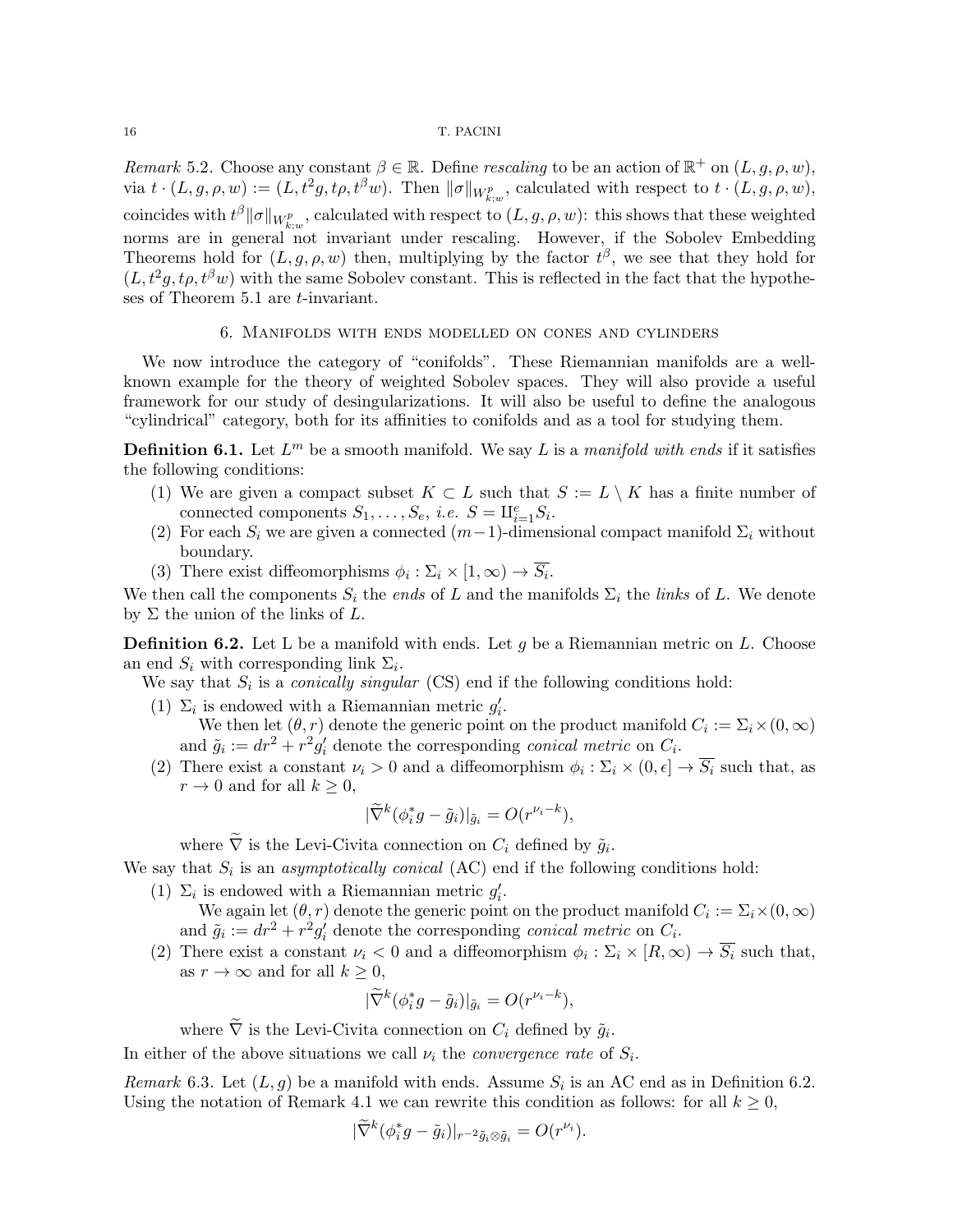*Remark* 5.2. Choose any constant $\beta \in \mathbb{R}$. Define *rescaling* to be an action of $\mathbb{R}^+$ on $(L, g, \rho, w)$, via $t \cdot (L, g, \rho, w) := (L, t^2 g, t\rho, t^\beta w)$. Then $\|\sigma\|_{W^p_{k;w}}$, calculated with respect to $t \cdot (L, g, \rho, w)$, coincides with $t^\beta \|\sigma\|_{W^p_{k;w}}$, calculated with respect to $(L, g, \rho, w)$: this shows that these weighted norms are in general not invariant under rescaling. However, if the Sobolev Embedding Theorems hold for $(L, g, \rho, w)$ then, multiplying by the factor $t^\beta$, we see that they hold for $(L, t^2 g, t\rho, t^\beta w)$ with the same Sobolev constant. This is reflected in the fact that the hypotheses of Theorem 5.1 are $t$-invariant.

## 6. Manifolds with ends modelled on cones and cylinders

We now introduce the category of "conifolds". These Riemannian manifolds are a well-known example for the theory of weighted Sobolev spaces. They will also provide a useful framework for our study of desingularizations. It will also be useful to define the analogous "cylindrical" category, both for its affinities to conifolds and as a tool for studying them.

**Definition 6.1.** Let $L^m$ be a smooth manifold. We say $L$ is a *manifold with ends* if it satisfies the following conditions:

1. We are given a compact subset $K \subset L$ such that $S := L \setminus K$ has a finite number of connected components $S_1, \dots, S_e$, *i.e.* $S = \amalg_{i=1}^e S_i$.
2. For each $S_i$ we are given a connected $(m-1)$-dimensional compact manifold $\Sigma_i$ without boundary.
3. There exist diffeomorphisms $\phi_i : \Sigma_i \times [1, \infty) \to \overline{S_i}$.

We then call the components $S_i$ the *ends* of $L$ and the manifolds $\Sigma_i$ the *links* of $L$. We denote by $\Sigma$ the union of the links of $L$.

**Definition 6.2.** Let L be a manifold with ends. Let $g$ be a Riemannian metric on $L$. Choose an end $S_i$ with corresponding link $\Sigma_i$.

We say that $S_i$ is a *conically singular* (CS) end if the following conditions hold:

1. $\Sigma_i$ is endowed with a Riemannian metric $g_i'$.
   We then let $(\theta, r)$ denote the generic point on the product manifold $C_i := \Sigma_i \times (0, \infty)$ and $\tilde{g}_i := dr^2 + r^2 g_i'$ denote the corresponding *conical metric* on $C_i$.
2. There exist a constant $\nu_i > 0$ and a diffeomorphism $\phi_i : \Sigma_i \times (0, \epsilon] \to \overline{S_i}$ such that, as $r \to 0$ and for all $k \geq 0$,
$$|\widetilde{\nabla}^k (\phi_i^* g - \tilde{g}_i)|_{\tilde{g}_i} = O(r^{\nu_i - k}),$$
   where $\widetilde{\nabla}$ is the Levi-Civita connection on $C_i$ defined by $\tilde{g}_i$.

We say that $S_i$ is an *asymptotically conical* (AC) end if the following conditions hold:

1. $\Sigma_i$ is endowed with a Riemannian metric $g_i'$.
   We again let $(\theta, r)$ denote the generic point on the product manifold $C_i := \Sigma_i \times (0, \infty)$ and $\tilde{g}_i := dr^2 + r^2 g_i'$ denote the corresponding *conical metric* on $C_i$.
2. There exist a constant $\nu_i < 0$ and a diffeomorphism $\phi_i : \Sigma_i \times [R, \infty) \to \overline{S_i}$ such that, as $r \to \infty$ and for all $k \geq 0$,
$$|\widetilde{\nabla}^k (\phi_i^* g - \tilde{g}_i)|_{\tilde{g}_i} = O(r^{\nu_i - k}),$$
   where $\widetilde{\nabla}$ is the Levi-Civita connection on $C_i$ defined by $\tilde{g}_i$.

In either of the above situations we call $\nu_i$ the *convergence rate* of $S_i$.

*Remark* 6.3. Let $(L, g)$ be a manifold with ends. Assume $S_i$ is an AC end as in Definition 6.2. Using the notation of Remark 4.1 we can rewrite this condition as follows: for all $k \geq 0$,
$$|\widetilde{\nabla}^k (\phi_i^* g - \tilde{g}_i)|_{r^{-2}\tilde{g}_i \otimes \tilde{g}_i} = O(r^{\nu_i}).$$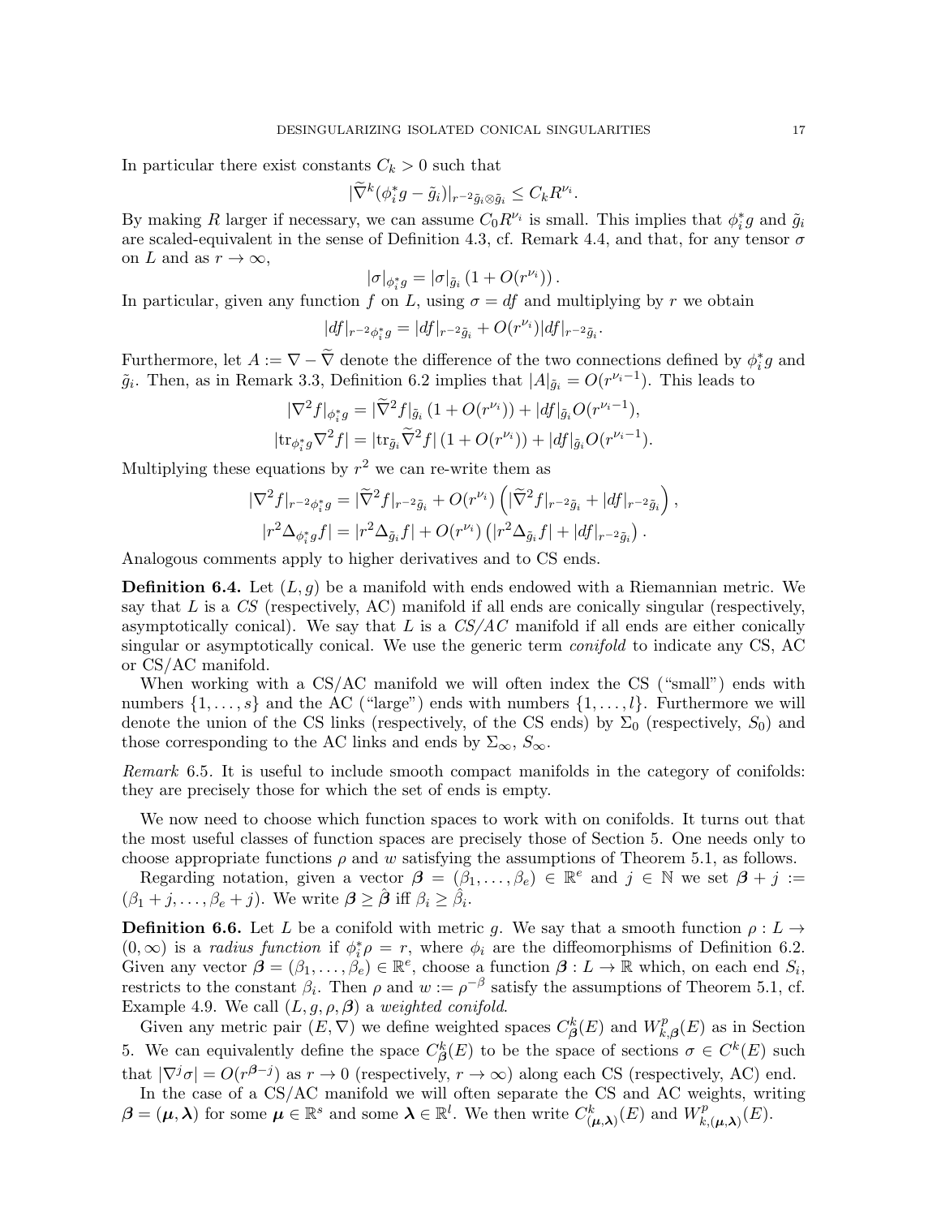In particular there exist constants $C_k > 0$ such that

$$|\widetilde{\nabla}^k(\phi_i^* g - \tilde{g}_i)|_{r^{-2}\tilde{g}_i \otimes \tilde{g}_i} \leq C_k R^{\nu_i}.$$

By making $R$ larger if necessary, we can assume $C_0 R^{\nu_i}$ is small. This implies that $\phi_i^* g$ and $\tilde{g}_i$ are scaled-equivalent in the sense of Definition 4.3, cf. Remark 4.4, and that, for any tensor $\sigma$ on $L$ and as $r \to \infty$,

$$|\sigma|_{\phi_i^* g} = |\sigma|_{\tilde{g}_i} \left(1 + O(r^{\nu_i})\right).$$

In particular, given any function $f$ on $L$, using $\sigma = df$ and multiplying by $r$ we obtain

$$|df|_{r^{-2}\phi_i^* g} = |df|_{r^{-2}\tilde{g}_i} + O(r^{\nu_i})|df|_{r^{-2}\tilde{g}_i}.$$

Furthermore, let $A := \nabla - \widetilde{\nabla}$ denote the difference of the two connections defined by $\phi_i^* g$ and $\tilde{g}_i$. Then, as in Remark 3.3, Definition 6.2 implies that $|A|_{\tilde{g}_i} = O(r^{\nu_i - 1})$. This leads to

$$|\nabla^2 f|_{\phi_i^* g} = |\widetilde{\nabla}^2 f|_{\tilde{g}_i} \left(1 + O(r^{\nu_i})\right) + |df|_{\tilde{g}_i} O(r^{\nu_i - 1}),$$

$$|\mathrm{tr}_{\phi_i^* g} \nabla^2 f| = |\mathrm{tr}_{\tilde{g}_i} \widetilde{\nabla}^2 f| \left(1 + O(r^{\nu_i})\right) + |df|_{\tilde{g}_i} O(r^{\nu_i - 1}).$$

Multiplying these equations by $r^2$ we can re-write them as

$$|\nabla^2 f|_{r^{-2}\phi_i^* g} = |\widetilde{\nabla}^2 f|_{r^{-2}\tilde{g}_i} + O(r^{\nu_i}) \left(|\widetilde{\nabla}^2 f|_{r^{-2}\tilde{g}_i} + |df|_{r^{-2}\tilde{g}_i}\right),$$

$$|r^2 \Delta_{\phi_i^* g} f| = |r^2 \Delta_{\tilde{g}_i} f| + O(r^{\nu_i}) \left(|r^2 \Delta_{\tilde{g}_i} f| + |df|_{r^{-2}\tilde{g}_i}\right).$$

Analogous comments apply to higher derivatives and to CS ends.

**Definition 6.4.** Let $(L, g)$ be a manifold with ends endowed with a Riemannian metric. We say that $L$ is a *CS* (respectively, AC) manifold if all ends are conically singular (respectively, asymptotically conical). We say that $L$ is a *CS/AC* manifold if all ends are either conically singular or asymptotically conical. We use the generic term *conifold* to indicate any CS, AC or CS/AC manifold.

When working with a CS/AC manifold we will often index the CS ("small") ends with numbers $\{1, \dots, s\}$ and the AC ("large") ends with numbers $\{1, \dots, l\}$. Furthermore we will denote the union of the CS links (respectively, of the CS ends) by $\Sigma_0$ (respectively, $S_0$) and those corresponding to the AC links and ends by $\Sigma_\infty$, $S_\infty$.

*Remark* 6.5. It is useful to include smooth compact manifolds in the category of conifolds: they are precisely those for which the set of ends is empty.

We now need to choose which function spaces to work with on conifolds. It turns out that the most useful classes of function spaces are precisely those of Section 5. One needs only to choose appropriate functions $\rho$ and $w$ satisfying the assumptions of Theorem 5.1, as follows.

Regarding notation, given a vector $\boldsymbol{\beta} = (\beta_1, \dots, \beta_e) \in \mathbb{R}^e$ and $j \in \mathbb{N}$ we set $\boldsymbol{\beta} + j := (\beta_1 + j, \dots, \beta_e + j)$. We write $\boldsymbol{\beta} \geq \hat{\boldsymbol{\beta}}$ iff $\beta_i \geq \hat{\beta}_i$.

**Definition 6.6.** Let $L$ be a conifold with metric $g$. We say that a smooth function $\rho : L \to (0, \infty)$ is a *radius function* if $\phi_i^* \rho = r$, where $\phi_i$ are the diffeomorphisms of Definition 6.2. Given any vector $\boldsymbol{\beta} = (\beta_1, \dots, \beta_e) \in \mathbb{R}^e$, choose a function $\boldsymbol{\beta} : L \to \mathbb{R}$ which, on each end $S_i$, restricts to the constant $\beta_i$. Then $\rho$ and $w := \rho^{-\beta}$ satisfy the assumptions of Theorem 5.1, cf. Example 4.9. We call $(L, g, \rho, \boldsymbol{\beta})$ a *weighted conifold*.

Given any metric pair $(E, \nabla)$ we define weighted spaces $C^k_{\boldsymbol{\beta}}(E)$ and $W^p_{k,\boldsymbol{\beta}}(E)$ as in Section 5. We can equivalently define the space $C^k_{\boldsymbol{\beta}}(E)$ to be the space of sections $\sigma \in C^k(E)$ such that $|\nabla^j \sigma| = O(r^{\boldsymbol{\beta} - j})$ as $r \to 0$ (respectively, $r \to \infty$) along each CS (respectively, AC) end.

In the case of a CS/AC manifold we will often separate the CS and AC weights, writing $\boldsymbol{\beta} = (\boldsymbol{\mu}, \boldsymbol{\lambda})$ for some $\boldsymbol{\mu} \in \mathbb{R}^s$ and some $\boldsymbol{\lambda} \in \mathbb{R}^l$. We then write $C^k_{(\boldsymbol{\mu}, \boldsymbol{\lambda})}(E)$ and $W^p_{k,(\boldsymbol{\mu}, \boldsymbol{\lambda})}(E)$.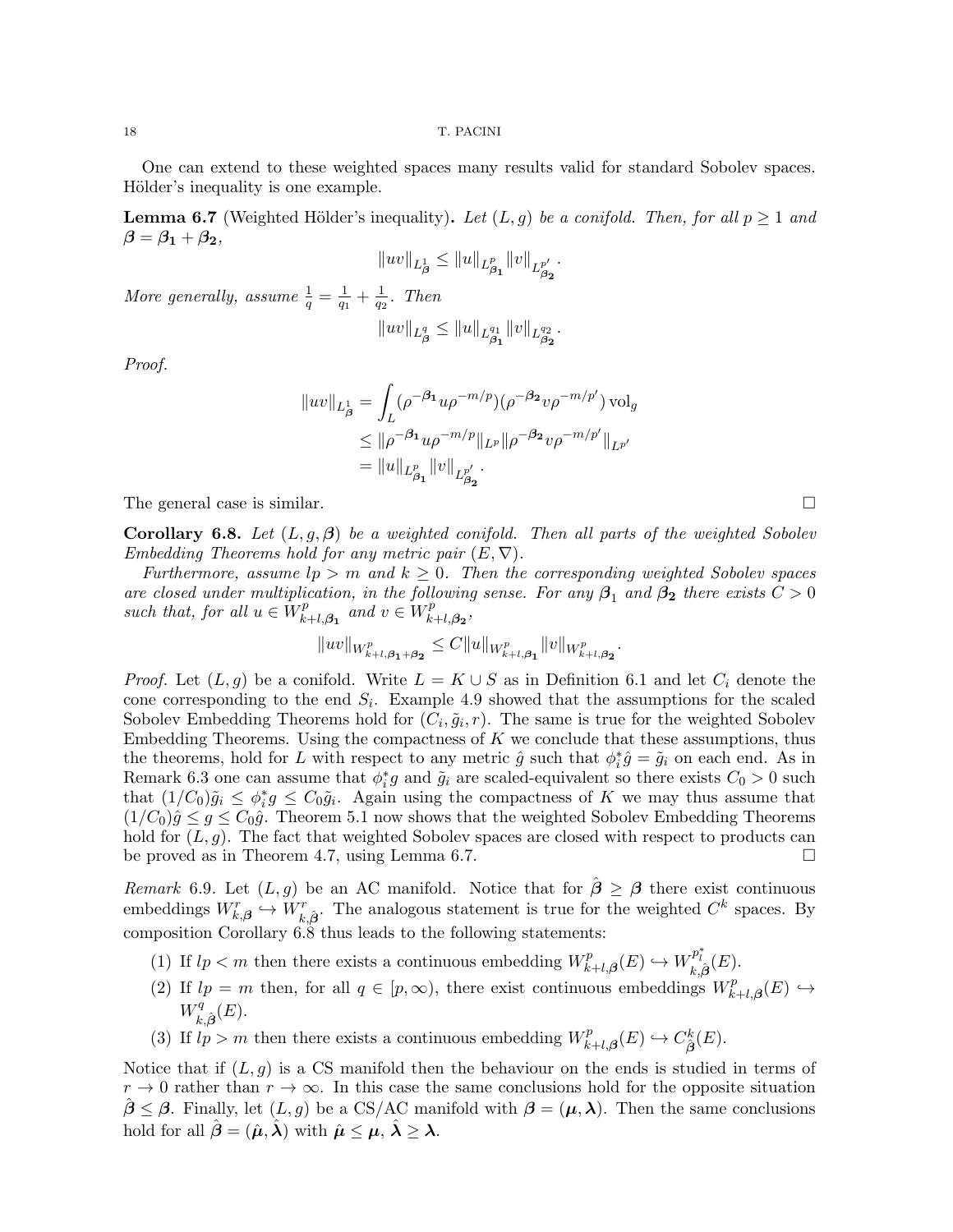One can extend to these weighted spaces many results valid for standard Sobolev spaces. Hölder's inequality is one example.

**Lemma 6.7** (Weighted Hölder's inequality)**.** *Let $(L, g)$ be a conifold. Then, for all $p \geq 1$ and $\boldsymbol{\beta} = \boldsymbol{\beta_1} + \boldsymbol{\beta_2}$,*

$$\|uv\|_{L^1_{\boldsymbol{\beta}}} \leq \|u\|_{L^p_{\boldsymbol{\beta_1}}} \|v\|_{L^{p'}_{\boldsymbol{\beta_2}}}.$$

*More generally, assume $\frac{1}{q} = \frac{1}{q_1} + \frac{1}{q_2}$. Then*

$$\|uv\|_{L^q_{\boldsymbol{\beta}}} \leq \|u\|_{L^{q_1}_{\boldsymbol{\beta_1}}} \|v\|_{L^{q_2}_{\boldsymbol{\beta_2}}}.$$

*Proof.*

$$\begin{aligned}
\|uv\|_{L^1_{\boldsymbol{\beta}}} &= \int_L (\rho^{-\boldsymbol{\beta_1}} u \rho^{-m/p})(\rho^{-\boldsymbol{\beta_2}} v \rho^{-m/p'}) \operatorname{vol}_g \\
&\leq \|\rho^{-\boldsymbol{\beta_1}} u \rho^{-m/p}\|_{L^p} \|\rho^{-\boldsymbol{\beta_2}} v \rho^{-m/p'}\|_{L^{p'}} \\
&= \|u\|_{L^p_{\boldsymbol{\beta_1}}} \|v\|_{L^{p'}_{\boldsymbol{\beta_2}}}.
\end{aligned}$$

The general case is similar. $\square$

**Corollary 6.8.** *Let $(L, g, \boldsymbol{\beta})$ be a weighted conifold. Then all parts of the weighted Sobolev Embedding Theorems hold for any metric pair $(E, \nabla)$.*

*Furthermore, assume $lp > m$ and $k \geq 0$. Then the corresponding weighted Sobolev spaces are closed under multiplication, in the following sense. For any $\boldsymbol{\beta_1}$ and $\boldsymbol{\beta_2}$ there exists $C > 0$ such that, for all $u \in W^p_{k+l,\boldsymbol{\beta_1}}$ and $v \in W^p_{k+l,\boldsymbol{\beta_2}}$,*

$$\|uv\|_{W^p_{k+l,\boldsymbol{\beta_1}+\boldsymbol{\beta_2}}} \leq C \|u\|_{W^p_{k+l,\boldsymbol{\beta_1}}} \|v\|_{W^p_{k+l,\boldsymbol{\beta_2}}}.$$

*Proof.* Let $(L, g)$ be a conifold. Write $L = K \cup S$ as in Definition 6.1 and let $C_i$ denote the cone corresponding to the end $S_i$. Example 4.9 showed that the assumptions for the scaled Sobolev Embedding Theorems hold for $(C_i, \tilde{g}_i, r)$. The same is true for the weighted Sobolev Embedding Theorems. Using the compactness of $K$ we conclude that these assumptions, thus the theorems, hold for $L$ with respect to any metric $\hat{g}$ such that $\phi_i^* \hat{g} = \tilde{g}_i$ on each end. As in Remark 6.3 one can assume that $\phi_i^* g$ and $\tilde{g}_i$ are scaled-equivalent so there exists $C_0 > 0$ such that $(1/C_0)\tilde{g}_i \leq \phi_i^* g \leq C_0 \tilde{g}_i$. Again using the compactness of $K$ we may thus assume that $(1/C_0)\hat{g} \leq g \leq C_0 \hat{g}$. Theorem 5.1 now shows that the weighted Sobolev Embedding Theorems hold for $(L, g)$. The fact that weighted Sobolev spaces are closed with respect to products can be proved as in Theorem 4.7, using Lemma 6.7. $\square$

*Remark* 6.9. Let $(L, g)$ be an AC manifold. Notice that for $\hat{\boldsymbol{\beta}} \geq \boldsymbol{\beta}$ there exist continuous embeddings $W^r_{k,\boldsymbol{\beta}} \hookrightarrow W^r_{k,\hat{\boldsymbol{\beta}}}$. The analogous statement is true for the weighted $C^k$ spaces. By composition Corollary 6.8 thus leads to the following statements:

1. If $lp < m$ then there exists a continuous embedding $W^p_{k+l,\boldsymbol{\beta}}(E) \hookrightarrow W^{p^*_l}_{k,\hat{\boldsymbol{\beta}}}(E)$.
2. If $lp = m$ then, for all $q \in [p, \infty)$, there exist continuous embeddings $W^p_{k+l,\boldsymbol{\beta}}(E) \hookrightarrow W^q_{k,\hat{\boldsymbol{\beta}}}(E)$.
3. If $lp > m$ then there exists a continuous embedding $W^p_{k+l,\boldsymbol{\beta}}(E) \hookrightarrow C^k_{\hat{\boldsymbol{\beta}}}(E)$.

Notice that if $(L, g)$ is a CS manifold then the behaviour on the ends is studied in terms of $r \to 0$ rather than $r \to \infty$. In this case the same conclusions hold for the opposite situation $\hat{\boldsymbol{\beta}} \leq \boldsymbol{\beta}$. Finally, let $(L, g)$ be a CS/AC manifold with $\boldsymbol{\beta} = (\boldsymbol{\mu}, \boldsymbol{\lambda})$. Then the same conclusions hold for all $\hat{\boldsymbol{\beta}} = (\hat{\boldsymbol{\mu}}, \hat{\boldsymbol{\lambda}})$ with $\hat{\boldsymbol{\mu}} \leq \boldsymbol{\mu}$, $\hat{\boldsymbol{\lambda}} \geq \boldsymbol{\lambda}$.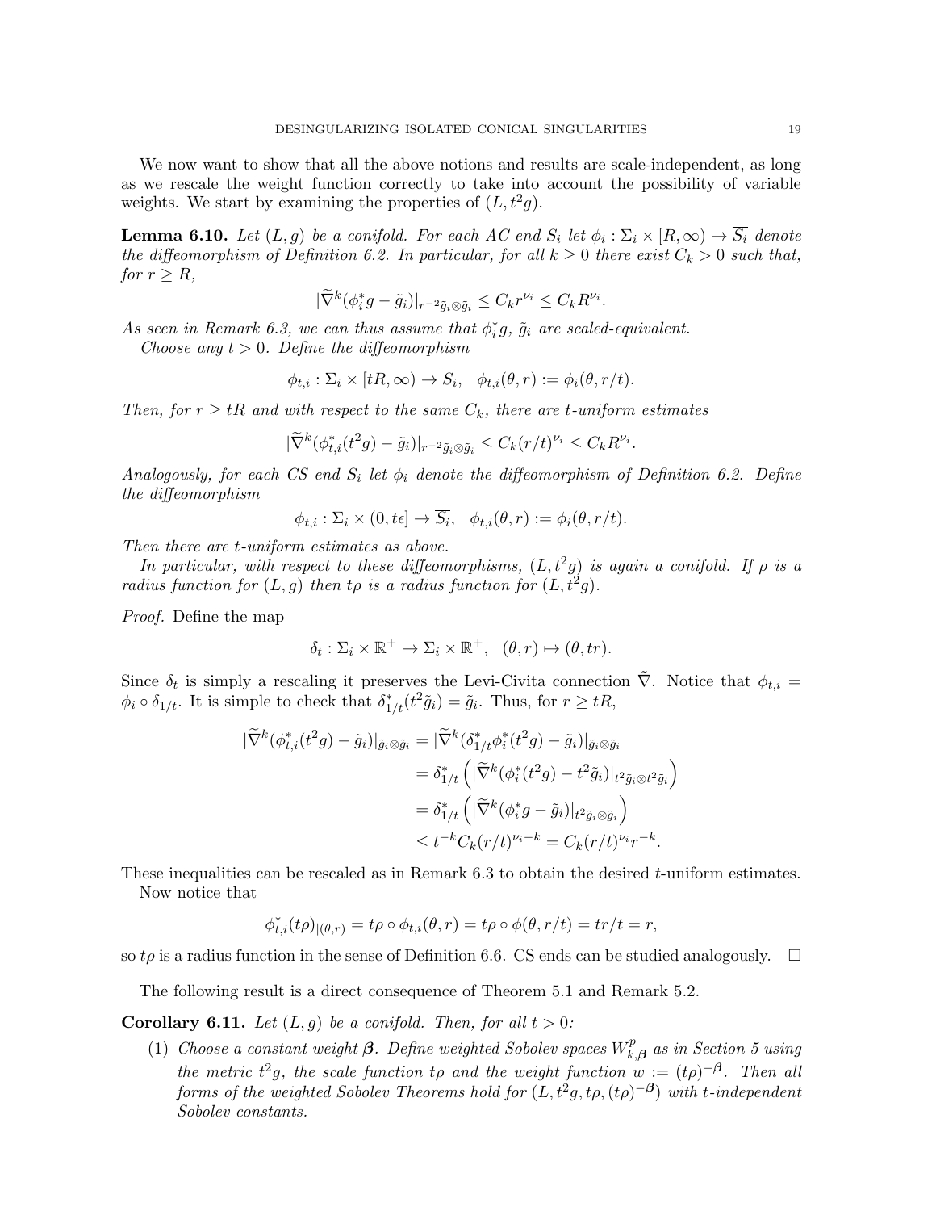We now want to show that all the above notions and results are scale-independent, as long as we rescale the weight function correctly to take into account the possibility of variable weights. We start by examining the properties of $(L, t^2 g)$.

**Lemma 6.10.** *Let $(L, g)$ be a conifold. For each AC end $S_i$ let $\phi_i : \Sigma_i \times [R, \infty) \to \overline{S_i}$ denote the diffeomorphism of Definition 6.2. In particular, for all $k \geq 0$ there exist $C_k > 0$ such that, for $r \geq R$,*

$$|\widetilde{\nabla}^k(\phi_i^* g - \tilde{g}_i)|_{r^{-2}\tilde{g}_i \otimes \tilde{g}_i} \leq C_k r^{\nu_i} \leq C_k R^{\nu_i}.$$

*As seen in Remark 6.3, we can thus assume that $\phi_i^* g$, $\tilde{g}_i$ are scaled-equivalent.*

*Choose any $t > 0$. Define the diffeomorphism*

$$\phi_{t,i} : \Sigma_i \times [tR, \infty) \to \overline{S_i}, \quad \phi_{t,i}(\theta, r) := \phi_i(\theta, r/t).$$

*Then, for $r \geq tR$ and with respect to the same $C_k$, there are $t$-uniform estimates*

$$|\widetilde{\nabla}^k(\phi_{t,i}^*(t^2 g) - \tilde{g}_i)|_{r^{-2}\tilde{g}_i \otimes \tilde{g}_i} \leq C_k (r/t)^{\nu_i} \leq C_k R^{\nu_i}.$$

*Analogously, for each CS end $S_i$ let $\phi_i$ denote the diffeomorphism of Definition 6.2. Define the diffeomorphism*

$$\phi_{t,i} : \Sigma_i \times (0, t\epsilon] \to \overline{S_i}, \quad \phi_{t,i}(\theta, r) := \phi_i(\theta, r/t).$$

*Then there are $t$-uniform estimates as above.*

*In particular, with respect to these diffeomorphisms, $(L, t^2 g)$ is again a conifold. If $\rho$ is a radius function for $(L, g)$ then $t\rho$ is a radius function for $(L, t^2 g)$.*

*Proof.* Define the map

$$\delta_t : \Sigma_i \times \mathbb{R}^+ \to \Sigma_i \times \mathbb{R}^+, \quad (\theta, r) \mapsto (\theta, tr).$$

Since $\delta_t$ is simply a rescaling it preserves the Levi-Civita connection $\tilde{\nabla}$. Notice that $\phi_{t,i} = \phi_i \circ \delta_{1/t}$. It is simple to check that $\delta_{1/t}^*(t^2 \tilde{g}_i) = \tilde{g}_i$. Thus, for $r \geq tR$,

$$\begin{aligned}
|\widetilde{\nabla}^k(\phi_{t,i}^*(t^2 g) - \tilde{g}_i)|_{\tilde{g}_i \otimes \tilde{g}_i} &= |\widetilde{\nabla}^k(\delta_{1/t}^* \phi_i^*(t^2 g) - \tilde{g}_i)|_{\tilde{g}_i \otimes \tilde{g}_i} \\
&= \delta_{1/t}^* \left( |\widetilde{\nabla}^k(\phi_i^*(t^2 g) - t^2 \tilde{g}_i)|_{t^2 \tilde{g}_i \otimes t^2 \tilde{g}_i} \right) \\
&= \delta_{1/t}^* \left( |\widetilde{\nabla}^k(\phi_i^* g - \tilde{g}_i)|_{t^2 \tilde{g}_i \otimes \tilde{g}_i} \right) \\
&\leq t^{-k} C_k (r/t)^{\nu_i - k} = C_k (r/t)^{\nu_i} r^{-k}.
\end{aligned}$$

These inequalities can be rescaled as in Remark 6.3 to obtain the desired $t$-uniform estimates.

Now notice that

$$\phi_{t,i}^*(t\rho)_{|(\theta, r)} = t\rho \circ \phi_{t,i}(\theta, r) = t\rho \circ \phi(\theta, r/t) = tr/t = r,$$

so $t\rho$ is a radius function in the sense of Definition 6.6. CS ends can be studied analogously. $\square$

The following result is a direct consequence of Theorem 5.1 and Remark 5.2.

**Corollary 6.11.** *Let $(L, g)$ be a conifold. Then, for all $t > 0$:*

1. *Choose a constant weight $\boldsymbol{\beta}$. Define weighted Sobolev spaces $W^p_{k,\boldsymbol{\beta}}$ as in Section 5 using the metric $t^2 g$, the scale function $t\rho$ and the weight function $w := (t\rho)^{-\boldsymbol{\beta}}$. Then all forms of the weighted Sobolev Theorems hold for $(L, t^2 g, t\rho, (t\rho)^{-\boldsymbol{\beta}})$ with $t$-independent Sobolev constants.*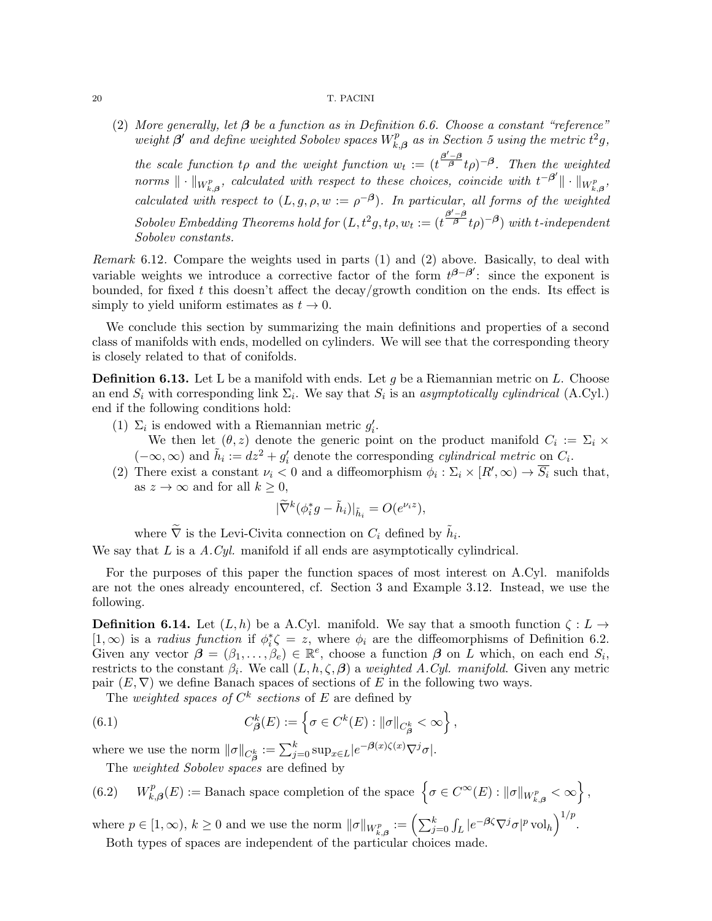(2) *More generally, let $\boldsymbol{\beta}$ be a function as in Definition 6.6. Choose a constant "reference" weight $\boldsymbol{\beta}'$ and define weighted Sobolev spaces $W^p_{k,\boldsymbol{\beta}}$ as in Section 5 using the metric $t^2 g$, the scale function $t\rho$ and the weight function $w_t := (t^{\frac{\boldsymbol{\beta}'-\boldsymbol{\beta}}{\boldsymbol{\beta}}} t\rho)^{-\boldsymbol{\beta}}$. Then the weighted norms $\|\cdot\|_{W^p_{k,\boldsymbol{\beta}}}$, calculated with respect to these choices, coincide with $t^{-\boldsymbol{\beta}'}\|\cdot\|_{W^p_{k,\boldsymbol{\beta}}}$, calculated with respect to $(L, g, \rho, w := \rho^{-\boldsymbol{\beta}})$. In particular, all forms of the weighted Sobolev Embedding Theorems hold for $(L, t^2 g, t\rho, w_t := (t^{\frac{\boldsymbol{\beta}'-\boldsymbol{\beta}}{\boldsymbol{\beta}}} t\rho)^{-\boldsymbol{\beta}})$ with $t$-independent Sobolev constants.*

*Remark* 6.12. Compare the weights used in parts (1) and (2) above. Basically, to deal with variable weights we introduce a corrective factor of the form $t^{\boldsymbol{\beta}-\boldsymbol{\beta}'}$: since the exponent is bounded, for fixed $t$ this doesn't affect the decay/growth condition on the ends. Its effect is simply to yield uniform estimates as $t \to 0$.

We conclude this section by summarizing the main definitions and properties of a second class of manifolds with ends, modelled on cylinders. We will see that the corresponding theory is closely related to that of conifolds.

**Definition 6.13.** Let L be a manifold with ends. Let $g$ be a Riemannian metric on $L$. Choose an end $S_i$ with corresponding link $\Sigma_i$. We say that $S_i$ is an *asymptotically cylindrical* (A.Cyl.) end if the following conditions hold:

1. $\Sigma_i$ is endowed with a Riemannian metric $g'_i$.
   We then let $(\theta, z)$ denote the generic point on the product manifold $C_i := \Sigma_i \times (-\infty, \infty)$ and $\tilde{h}_i := dz^2 + g'_i$ denote the corresponding *cylindrical metric* on $C_i$.
2. There exist a constant $\nu_i < 0$ and a diffeomorphism $\phi_i : \Sigma_i \times [R', \infty) \to \overline{S_i}$ such that, as $z \to \infty$ and for all $k \geq 0$,
$$|\widetilde{\nabla}^k(\phi_i^* g - \tilde{h}_i)|_{\tilde{h}_i} = O(e^{\nu_i z}),$$
where $\widetilde{\nabla}$ is the Levi-Civita connection on $C_i$ defined by $\tilde{h}_i$.

We say that $L$ is a *A.Cyl.* manifold if all ends are asymptotically cylindrical.

For the purposes of this paper the function spaces of most interest on A.Cyl. manifolds are not the ones already encountered, cf. Section 3 and Example 3.12. Instead, we use the following.

**Definition 6.14.** Let $(L, h)$ be a A.Cyl. manifold. We say that a smooth function $\zeta : L \to [1, \infty)$ is a *radius function* if $\phi_i^*\zeta = z$, where $\phi_i$ are the diffeomorphisms of Definition 6.2. Given any vector $\boldsymbol{\beta} = (\beta_1, \dots, \beta_e) \in \mathbb{R}^e$, choose a function $\boldsymbol{\beta}$ on $L$ which, on each end $S_i$, restricts to the constant $\beta_i$. We call $(L, h, \zeta, \boldsymbol{\beta})$ a *weighted A.Cyl. manifold*. Given any metric pair $(E, \nabla)$ we define Banach spaces of sections of $E$ in the following two ways.

The *weighted spaces of $C^k$ sections* of $E$ are defined by

$$C^k_{\boldsymbol{\beta}}(E) := \left\{ \sigma \in C^k(E) : \|\sigma\|_{C^k_{\boldsymbol{\beta}}} < \infty \right\}, \tag{6.1}$$

where we use the norm $\|\sigma\|_{C^k_{\boldsymbol{\beta}}} := \sum_{j=0}^k \sup_{x\in L} |e^{-\boldsymbol{\beta}(x)\zeta(x)} \nabla^j \sigma|$.

The *weighted Sobolev spaces* are defined by

$$W^p_{k,\boldsymbol{\beta}}(E) := \text{Banach space completion of the space } \left\{ \sigma \in C^\infty(E) : \|\sigma\|_{W^p_{k,\boldsymbol{\beta}}} < \infty \right\}, \tag{6.2}$$

where $p \in [1, \infty)$, $k \geq 0$ and we use the norm $\|\sigma\|_{W^p_{k,\boldsymbol{\beta}}} := \left( \sum_{j=0}^k \int_L |e^{-\boldsymbol{\beta}\zeta} \nabla^j \sigma|^p \operatorname{vol}_h \right)^{1/p}$.

Both types of spaces are independent of the particular choices made.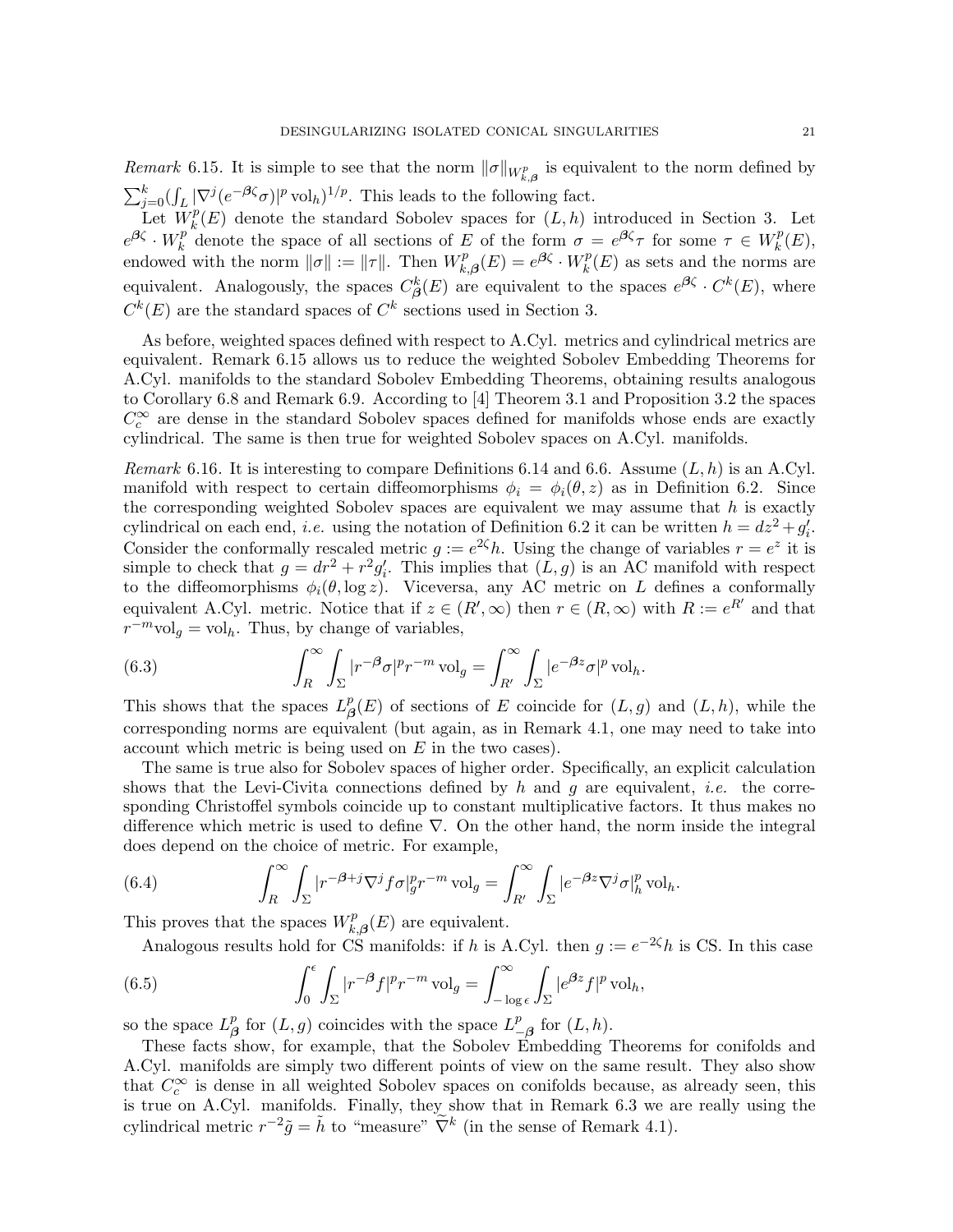*Remark* 6.15. It is simple to see that the norm $\|\sigma\|_{W^p_{k,\boldsymbol{\beta}}}$ is equivalent to the norm defined by $\sum_{j=0}^k (\int_L |\nabla^j (e^{-\boldsymbol{\beta}\zeta}\sigma)|^p \operatorname{vol}_h)^{1/p}$. This leads to the following fact.

Let $W^p_k(E)$ denote the standard Sobolev spaces for $(L,h)$ introduced in Section 3. Let $e^{\boldsymbol{\beta}\zeta}\cdot W^p_k$ denote the space of all sections of $E$ of the form $\sigma = e^{\boldsymbol{\beta}\zeta}\tau$ for some $\tau \in W^p_k(E)$, endowed with the norm $\|\sigma\| := \|\tau\|$. Then $W^p_{k,\boldsymbol{\beta}}(E) = e^{\boldsymbol{\beta}\zeta}\cdot W^p_k(E)$ as sets and the norms are equivalent. Analogously, the spaces $C^k_{\boldsymbol{\beta}}(E)$ are equivalent to the spaces $e^{\boldsymbol{\beta}\zeta}\cdot C^k(E)$, where $C^k(E)$ are the standard spaces of $C^k$ sections used in Section 3.

As before, weighted spaces defined with respect to A.Cyl. metrics and cylindrical metrics are equivalent. Remark 6.15 allows us to reduce the weighted Sobolev Embedding Theorems for A.Cyl. manifolds to the standard Sobolev Embedding Theorems, obtaining results analogous to Corollary 6.8 and Remark 6.9. According to [4] Theorem 3.1 and Proposition 3.2 the spaces $C^\infty_c$ are dense in the standard Sobolev spaces defined for manifolds whose ends are exactly cylindrical. The same is then true for weighted Sobolev spaces on A.Cyl. manifolds.

*Remark* 6.16. It is interesting to compare Definitions 6.14 and 6.6. Assume $(L,h)$ is an A.Cyl. manifold with respect to certain diffeomorphisms $\phi_i = \phi_i(\theta,z)$ as in Definition 6.2. Since the corresponding weighted Sobolev spaces are equivalent we may assume that $h$ is exactly cylindrical on each end, *i.e.* using the notation of Definition 6.2 it can be written $h = dz^2 + g_i'$. Consider the conformally rescaled metric $g := e^{2\zeta}h$. Using the change of variables $r = e^z$ it is simple to check that $g = dr^2 + r^2 g_i'$. This implies that $(L,g)$ is an AC manifold with respect to the diffeomorphisms $\phi_i(\theta,\log z)$. Viceversa, any AC metric on $L$ defines a conformally equivalent A.Cyl. metric. Notice that if $z\in(R',\infty)$ then $r\in(R,\infty)$ with $R := e^{R'}$ and that $r^{-m}\operatorname{vol}_g = \operatorname{vol}_h$. Thus, by change of variables,

$$\int_R^\infty \int_\Sigma |r^{-\boldsymbol{\beta}}\sigma|^p r^{-m}\operatorname{vol}_g = \int_{R'}^\infty\int_\Sigma |e^{-\boldsymbol{\beta}z}\sigma|^p \operatorname{vol}_h. \tag{6.3}$$

This shows that the spaces $L^p_{\boldsymbol{\beta}}(E)$ of sections of $E$ coincide for $(L,g)$ and $(L,h)$, while the corresponding norms are equivalent (but again, as in Remark 4.1, one may need to take into account which metric is being used on $E$ in the two cases).

The same is true also for Sobolev spaces of higher order. Specifically, an explicit calculation shows that the Levi-Civita connections defined by $h$ and $g$ are equivalent, *i.e.* the corresponding Christoffel symbols coincide up to constant multiplicative factors. It thus makes no difference which metric is used to define $\nabla$. On the other hand, the norm inside the integral does depend on the choice of metric. For example,

$$\int_R^\infty \int_\Sigma |r^{-\boldsymbol{\beta}+j}\nabla^j f\sigma|_g^p r^{-m}\operatorname{vol}_g = \int_{R'}^\infty\int_\Sigma |e^{-\boldsymbol{\beta}z}\nabla^j\sigma|_h^p \operatorname{vol}_h. \tag{6.4}$$

This proves that the spaces $W^p_{k,\boldsymbol{\beta}}(E)$ are equivalent.

Analogous results hold for CS manifolds: if $h$ is A.Cyl. then $g := e^{-2\zeta}h$ is CS. In this case

$$\int_0^\epsilon \int_\Sigma |r^{-\boldsymbol{\beta}} f|^p r^{-m}\operatorname{vol}_g = \int_{-\log\epsilon}^\infty\int_\Sigma |e^{\boldsymbol{\beta}z} f|^p \operatorname{vol}_h, \tag{6.5}$$

so the space $L^p_{\boldsymbol{\beta}}$ for $(L,g)$ coincides with the space $L^p_{-\boldsymbol{\beta}}$ for $(L,h)$.

These facts show, for example, that the Sobolev Embedding Theorems for conifolds and A.Cyl. manifolds are simply two different points of view on the same result. They also show that $C^\infty_c$ is dense in all weighted Sobolev spaces on conifolds because, as already seen, this is true on A.Cyl. manifolds. Finally, they show that in Remark 6.3 we are really using the cylindrical metric $r^{-2}\tilde{g} = \tilde{h}$ to "measure" $\widetilde{\nabla}^k$ (in the sense of Remark 4.1).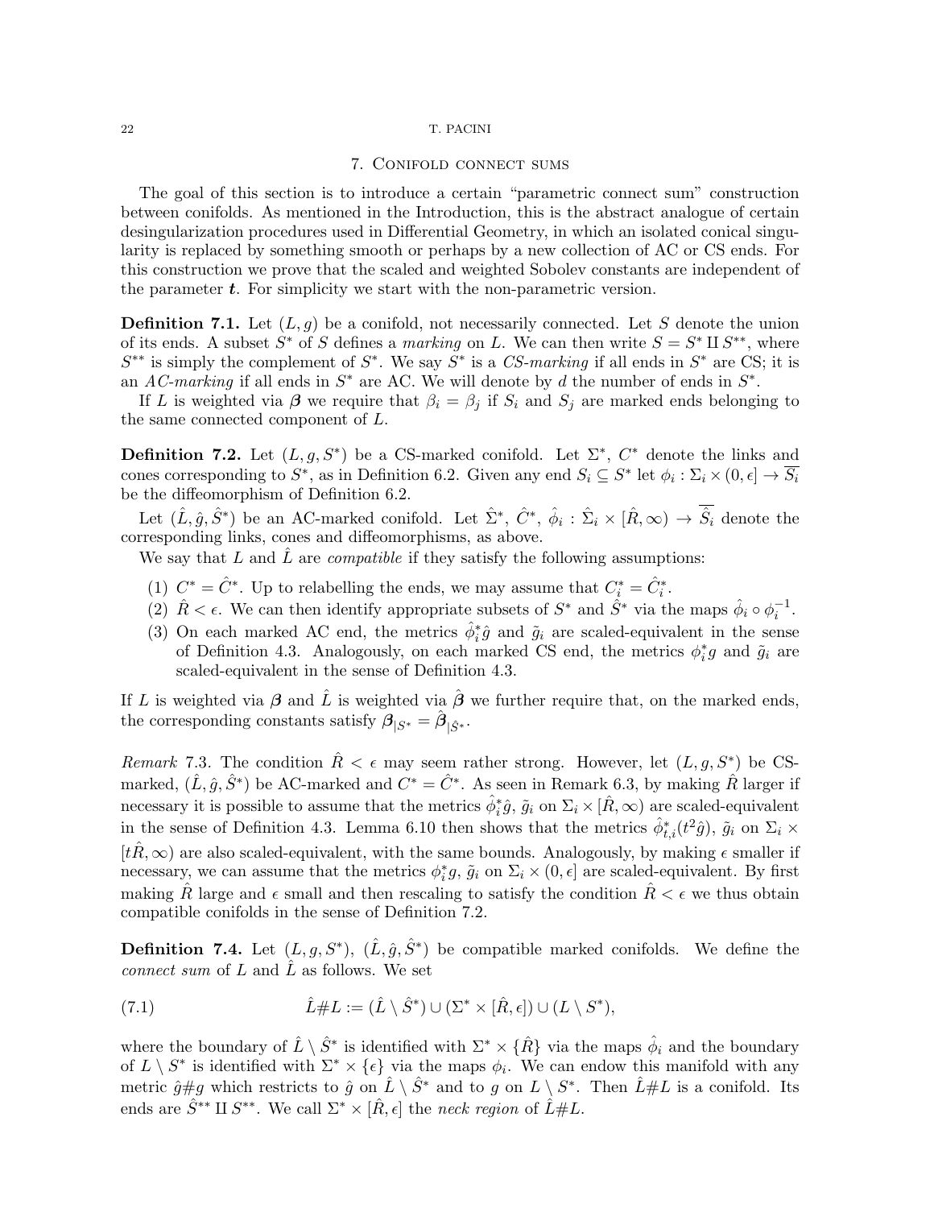## 7. Conifold connect sums

The goal of this section is to introduce a certain "parametric connect sum" construction between conifolds. As mentioned in the Introduction, this is the abstract analogue of certain desingularization procedures used in Differential Geometry, in which an isolated conical singularity is replaced by something smooth or perhaps by a new collection of AC or CS ends. For this construction we prove that the scaled and weighted Sobolev constants are independent of the parameter $\boldsymbol{t}$. For simplicity we start with the non-parametric version.

**Definition 7.1.** Let $(L, g)$ be a conifold, not necessarily connected. Let $S$ denote the union of its ends. A subset $S^*$ of $S$ defines a *marking* on $L$. We can then write $S = S^* \amalg S^{**}$, where $S^{**}$ is simply the complement of $S^*$. We say $S^*$ is a *CS-marking* if all ends in $S^*$ are CS; it is an *AC-marking* if all ends in $S^*$ are AC. We will denote by $d$ the number of ends in $S^*$.

If $L$ is weighted via $\boldsymbol{\beta}$ we require that $\beta_i = \beta_j$ if $S_i$ and $S_j$ are marked ends belonging to the same connected component of $L$.

**Definition 7.2.** Let $(L, g, S^*)$ be a CS-marked conifold. Let $\Sigma^*$, $C^*$ denote the links and cones corresponding to $S^*$, as in Definition 6.2. Given any end $S_i \subseteq S^*$ let $\phi_i : \Sigma_i \times (0, \epsilon] \to \overline{S_i}$ be the diffeomorphism of Definition 6.2.

Let $(\hat{L}, \hat{g}, \hat{S}^*)$ be an AC-marked conifold. Let $\hat{\Sigma}^*$, $\hat{C}^*$, $\hat{\phi}_i : \hat{\Sigma}_i \times [\hat{R}, \infty) \to \overline{\hat{S}_i}$ denote the corresponding links, cones and diffeomorphisms, as above.

We say that $L$ and $\hat{L}$ are *compatible* if they satisfy the following assumptions:

1. $C^* = \hat{C}^*$. Up to relabelling the ends, we may assume that $C^*_i = \hat{C}^*_i$.
2. $\hat{R} < \epsilon$. We can then identify appropriate subsets of $S^*$ and $\hat{S}^*$ via the maps $\hat{\phi}_i \circ \phi_i^{-1}$.
3. On each marked AC end, the metrics $\hat{\phi}_i^* \hat{g}$ and $\tilde{g}_i$ are scaled-equivalent in the sense of Definition 4.3. Analogously, on each marked CS end, the metrics $\phi_i^* g$ and $\tilde{g}_i$ are scaled-equivalent in the sense of Definition 4.3.

If $L$ is weighted via $\boldsymbol{\beta}$ and $\hat{L}$ is weighted via $\hat{\boldsymbol{\beta}}$ we further require that, on the marked ends, the corresponding constants satisfy $\boldsymbol{\beta}_{|S^*} = \hat{\boldsymbol{\beta}}_{|\hat{S}^*}$.

*Remark* 7.3. The condition $\hat{R} < \epsilon$ may seem rather strong. However, let $(L, g, S^*)$ be CS-marked, $(\hat{L}, \hat{g}, \hat{S}^*)$ be AC-marked and $C^* = \hat{C}^*$. As seen in Remark 6.3, by making $\hat{R}$ larger if necessary it is possible to assume that the metrics $\hat{\phi}_i^* \hat{g}$, $\tilde{g}_i$ on $\Sigma_i \times [\hat{R}, \infty)$ are scaled-equivalent in the sense of Definition 4.3. Lemma 6.10 then shows that the metrics $\hat{\phi}_{t,i}^*(t^2 \hat{g})$, $\tilde{g}_i$ on $\Sigma_i \times [t\hat{R}, \infty)$ are also scaled-equivalent, with the same bounds. Analogously, by making $\epsilon$ smaller if necessary, we can assume that the metrics $\phi_i^* g$, $\tilde{g}_i$ on $\Sigma_i \times (0, \epsilon]$ are scaled-equivalent. By first making $\hat{R}$ large and $\epsilon$ small and then rescaling to satisfy the condition $\hat{R} < \epsilon$ we thus obtain compatible conifolds in the sense of Definition 7.2.

**Definition 7.4.** Let $(L, g, S^*)$, $(\hat{L}, \hat{g}, \hat{S}^*)$ be compatible marked conifolds. We define the *connect sum* of $L$ and $\hat{L}$ as follows. We set

$$\hat{L} \# L := (\hat{L} \setminus \hat{S}^*) \cup (\Sigma^* \times [\hat{R}, \epsilon]) \cup (L \setminus S^*), \tag{7.1}$$

where the boundary of $\hat{L} \setminus \hat{S}^*$ is identified with $\Sigma^* \times \{\hat{R}\}$ via the maps $\hat{\phi}_i$ and the boundary of $L \setminus S^*$ is identified with $\Sigma^* \times \{\epsilon\}$ via the maps $\phi_i$. We can endow this manifold with any metric $\hat{g} \# g$ which restricts to $\hat{g}$ on $\hat{L} \setminus \hat{S}^*$ and to $g$ on $L \setminus S^*$. Then $\hat{L} \# L$ is a conifold. Its ends are $\hat{S}^{**} \amalg S^{**}$. We call $\Sigma^* \times [\hat{R}, \epsilon]$ the *neck region* of $\hat{L} \# L$.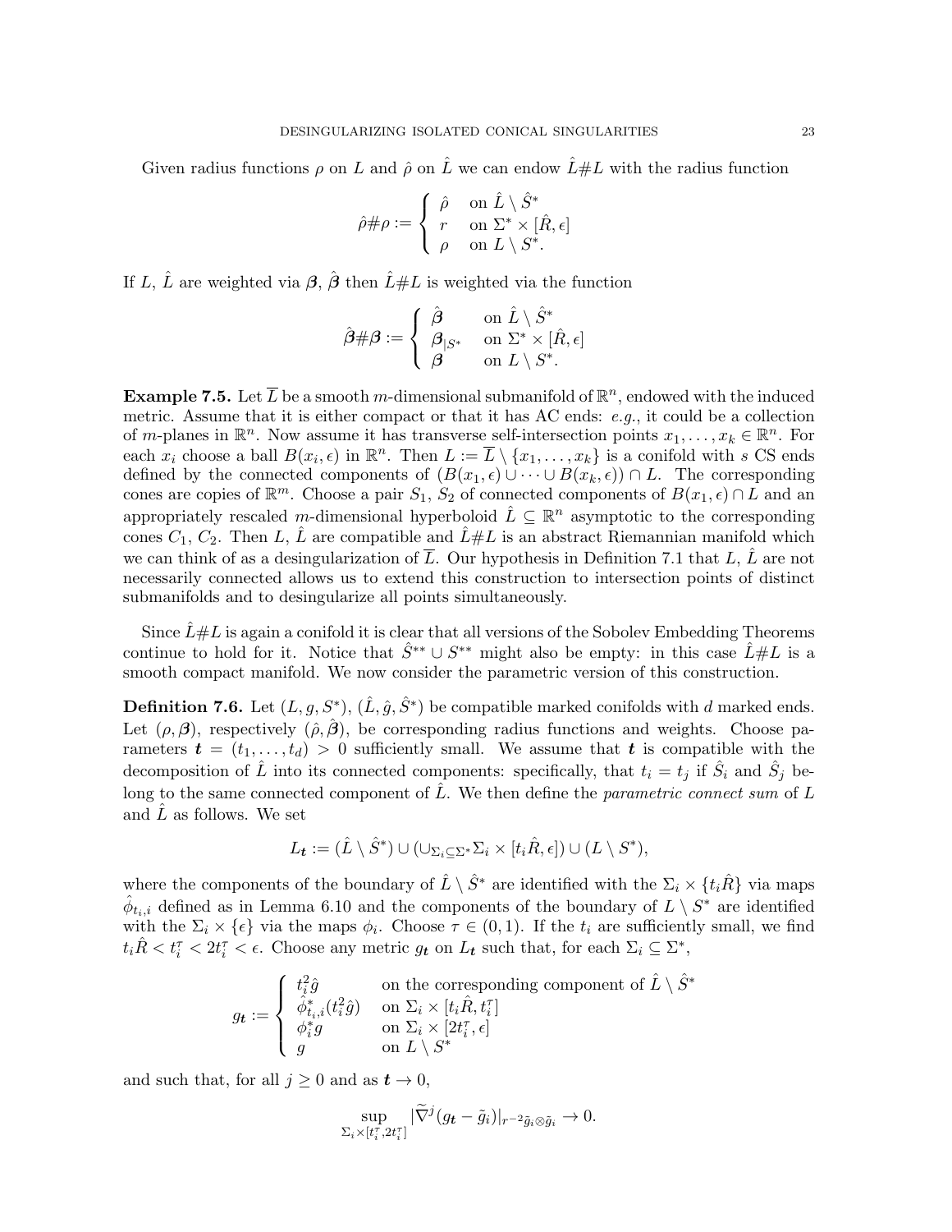Given radius functions $\rho$ on $L$ and $\hat{\rho}$ on $\hat{L}$ we can endow $\hat{L}\#L$ with the radius function

$$\hat{\rho}\#\rho := \begin{cases} \hat{\rho} & \text{on } \hat{L} \setminus \hat{S}^* \\ r & \text{on } \Sigma^* \times [\hat{R}, \epsilon] \\ \rho & \text{on } L \setminus S^*. \end{cases}$$

If $L$, $\hat{L}$ are weighted via $\boldsymbol{\beta}$, $\hat{\boldsymbol{\beta}}$ then $\hat{L}\#L$ is weighted via the function

$$\hat{\boldsymbol{\beta}}\#\boldsymbol{\beta} := \begin{cases} \hat{\boldsymbol{\beta}} & \text{on } \hat{L} \setminus \hat{S}^* \\ \boldsymbol{\beta}_{|S^*} & \text{on } \Sigma^* \times [\hat{R}, \epsilon] \\ \boldsymbol{\beta} & \text{on } L \setminus S^*. \end{cases}$$

**Example 7.5.** Let $\overline{L}$ be a smooth $m$-dimensional submanifold of $\mathbb{R}^n$, endowed with the induced metric. Assume that it is either compact or that it has AC ends: *e.g.*, it could be a collection of $m$-planes in $\mathbb{R}^n$. Now assume it has transverse self-intersection points $x_1, \dots, x_k \in \mathbb{R}^n$. For each $x_i$ choose a ball $B(x_i, \epsilon)$ in $\mathbb{R}^n$. Then $L := \overline{L} \setminus \{x_1, \dots, x_k\}$ is a conifold with $s$ CS ends defined by the connected components of $(B(x_1, \epsilon) \cup \dots \cup B(x_k, \epsilon)) \cap L$. The corresponding cones are copies of $\mathbb{R}^m$. Choose a pair $S_1$, $S_2$ of connected components of $B(x_1, \epsilon) \cap L$ and an appropriately rescaled $m$-dimensional hyperboloid $\hat{L} \subseteq \mathbb{R}^n$ asymptotic to the corresponding cones $C_1$, $C_2$. Then $L$, $\hat{L}$ are compatible and $\hat{L}\#L$ is an abstract Riemannian manifold which we can think of as a desingularization of $\overline{L}$. Our hypothesis in Definition 7.1 that $L$, $\hat{L}$ are not necessarily connected allows us to extend this construction to intersection points of distinct submanifolds and to desingularize all points simultaneously.

Since $\hat{L}\#L$ is again a conifold it is clear that all versions of the Sobolev Embedding Theorems continue to hold for it. Notice that $\hat{S}^{**} \cup S^{**}$ might also be empty: in this case $\hat{L}\#L$ is a smooth compact manifold. We now consider the parametric version of this construction.

**Definition 7.6.** Let $(L, g, S^*)$, $(\hat{L}, \hat{g}, \hat{S}^*)$ be compatible marked conifolds with $d$ marked ends. Let $(\rho, \boldsymbol{\beta})$, respectively $(\hat{\rho}, \hat{\boldsymbol{\beta}})$, be corresponding radius functions and weights. Choose parameters $\boldsymbol{t} = (t_1, \dots, t_d) > 0$ sufficiently small. We assume that $\boldsymbol{t}$ is compatible with the decomposition of $\hat{L}$ into its connected components: specifically, that $t_i = t_j$ if $\hat{S}_i$ and $\hat{S}_j$ belong to the same connected component of $\hat{L}$. We then define the *parametric connect sum* of $L$ and $\hat{L}$ as follows. We set

$$L_{\boldsymbol{t}} := (\hat{L} \setminus \hat{S}^*) \cup (\cup_{\Sigma_i \subseteq \Sigma^*} \Sigma_i \times [t_i \hat{R}, \epsilon]) \cup (L \setminus S^*),$$

where the components of the boundary of $\hat{L} \setminus \hat{S}^*$ are identified with the $\Sigma_i \times \{t_i \hat{R}\}$ via maps $\hat{\phi}_{t_i, i}$ defined as in Lemma 6.10 and the components of the boundary of $L \setminus S^*$ are identified with the $\Sigma_i \times \{\epsilon\}$ via the maps $\phi_i$. Choose $\tau \in (0,1)$. If the $t_i$ are sufficiently small, we find $t_i \hat{R} < t_i^\tau < 2t_i^\tau < \epsilon$. Choose any metric $g_{\boldsymbol{t}}$ on $L_{\boldsymbol{t}}$ such that, for each $\Sigma_i \subseteq \Sigma^*$,

$$g_{\boldsymbol{t}} := \begin{cases} t_i^2 \hat{g} & \text{on the corresponding component of } \hat{L} \setminus \hat{S}^* \\ \hat{\phi}_{t_i, i}^*(t_i^2 \hat{g}) & \text{on } \Sigma_i \times [t_i \hat{R}, t_i^\tau] \\ \phi_i^* g & \text{on } \Sigma_i \times [2t_i^\tau, \epsilon] \\ g & \text{on } L \setminus S^* \end{cases}$$

and such that, for all $j \geq 0$ and as $\boldsymbol{t} \to 0$,

$$\sup_{\Sigma_i \times [t_i^\tau, 2t_i^\tau]} |\widetilde{\nabla}^j (g_{\boldsymbol{t}} - \tilde{g}_i)|_{r^{-2}\tilde{g}_i \otimes \tilde{g}_i} \to 0.$$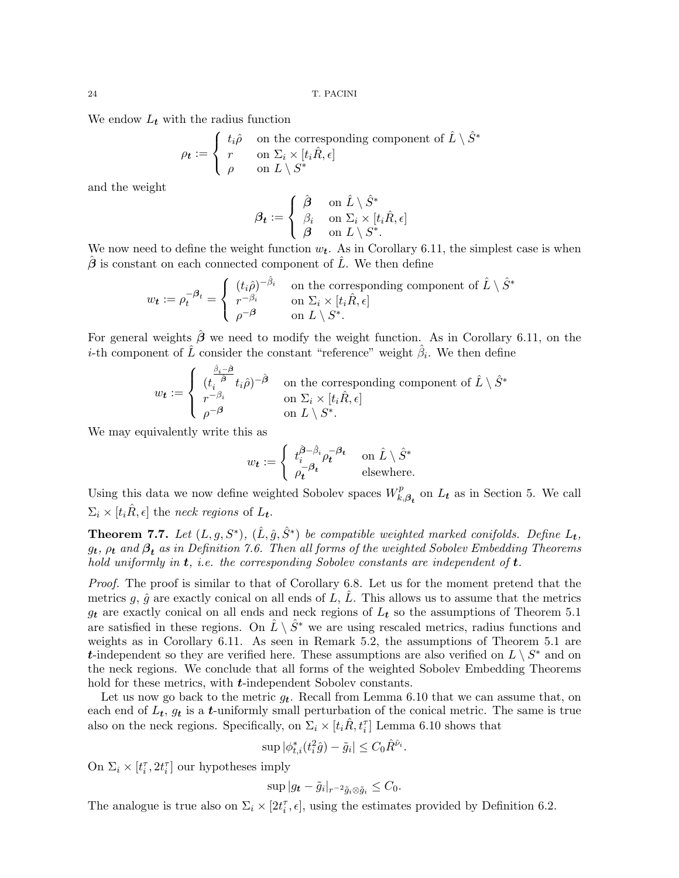We endow $L_{\boldsymbol{t}}$ with the radius function

$$\rho_{\boldsymbol{t}} := \begin{cases} t_i\hat{\rho} & \text{on the corresponding component of } \hat{L}\setminus\hat{S}^* \\ r & \text{on } \Sigma_i\times[t_i\hat{R},\epsilon] \\ \rho & \text{on } L\setminus S^* \end{cases}$$

and the weight

$$\boldsymbol{\beta}_{\boldsymbol{t}} := \begin{cases} \hat{\boldsymbol{\beta}} & \text{on } \hat{L}\setminus\hat{S}^* \\ \beta_i & \text{on } \Sigma_i\times[t_i\hat{R},\epsilon] \\ \boldsymbol{\beta} & \text{on } L\setminus S^*. \end{cases}$$

We now need to define the weight function $w_{\boldsymbol{t}}$. As in Corollary 6.11, the simplest case is when $\hat{\boldsymbol{\beta}}$ is constant on each connected component of $\hat{L}$. We then define

$$w_{\boldsymbol{t}} := \rho_{\boldsymbol{t}}^{-\boldsymbol{\beta}_{\boldsymbol{t}}} = \begin{cases} (t_i\hat{\rho})^{-\hat{\beta}_i} & \text{on the corresponding component of } \hat{L}\setminus\hat{S}^* \\ r^{-\beta_i} & \text{on } \Sigma_i\times[t_i\hat{R},\epsilon] \\ \rho^{-\boldsymbol{\beta}} & \text{on } L\setminus S^*. \end{cases}$$

For general weights $\hat{\boldsymbol{\beta}}$ we need to modify the weight function. As in Corollary 6.11, on the $i$-th component of $\hat{L}$ consider the constant "reference" weight $\hat{\beta}_i$. We then define

$$w_{\boldsymbol{t}} := \begin{cases} (t_i^{\frac{\hat{\beta}_i-\hat{\boldsymbol{\beta}}}{\hat{\boldsymbol{\beta}}}}t_i\hat{\rho})^{-\hat{\boldsymbol{\beta}}} & \text{on the corresponding component of } \hat{L}\setminus\hat{S}^* \\ r^{-\beta_i} & \text{on } \Sigma_i\times[t_i\hat{R},\epsilon] \\ \rho^{-\boldsymbol{\beta}} & \text{on } L\setminus S^*. \end{cases}$$

We may equivalently write this as

$$w_{\boldsymbol{t}} := \begin{cases} t_i^{\hat{\boldsymbol{\beta}}-\hat{\beta}_i}\rho_{\boldsymbol{t}}^{-\boldsymbol{\beta}_{\boldsymbol{t}}} & \text{on } \hat{L}\setminus\hat{S}^* \\ \rho_{\boldsymbol{t}}^{-\boldsymbol{\beta}_{\boldsymbol{t}}} & \text{elsewhere.} \end{cases}$$

Using this data we now define weighted Sobolev spaces $W^p_{k,\boldsymbol{\beta}_{\boldsymbol{t}}}$ on $L_{\boldsymbol{t}}$ as in Section 5. We call $\Sigma_i\times[t_i\hat{R},\epsilon]$ the *neck regions* of $L_{\boldsymbol{t}}$.

**Theorem 7.7.** *Let $(L,g,S^*)$, $(\hat{L},\hat{g},\hat{S}^*)$ be compatible weighted marked conifolds. Define $L_{\boldsymbol{t}}$, $g_{\boldsymbol{t}}$, $\rho_{\boldsymbol{t}}$ and $\boldsymbol{\beta}_{\boldsymbol{t}}$ as in Definition 7.6. Then all forms of the weighted Sobolev Embedding Theorems hold uniformly in $\boldsymbol{t}$, i.e. the corresponding Sobolev constants are independent of $\boldsymbol{t}$.*

*Proof.* The proof is similar to that of Corollary 6.8. Let us for the moment pretend that the metrics $g$, $\hat{g}$ are exactly conical on all ends of $L$, $\hat{L}$. This allows us to assume that the metrics $g_{\boldsymbol{t}}$ are exactly conical on all ends and neck regions of $L_{\boldsymbol{t}}$ so the assumptions of Theorem 5.1 are satisfied in these regions. On $\hat{L}\setminus\hat{S}^*$ we are using rescaled metrics, radius functions and weights as in Corollary 6.11. As seen in Remark 5.2, the assumptions of Theorem 5.1 are $\boldsymbol{t}$-independent so they are verified here. These assumptions are also verified on $L\setminus S^*$ and on the neck regions. We conclude that all forms of the weighted Sobolev Embedding Theorems hold for these metrics, with $\boldsymbol{t}$-independent Sobolev constants.

Let us now go back to the metric $g_{\boldsymbol{t}}$. Recall from Lemma 6.10 that we can assume that, on each end of $L_{\boldsymbol{t}}$, $g_{\boldsymbol{t}}$ is a $\boldsymbol{t}$-uniformly small perturbation of the conical metric. The same is true also on the neck regions. Specifically, on $\Sigma_i\times[t_i\hat{R},t_i^\tau]$ Lemma 6.10 shows that

$$\sup|\phi^*_{t,i}(t_i^2\hat{g})-\tilde{g}_i|\leq C_0\hat{R}^{\hat{\nu}_i}.$$

On $\Sigma_i\times[t_i^\tau,2t_i^\tau]$ our hypotheses imply

$$\sup|g_{\boldsymbol{t}}-\tilde{g}_i|_{r^{-2}\tilde{g}_i\otimes\tilde{g}_i}\leq C_0.$$

The analogue is true also on $\Sigma_i\times[2t_i^\tau,\epsilon]$, using the estimates provided by Definition 6.2.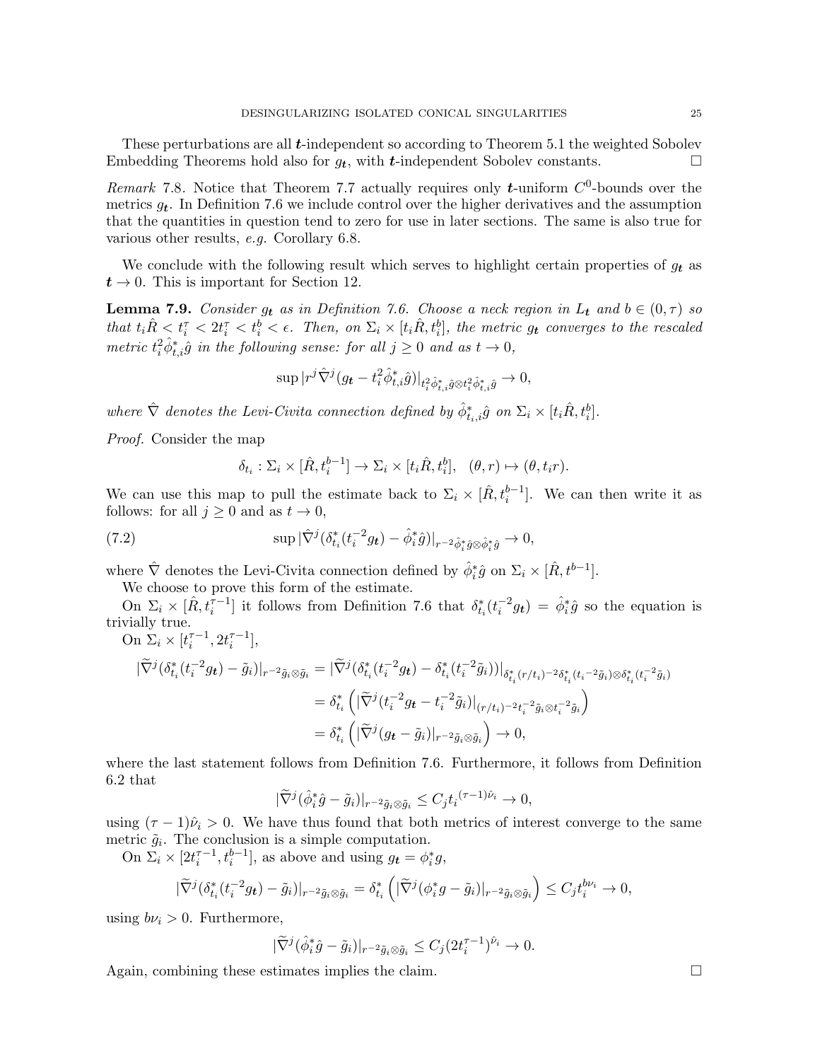These perturbations are all $\boldsymbol{t}$-independent so according to Theorem 5.1 the weighted Sobolev Embedding Theorems hold also for $g_{\boldsymbol{t}}$, with $\boldsymbol{t}$-independent Sobolev constants. $\square$

*Remark* 7.8. Notice that Theorem 7.7 actually requires only $\boldsymbol{t}$-uniform $C^0$-bounds over the metrics $g_{\boldsymbol{t}}$. In Definition 7.6 we include control over the higher derivatives and the assumption that the quantities in question tend to zero for use in later sections. The same is also true for various other results, *e.g.* Corollary 6.8.

We conclude with the following result which serves to highlight certain properties of $g_{\boldsymbol{t}}$ as $\boldsymbol{t} \to 0$. This is important for Section 12.

**Lemma 7.9.** *Consider $g_{\boldsymbol{t}}$ as in Definition 7.6. Choose a neck region in $L_{\boldsymbol{t}}$ and $b \in (0, \tau)$ so that $t_i \hat{R} < t_i^\tau < 2t_i^\tau < t_i^b < \epsilon$. Then, on $\Sigma_i \times [t_i \hat{R}, t_i^b]$, the metric $g_{\boldsymbol{t}}$ converges to the rescaled metric $t_i^2 \hat{\phi}_{t,i}^* \hat{g}$ in the following sense: for all $j \geq 0$ and as $t \to 0$,*

$$\sup |r^j \hat{\nabla}^j (g_{\boldsymbol{t}} - t_i^2 \hat{\phi}_{t,i}^* \hat{g})|_{t_i^2 \hat{\phi}_{t,i}^* \hat{g} \otimes t_i^2 \hat{\phi}_{t,i}^* \hat{g}} \to 0,$$

*where $\hat{\nabla}$ denotes the Levi-Civita connection defined by $\hat{\phi}_{t_i,i}^* \hat{g}$ on $\Sigma_i \times [t_i \hat{R}, t_i^b]$.*

*Proof.* Consider the map

$$\delta_{t_i} : \Sigma_i \times [\hat{R}, t_i^{b-1}] \to \Sigma_i \times [t_i \hat{R}, t_i^b], \quad (\theta, r) \mapsto (\theta, t_i r).$$

We can use this map to pull the estimate back to $\Sigma_i \times [\hat{R}, t_i^{b-1}]$. We can then write it as follows: for all $j \geq 0$ and as $t \to 0$,

$$\sup |\hat{\nabla}^j (\delta_{t_i}^* (t_i^{-2} g_{\boldsymbol{t}}) - \hat{\phi}_i^* \hat{g})|_{r^{-2} \hat{\phi}_i^* \hat{g} \otimes \hat{\phi}_i^* \hat{g}} \to 0, \tag{7.2}$$

where $\hat{\nabla}$ denotes the Levi-Civita connection defined by $\hat{\phi}_i^* \hat{g}$ on $\Sigma_i \times [\hat{R}, t^{b-1}]$.

We choose to prove this form of the estimate.

On $\Sigma_i \times [\hat{R}, t_i^{\tau-1}]$ it follows from Definition 7.6 that $\delta_{t_i}^* (t_i^{-2} g_{\boldsymbol{t}}) = \hat{\phi}_i^* \hat{g}$ so the equation is trivially true.

On $\Sigma_i \times [t_i^{\tau-1}, 2t_i^{\tau-1}]$,

$$\begin{aligned}
|\widetilde{\nabla}^j (\delta_{t_i}^* (t_i^{-2} g_{\boldsymbol{t}}) - \tilde{g}_i)|_{r^{-2} \tilde{g}_i \otimes \tilde{g}_i} &= |\widetilde{\nabla}^j (\delta_{t_i}^* (t_i^{-2} g_{\boldsymbol{t}}) - \delta_{t_i}^* (t_i^{-2} \tilde{g}_i))|_{\delta_{t_i}^* (r/t_i)^{-2} \delta_{t_i}^* (t_i{}^{-2} \tilde{g}_i) \otimes \delta_{t_i}^* (t_i^{-2} \tilde{g}_i)} \\
&= \delta_{t_i}^* \left( |\widetilde{\nabla}^j (t_i^{-2} g_{\boldsymbol{t}} - t_i^{-2} \tilde{g}_i)|_{(r/t_i)^{-2} t_i^{-2} \tilde{g}_i \otimes t_i^{-2} \tilde{g}_i} \right) \\
&= \delta_{t_i}^* \left( |\widetilde{\nabla}^j (g_{\boldsymbol{t}} - \tilde{g}_i)|_{r^{-2} \tilde{g}_i \otimes \tilde{g}_i} \right) \to 0,
\end{aligned}$$

where the last statement follows from Definition 7.6. Furthermore, it follows from Definition 6.2 that

$$|\widetilde{\nabla}^j (\hat{\phi}_i^* \hat{g} - \tilde{g}_i)|_{r^{-2} \tilde{g}_i \otimes \tilde{g}_i} \leq C_j t_i{}^{(\tau-1)\hat{\nu}_i} \to 0,$$

using $(\tau - 1)\hat{\nu}_i > 0$. We have thus found that both metrics of interest converge to the same metric $\tilde{g}_i$. The conclusion is a simple computation.

On $\Sigma_i \times [2t_i^{\tau-1}, t_i^{b-1}]$, as above and using $g_{\boldsymbol{t}} = \phi_i^* g$,

$$|\widetilde{\nabla}^j (\delta_{t_i}^* (t_i^{-2} g_{\boldsymbol{t}}) - \tilde{g}_i)|_{r^{-2} \tilde{g}_i \otimes \tilde{g}_i} = \delta_{t_i}^* \left( |\widetilde{\nabla}^j (\phi_i^* g - \tilde{g}_i)|_{r^{-2} \tilde{g}_i \otimes \tilde{g}_i} \right) \leq C_j t_i^{b \nu_i} \to 0,$$

using $b \nu_i > 0$. Furthermore,

$$|\widetilde{\nabla}^j (\hat{\phi}_i^* \hat{g} - \tilde{g}_i)|_{r^{-2} \tilde{g}_i \otimes \tilde{g}_i} \leq C_j (2t_i^{\tau-1})^{\hat{\nu}_i} \to 0.$$

Again, combining these estimates implies the claim. $\square$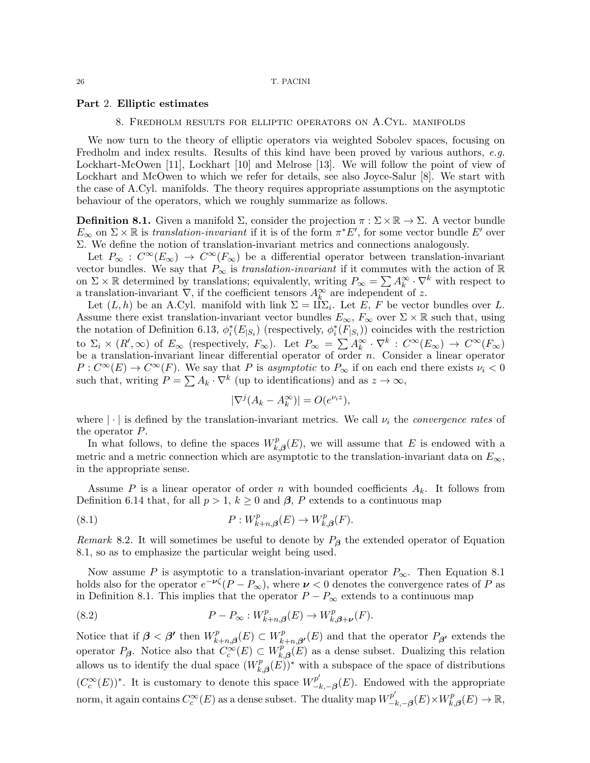## Part 2. **Elliptic estimates**

### 8. Fredholm results for elliptic operators on A.Cyl. manifolds

We now turn to the theory of elliptic operators via weighted Sobolev spaces, focusing on Fredholm and index results. Results of this kind have been proved by various authors, *e.g.* Lockhart-McOwen [11], Lockhart [10] and Melrose [13]. We will follow the point of view of Lockhart and McOwen to which we refer for details, see also Joyce-Salur [8]. We start with the case of A.Cyl. manifolds. The theory requires appropriate assumptions on the asymptotic behaviour of the operators, which we roughly summarize as follows.

**Definition 8.1.** Given a manifold $\Sigma$, consider the projection $\pi : \Sigma \times \mathbb{R} \to \Sigma$. A vector bundle $E_\infty$ on $\Sigma \times \mathbb{R}$ is *translation-invariant* if it is of the form $\pi^* E'$, for some vector bundle $E'$ over $\Sigma$. We define the notion of translation-invariant metrics and connections analogously.

Let $P_\infty : C^\infty(E_\infty) \to C^\infty(F_\infty)$ be a differential operator between translation-invariant vector bundles. We say that $P_\infty$ is *translation-invariant* if it commutes with the action of $\mathbb{R}$ on $\Sigma \times \mathbb{R}$ determined by translations; equivalently, writing $P_\infty = \sum A_k^\infty \cdot \nabla^k$ with respect to a translation-invariant $\nabla$, if the coefficient tensors $A_k^\infty$ are independent of $z$.

Let $(L, h)$ be an A.Cyl. manifold with link $\Sigma = \amalg \Sigma_i$. Let $E$, $F$ be vector bundles over $L$. Assume there exist translation-invariant vector bundles $E_\infty$, $F_\infty$ over $\Sigma \times \mathbb{R}$ such that, using the notation of Definition 6.13, $\phi_i^*(E_{|S_i})$ (respectively, $\phi_i^*(F_{|S_i})$) coincides with the restriction to $\Sigma_i \times (R', \infty)$ of $E_\infty$ (respectively, $F_\infty$). Let $P_\infty = \sum A_k^\infty \cdot \nabla^k : C^\infty(E_\infty) \to C^\infty(F_\infty)$ be a translation-invariant linear differential operator of order $n$. Consider a linear operator $P : C^\infty(E) \to C^\infty(F)$. We say that $P$ is *asymptotic* to $P_\infty$ if on each end there exists $\nu_i < 0$ such that, writing $P = \sum A_k \cdot \nabla^k$ (up to identifications) and as $z \to \infty$,

$$|\nabla^j (A_k - A_k^\infty)| = O(e^{\nu_i z}),$$

where $|\cdot|$ is defined by the translation-invariant metrics. We call $\nu_i$ the *convergence rates* of the operator $P$.

In what follows, to define the spaces $W^p_{k,\boldsymbol{\beta}}(E)$, we will assume that $E$ is endowed with a metric and a metric connection which are asymptotic to the translation-invariant data on $E_\infty$, in the appropriate sense.

Assume $P$ is a linear operator of order $n$ with bounded coefficients $A_k$. It follows from Definition 6.14 that, for all $p > 1$, $k \geq 0$ and $\boldsymbol{\beta}$, $P$ extends to a continuous map

$$P : W^p_{k+n,\boldsymbol{\beta}}(E) \to W^p_{k,\boldsymbol{\beta}}(F). \tag{8.1}$$

*Remark* 8.2. It will sometimes be useful to denote by $P_{\boldsymbol{\beta}}$ the extended operator of Equation 8.1, so as to emphasize the particular weight being used.

Now assume $P$ is asymptotic to a translation-invariant operator $P_\infty$. Then Equation 8.1 holds also for the operator $e^{-\boldsymbol{\nu}\zeta}(P - P_\infty)$, where $\boldsymbol{\nu} < 0$ denotes the convergence rates of $P$ as in Definition 8.1. This implies that the operator $P - P_\infty$ extends to a continuous map

$$P - P_\infty : W^p_{k+n,\boldsymbol{\beta}}(E) \to W^p_{k,\boldsymbol{\beta}+\boldsymbol{\nu}}(F). \tag{8.2}$$

Notice that if $\boldsymbol{\beta} < \boldsymbol{\beta}'$ then $W^p_{k+n,\boldsymbol{\beta}}(E) \subset W^p_{k+n,\boldsymbol{\beta}'}(E)$ and that the operator $P_{\boldsymbol{\beta}'}$ extends the operator $P_{\boldsymbol{\beta}}$. Notice also that $C^\infty_c(E) \subset W^p_{k,\boldsymbol{\beta}}(E)$ as a dense subset. Dualizing this relation allows us to identify the dual space $(W^p_{k,\boldsymbol{\beta}}(E))^*$ with a subspace of the space of distributions $(C^\infty_c(E))^*$. It is customary to denote this space $W^{p'}_{-k,-\boldsymbol{\beta}}(E)$. Endowed with the appropriate norm, it again contains $C^\infty_c(E)$ as a dense subset. The duality map $W^{p'}_{-k,-\boldsymbol{\beta}}(E) \times W^p_{k,\boldsymbol{\beta}}(E) \to \mathbb{R}$,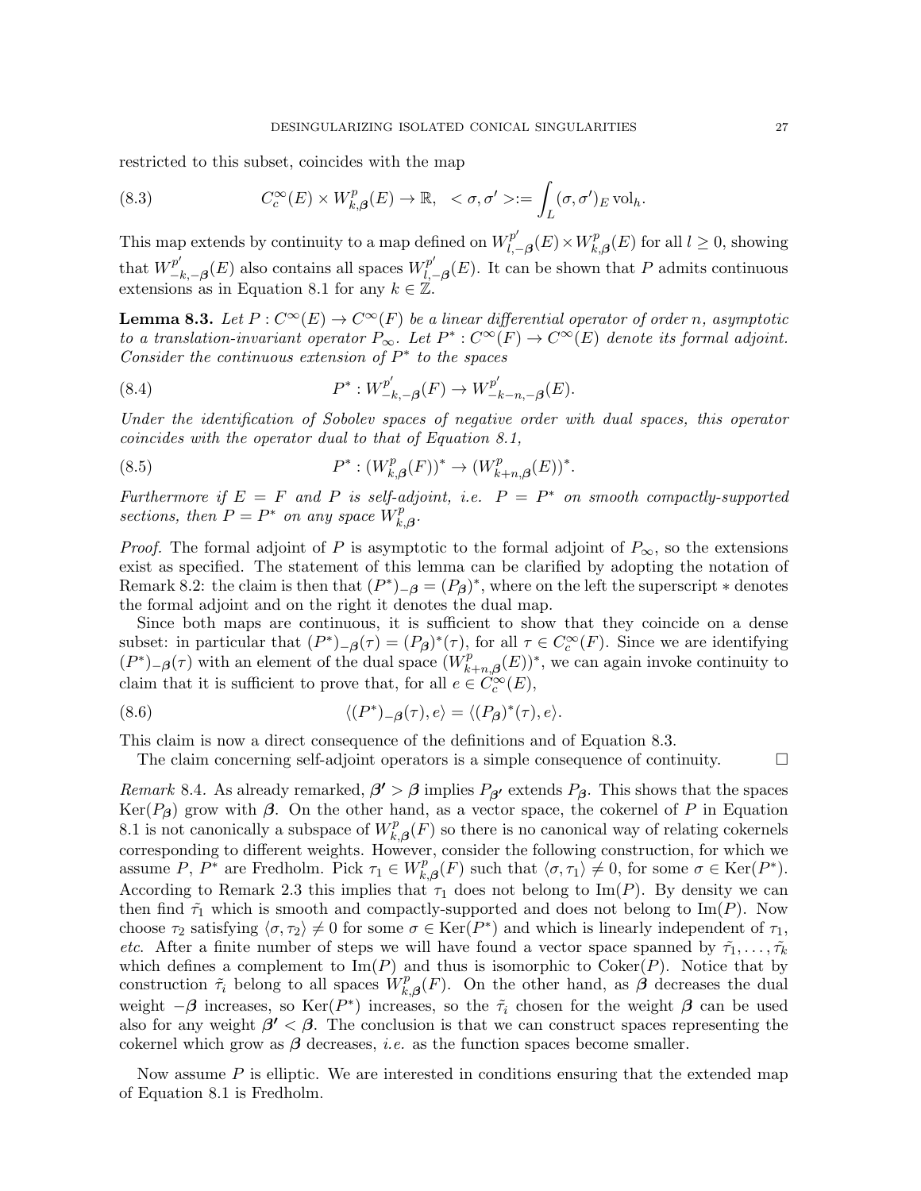restricted to this subset, coincides with the map

$$C_c^\infty(E) \times W^p_{k,\boldsymbol{\beta}}(E) \to \mathbb{R}, \quad <\sigma, \sigma'> := \int_L (\sigma, \sigma')_E \operatorname{vol}_h. \tag{8.3}$$

This map extends by continuity to a map defined on $W^{p'}_{l,-\boldsymbol{\beta}}(E) \times W^p_{k,\boldsymbol{\beta}}(E)$ for all $l \geq 0$, showing that $W^{p'}_{-k,-\boldsymbol{\beta}}(E)$ also contains all spaces $W^{p'}_{l,-\boldsymbol{\beta}}(E)$. It can be shown that $P$ admits continuous extensions as in Equation 8.1 for any $k \in \mathbb{Z}$.

**Lemma 8.3.** *Let $P : C^\infty(E) \to C^\infty(F)$ be a linear differential operator of order $n$, asymptotic to a translation-invariant operator $P_\infty$. Let $P^* : C^\infty(F) \to C^\infty(E)$ denote its formal adjoint. Consider the continuous extension of $P^*$ to the spaces*

$$P^* : W^{p'}_{-k,-\boldsymbol{\beta}}(F) \to W^{p'}_{-k-n,-\boldsymbol{\beta}}(E). \tag{8.4}$$

*Under the identification of Sobolev spaces of negative order with dual spaces, this operator coincides with the operator dual to that of Equation 8.1,*

$$P^* : (W^p_{k,\boldsymbol{\beta}}(F))^* \to (W^p_{k+n,\boldsymbol{\beta}}(E))^*. \tag{8.5}$$

*Furthermore if $E = F$ and $P$ is self-adjoint, i.e. $P = P^*$ on smooth compactly-supported sections, then $P = P^*$ on any space $W^p_{k,\boldsymbol{\beta}}$.*

*Proof.* The formal adjoint of $P$ is asymptotic to the formal adjoint of $P_\infty$, so the extensions exist as specified. The statement of this lemma can be clarified by adopting the notation of Remark 8.2: the claim is then that $(P^*)_{-\boldsymbol{\beta}} = (P_{\boldsymbol{\beta}})^*$, where on the left the superscript $*$ denotes the formal adjoint and on the right it denotes the dual map.

Since both maps are continuous, it is sufficient to show that they coincide on a dense subset: in particular that $(P^*)_{-\boldsymbol{\beta}}(\tau) = (P_{\boldsymbol{\beta}})^*(\tau)$, for all $\tau \in C_c^\infty(F)$. Since we are identifying $(P^*)_{-\boldsymbol{\beta}}(\tau)$ with an element of the dual space $(W^p_{k+n,\boldsymbol{\beta}}(E))^*$, we can again invoke continuity to claim that it is sufficient to prove that, for all $e \in C_c^\infty(E)$,

$$\langle (P^*)_{-\boldsymbol{\beta}}(\tau), e \rangle = \langle (P_{\boldsymbol{\beta}})^*(\tau), e \rangle. \tag{8.6}$$

This claim is now a direct consequence of the definitions and of Equation 8.3.

The claim concerning self-adjoint operators is a simple consequence of continuity. □

*Remark* 8.4. As already remarked, $\boldsymbol{\beta'} > \boldsymbol{\beta}$ implies $P_{\boldsymbol{\beta'}}$ extends $P_{\boldsymbol{\beta}}$. This shows that the spaces $\operatorname{Ker}(P_{\boldsymbol{\beta}})$ grow with $\boldsymbol{\beta}$. On the other hand, as a vector space, the cokernel of $P$ in Equation 8.1 is not canonically a subspace of $W^p_{k,\boldsymbol{\beta}}(F)$ so there is no canonical way of relating cokernels corresponding to different weights. However, consider the following construction, for which we assume $P$, $P^*$ are Fredholm. Pick $\tau_1 \in W^p_{k,\boldsymbol{\beta}}(F)$ such that $\langle \sigma, \tau_1 \rangle \neq 0$, for some $\sigma \in \operatorname{Ker}(P^*)$. According to Remark 2.3 this implies that $\tau_1$ does not belong to $\operatorname{Im}(P)$. By density we can then find $\tilde{\tau}_1$ which is smooth and compactly-supported and does not belong to $\operatorname{Im}(P)$. Now choose $\tau_2$ satisfying $\langle \sigma, \tau_2 \rangle \neq 0$ for some $\sigma \in \operatorname{Ker}(P^*)$ and which is linearly independent of $\tau_1$, *etc.* After a finite number of steps we will have found a vector space spanned by $\tilde{\tau}_1, \dots, \tilde{\tau}_k$ which defines a complement to $\operatorname{Im}(P)$ and thus is isomorphic to $\operatorname{Coker}(P)$. Notice that by construction $\tilde{\tau}_i$ belong to all spaces $W^p_{k,\boldsymbol{\beta}}(F)$. On the other hand, as $\boldsymbol{\beta}$ decreases the dual weight $-\boldsymbol{\beta}$ increases, so $\operatorname{Ker}(P^*)$ increases, so the $\tilde{\tau}_i$ chosen for the weight $\boldsymbol{\beta}$ can be used also for any weight $\boldsymbol{\beta'} < \boldsymbol{\beta}$. The conclusion is that we can construct spaces representing the cokernel which grow as $\boldsymbol{\beta}$ decreases, *i.e.* as the function spaces become smaller.

Now assume $P$ is elliptic. We are interested in conditions ensuring that the extended map of Equation 8.1 is Fredholm.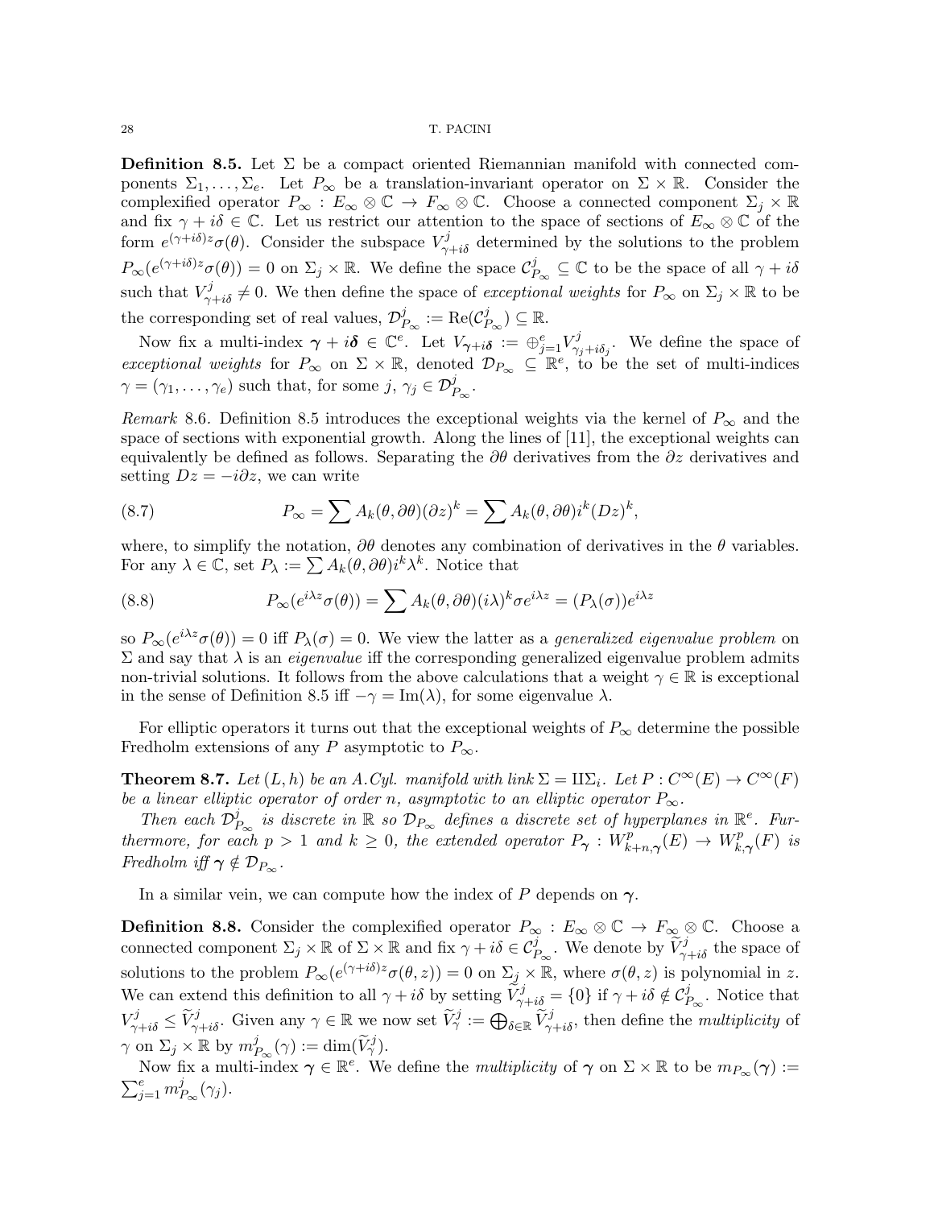**Definition 8.5.** Let $\Sigma$ be a compact oriented Riemannian manifold with connected components $\Sigma_1, \dots, \Sigma_e$. Let $P_\infty$ be a translation-invariant operator on $\Sigma \times \mathbb{R}$. Consider the complexified operator $P_\infty : E_\infty \otimes \mathbb{C} \to F_\infty \otimes \mathbb{C}$. Choose a connected component $\Sigma_j \times \mathbb{R}$ and fix $\gamma + i\delta \in \mathbb{C}$. Let us restrict our attention to the space of sections of $E_\infty \otimes \mathbb{C}$ of the form $e^{(\gamma+i\delta)z}\sigma(\theta)$. Consider the subspace $V^j_{\gamma+i\delta}$ determined by the solutions to the problem $P_\infty(e^{(\gamma+i\delta)z}\sigma(\theta)) = 0$ on $\Sigma_j \times \mathbb{R}$. We define the space $\mathcal{C}^j_{P_\infty} \subseteq \mathbb{C}$ to be the space of all $\gamma + i\delta$ such that $V^j_{\gamma+i\delta} \neq 0$. We then define the space of *exceptional weights* for $P_\infty$ on $\Sigma_j \times \mathbb{R}$ to be the corresponding set of real values, $\mathcal{D}^j_{P_\infty} := \mathrm{Re}(\mathcal{C}^j_{P_\infty}) \subseteq \mathbb{R}$.

Now fix a multi-index $\boldsymbol{\gamma} + i\boldsymbol{\delta} \in \mathbb{C}^e$. Let $V_{\boldsymbol{\gamma}+i\boldsymbol{\delta}} := \oplus_{j=1}^e V^j_{\gamma_j+i\delta_j}$. We define the space of *exceptional weights* for $P_\infty$ on $\Sigma \times \mathbb{R}$, denoted $\mathcal{D}_{P_\infty} \subseteq \mathbb{R}^e$, to be the set of multi-indices $\gamma = (\gamma_1, \dots, \gamma_e)$ such that, for some $j$, $\gamma_j \in \mathcal{D}^j_{P_\infty}$.

*Remark* 8.6. Definition 8.5 introduces the exceptional weights via the kernel of $P_\infty$ and the space of sections with exponential growth. Along the lines of [11], the exceptional weights can equivalently be defined as follows. Separating the $\partial\theta$ derivatives from the $\partial z$ derivatives and setting $Dz = -i\partial z$, we can write

$$P_\infty = \sum A_k(\theta, \partial\theta)(\partial z)^k = \sum A_k(\theta, \partial\theta) i^k (Dz)^k, \tag{8.7}$$

where, to simplify the notation, $\partial\theta$ denotes any combination of derivatives in the $\theta$ variables. For any $\lambda \in \mathbb{C}$, set $P_\lambda := \sum A_k(\theta, \partial\theta) i^k \lambda^k$. Notice that

$$P_\infty(e^{i\lambda z}\sigma(\theta)) = \sum A_k(\theta, \partial\theta)(i\lambda)^k \sigma e^{i\lambda z} = (P_\lambda(\sigma))e^{i\lambda z} \tag{8.8}$$

so $P_\infty(e^{i\lambda z}\sigma(\theta)) = 0$ iff $P_\lambda(\sigma) = 0$. We view the latter as a *generalized eigenvalue problem* on $\Sigma$ and say that $\lambda$ is an *eigenvalue* iff the corresponding generalized eigenvalue problem admits non-trivial solutions. It follows from the above calculations that a weight $\gamma \in \mathbb{R}$ is exceptional in the sense of Definition 8.5 iff $-\gamma = \mathrm{Im}(\lambda)$, for some eigenvalue $\lambda$.

For elliptic operators it turns out that the exceptional weights of $P_\infty$ determine the possible Fredholm extensions of any $P$ asymptotic to $P_\infty$.

**Theorem 8.7.** *Let $(L, h)$ be an A.Cyl. manifold with link $\Sigma = \amalg \Sigma_i$. Let $P : C^\infty(E) \to C^\infty(F)$ be a linear elliptic operator of order $n$, asymptotic to an elliptic operator $P_\infty$.*

*Then each $\mathcal{D}^j_{P_\infty}$ is discrete in $\mathbb{R}$ so $\mathcal{D}_{P_\infty}$ defines a discrete set of hyperplanes in $\mathbb{R}^e$. Furthermore, for each $p > 1$ and $k \geq 0$, the extended operator $P_{\boldsymbol{\gamma}} : W^p_{k+n,\boldsymbol{\gamma}}(E) \to W^p_{k,\boldsymbol{\gamma}}(F)$ is Fredholm iff $\boldsymbol{\gamma} \notin \mathcal{D}_{P_\infty}$.*

In a similar vein, we can compute how the index of $P$ depends on $\boldsymbol{\gamma}$.

**Definition 8.8.** Consider the complexified operator $P_\infty : E_\infty \otimes \mathbb{C} \to F_\infty \otimes \mathbb{C}$. Choose a connected component $\Sigma_j \times \mathbb{R}$ of $\Sigma \times \mathbb{R}$ and fix $\gamma + i\delta \in \mathcal{C}^j_{P_\infty}$. We denote by $\widetilde{V}^j_{\gamma+i\delta}$ the space of solutions to the problem $P_\infty(e^{(\gamma+i\delta)z}\sigma(\theta, z)) = 0$ on $\Sigma_j \times \mathbb{R}$, where $\sigma(\theta, z)$ is polynomial in $z$. We can extend this definition to all $\gamma + i\delta$ by setting $\widetilde{V}^j_{\gamma+i\delta} = \{0\}$ if $\gamma + i\delta \notin \mathcal{C}^j_{P_\infty}$. Notice that $V^j_{\gamma+i\delta} \leq \widetilde{V}^j_{\gamma+i\delta}$. Given any $\gamma \in \mathbb{R}$ we now set $\widetilde{V}^j_\gamma := \bigoplus_{\delta \in \mathbb{R}} \widetilde{V}^j_{\gamma+i\delta}$, then define the *multiplicity* of $\gamma$ on $\Sigma_j \times \mathbb{R}$ by $m^j_{P_\infty}(\gamma) := \dim(\widetilde{V}^j_\gamma)$.

Now fix a multi-index $\boldsymbol{\gamma} \in \mathbb{R}^e$. We define the *multiplicity* of $\boldsymbol{\gamma}$ on $\Sigma \times \mathbb{R}$ to be $m_{P_\infty}(\boldsymbol{\gamma}) := \sum_{j=1}^e m^j_{P_\infty}(\gamma_j)$.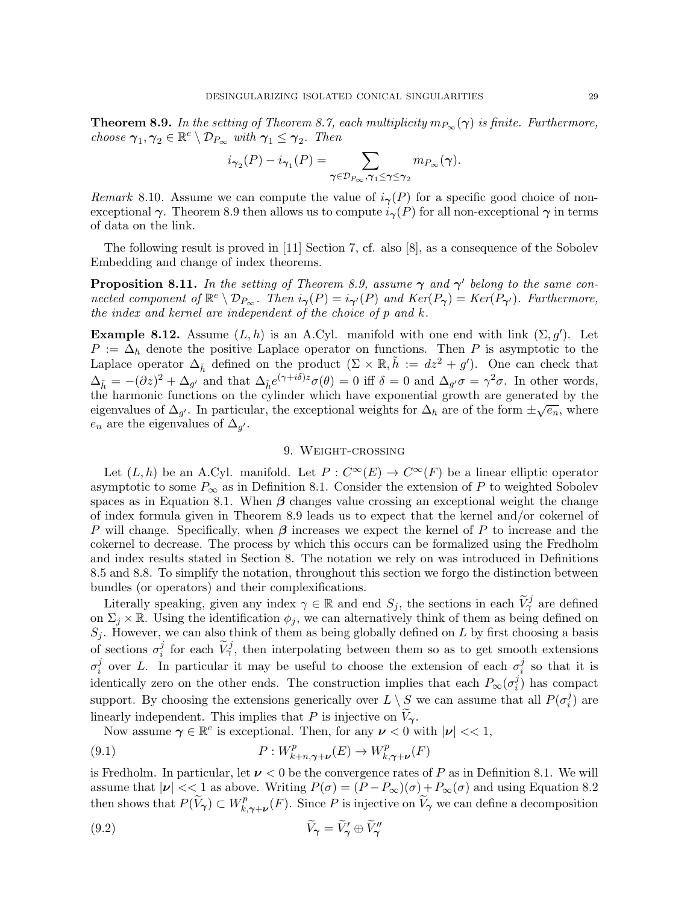**Theorem 8.9.** *In the setting of Theorem 8.7, each multiplicity $m_{P_\infty}(\boldsymbol{\gamma})$ is finite. Furthermore, choose $\boldsymbol{\gamma}_1, \boldsymbol{\gamma}_2 \in \mathbb{R}^e \setminus \mathcal{D}_{P_\infty}$ with $\boldsymbol{\gamma}_1 \leq \boldsymbol{\gamma}_2$. Then*

$$i_{\boldsymbol{\gamma}_2}(P) - i_{\boldsymbol{\gamma}_1}(P) = \sum_{\boldsymbol{\gamma} \in \mathcal{D}_{P_\infty}, \boldsymbol{\gamma}_1 \leq \boldsymbol{\gamma} \leq \boldsymbol{\gamma}_2} m_{P_\infty}(\boldsymbol{\gamma}).$$

*Remark* 8.10. Assume we can compute the value of $i_{\boldsymbol{\gamma}}(P)$ for a specific good choice of non-exceptional $\boldsymbol{\gamma}$. Theorem 8.9 then allows us to compute $i_{\boldsymbol{\gamma}}(P)$ for all non-exceptional $\boldsymbol{\gamma}$ in terms of data on the link.

The following result is proved in [11] Section 7, cf. also [8], as a consequence of the Sobolev Embedding and change of index theorems.

**Proposition 8.11.** *In the setting of Theorem 8.9, assume $\boldsymbol{\gamma}$ and $\boldsymbol{\gamma}'$ belong to the same connected component of $\mathbb{R}^e \setminus \mathcal{D}_{P_\infty}$. Then $i_{\boldsymbol{\gamma}}(P) = i_{\boldsymbol{\gamma}'}(P)$ and $Ker(P_{\boldsymbol{\gamma}}) = Ker(P_{\boldsymbol{\gamma}'})$. Furthermore, the index and kernel are independent of the choice of $p$ and $k$.*

**Example 8.12.** Assume $(L, h)$ is an A.Cyl. manifold with one end with link $(\Sigma, g')$. Let $P := \Delta_h$ denote the positive Laplace operator on functions. Then $P$ is asymptotic to the Laplace operator $\Delta_{\tilde{h}}$ defined on the product $(\Sigma \times \mathbb{R}, \tilde{h} := dz^2 + g')$. One can check that $\Delta_{\tilde{h}} = -(\partial z)^2 + \Delta_{g'}$ and that $\Delta_{\tilde{h}} e^{(\gamma + i\delta)z} \sigma(\theta) = 0$ iff $\delta = 0$ and $\Delta_{g'} \sigma = \gamma^2 \sigma$. In other words, the harmonic functions on the cylinder which have exponential growth are generated by the eigenvalues of $\Delta_{g'}$. In particular, the exceptional weights for $\Delta_h$ are of the form $\pm\sqrt{e_n}$, where $e_n$ are the eigenvalues of $\Delta_{g'}$.

## 9. Weight-crossing

Let $(L, h)$ be an A.Cyl. manifold. Let $P : C^\infty(E) \to C^\infty(F)$ be a linear elliptic operator asymptotic to some $P_\infty$ as in Definition 8.1. Consider the extension of $P$ to weighted Sobolev spaces as in Equation 8.1. When $\boldsymbol{\beta}$ changes value crossing an exceptional weight the change of index formula given in Theorem 8.9 leads us to expect that the kernel and/or cokernel of $P$ will change. Specifically, when $\boldsymbol{\beta}$ increases we expect the kernel of $P$ to increase and the cokernel to decrease. The process by which this occurs can be formalized using the Fredholm and index results stated in Section 8. The notation we rely on was introduced in Definitions 8.5 and 8.8. To simplify the notation, throughout this section we forgo the distinction between bundles (or operators) and their complexifications.

Literally speaking, given any index $\gamma \in \mathbb{R}$ and end $S_j$, the sections in each $\widetilde{V}^j_\gamma$ are defined on $\Sigma_j \times \mathbb{R}$. Using the identification $\phi_j$, we can alternatively think of them as being defined on $S_j$. However, we can also think of them as being globally defined on $L$ by first choosing a basis of sections $\sigma^j_i$ for each $\widetilde{V}^j_\gamma$, then interpolating between them so as to get smooth extensions $\sigma^j_i$ over $L$. In particular it may be useful to choose the extension of each $\sigma^j_i$ so that it is identically zero on the other ends. The construction implies that each $P_\infty(\sigma^j_i)$ has compact support. By choosing the extensions generically over $L \setminus S$ we can assume that all $P(\sigma^j_i)$ are linearly independent. This implies that $P$ is injective on $\widetilde{V}_{\boldsymbol{\gamma}}$.

Now assume $\boldsymbol{\gamma} \in \mathbb{R}^e$ is exceptional. Then, for any $\boldsymbol{\nu} < 0$ with $|\boldsymbol{\nu}| << 1$,

$$P : W^p_{k+n, \boldsymbol{\gamma}+\boldsymbol{\nu}}(E) \to W^p_{k, \boldsymbol{\gamma}+\boldsymbol{\nu}}(F) \tag{9.1}$$

is Fredholm. In particular, let $\boldsymbol{\nu} < 0$ be the convergence rates of $P$ as in Definition 8.1. We will assume that $|\boldsymbol{\nu}| << 1$ as above. Writing $P(\sigma) = (P - P_\infty)(\sigma) + P_\infty(\sigma)$ and using Equation 8.2 then shows that $P(\widetilde{V}_{\boldsymbol{\gamma}}) \subset W^p_{k, \boldsymbol{\gamma}+\boldsymbol{\nu}}(F)$. Since $P$ is injective on $\widetilde{V}_{\boldsymbol{\gamma}}$ we can define a decomposition

$$\widetilde{V}_{\boldsymbol{\gamma}} = \widetilde{V}'_{\boldsymbol{\gamma}} \oplus \widetilde{V}''_{\boldsymbol{\gamma}} \tag{9.2}$$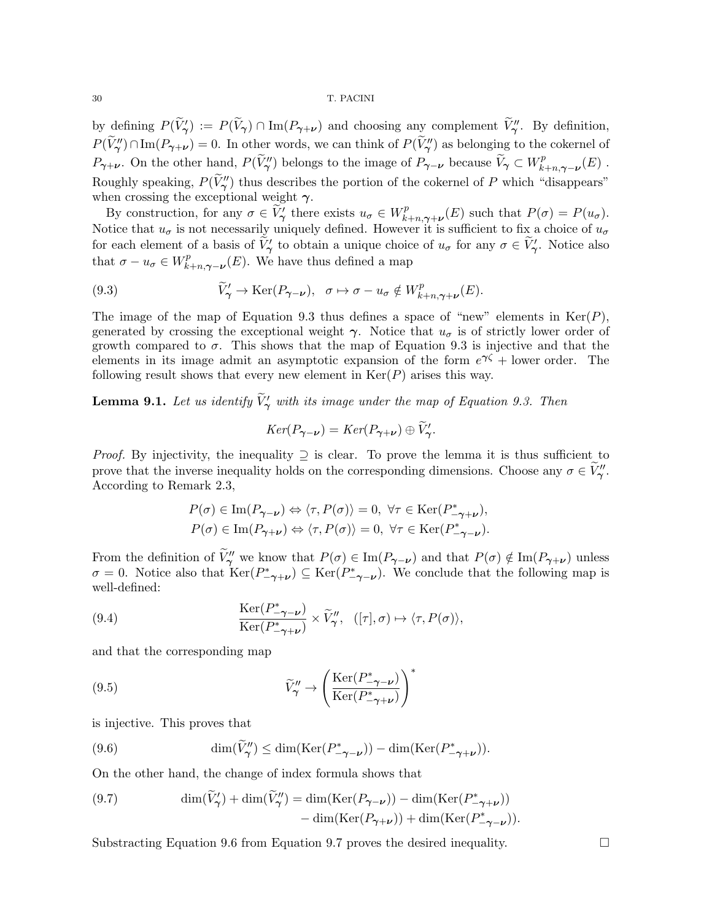by defining $P(\widetilde{V}'_{\boldsymbol{\gamma}}) := P(\widetilde{V}_{\boldsymbol{\gamma}}) \cap \mathrm{Im}(P_{\boldsymbol{\gamma}+\boldsymbol{\nu}})$ and choosing any complement $\widetilde{V}''_{\boldsymbol{\gamma}}$. By definition, $P(\widetilde{V}''_{\boldsymbol{\gamma}}) \cap \mathrm{Im}(P_{\boldsymbol{\gamma}+\boldsymbol{\nu}}) = 0$. In other words, we can think of $P(\widetilde{V}''_{\boldsymbol{\gamma}})$ as belonging to the cokernel of $P_{\boldsymbol{\gamma}+\boldsymbol{\nu}}$. On the other hand, $P(\widetilde{V}''_{\boldsymbol{\gamma}})$ belongs to the image of $P_{\boldsymbol{\gamma}-\boldsymbol{\nu}}$ because $\widetilde{V}_{\boldsymbol{\gamma}} \subset W^p_{k+n,\boldsymbol{\gamma}-\boldsymbol{\nu}}(E)$ . Roughly speaking, $P(\widetilde{V}''_{\boldsymbol{\gamma}})$ thus describes the portion of the cokernel of $P$ which "disappears" when crossing the exceptional weight $\boldsymbol{\gamma}$.

By construction, for any $\sigma \in \widetilde{V}'_{\boldsymbol{\gamma}}$ there exists $u_\sigma \in W^p_{k+n,\boldsymbol{\gamma}+\boldsymbol{\nu}}(E)$ such that $P(\sigma) = P(u_\sigma)$. Notice that $u_\sigma$ is not necessarily uniquely defined. However it is sufficient to fix a choice of $u_\sigma$ for each element of a basis of $\widetilde{V}'_{\boldsymbol{\gamma}}$ to obtain a unique choice of $u_\sigma$ for any $\sigma \in \widetilde{V}'_{\boldsymbol{\gamma}}$. Notice also that $\sigma - u_\sigma \in W^p_{k+n,\boldsymbol{\gamma}-\boldsymbol{\nu}}(E)$. We have thus defined a map

$$\widetilde{V}'_{\boldsymbol{\gamma}} \to \mathrm{Ker}(P_{\boldsymbol{\gamma}-\boldsymbol{\nu}}), \quad \sigma \mapsto \sigma - u_\sigma \notin W^p_{k+n,\boldsymbol{\gamma}+\boldsymbol{\nu}}(E). \tag{9.3}$$

The image of the map of Equation 9.3 thus defines a space of "new" elements in $\mathrm{Ker}(P)$, generated by crossing the exceptional weight $\boldsymbol{\gamma}$. Notice that $u_\sigma$ is of strictly lower order of growth compared to $\sigma$. This shows that the map of Equation 9.3 is injective and that the elements in its image admit an asymptotic expansion of the form $e^{\gamma\zeta}$ + lower order. The following result shows that every new element in $\mathrm{Ker}(P)$ arises this way.

**Lemma 9.1.** *Let us identify $\widetilde{V}'_{\boldsymbol{\gamma}}$ with its image under the map of Equation 9.3. Then*

$$Ker(P_{\boldsymbol{\gamma}-\boldsymbol{\nu}}) = Ker(P_{\boldsymbol{\gamma}+\boldsymbol{\nu}}) \oplus \widetilde{V}'_{\boldsymbol{\gamma}}.$$

*Proof.* By injectivity, the inequality $\supseteq$ is clear. To prove the lemma it is thus sufficient to prove that the inverse inequality holds on the corresponding dimensions. Choose any $\sigma \in \widetilde{V}''_{\boldsymbol{\gamma}}$. According to Remark 2.3,

$$P(\sigma) \in \mathrm{Im}(P_{\boldsymbol{\gamma}-\boldsymbol{\nu}}) \Leftrightarrow \langle \tau, P(\sigma) \rangle = 0, \ \forall \tau \in \mathrm{Ker}(P^*_{-\boldsymbol{\gamma}+\boldsymbol{\nu}}),$$
$$P(\sigma) \in \mathrm{Im}(P_{\boldsymbol{\gamma}+\boldsymbol{\nu}}) \Leftrightarrow \langle \tau, P(\sigma) \rangle = 0, \ \forall \tau \in \mathrm{Ker}(P^*_{-\boldsymbol{\gamma}-\boldsymbol{\nu}}).$$

From the definition of $\widetilde{V}''_{\boldsymbol{\gamma}}$ we know that $P(\sigma) \in \mathrm{Im}(P_{\boldsymbol{\gamma}-\boldsymbol{\nu}})$ and that $P(\sigma) \notin \mathrm{Im}(P_{\boldsymbol{\gamma}+\boldsymbol{\nu}})$ unless $\sigma = 0$. Notice also that $\mathrm{Ker}(P^*_{-\boldsymbol{\gamma}+\boldsymbol{\nu}}) \subseteq \mathrm{Ker}(P^*_{-\boldsymbol{\gamma}-\boldsymbol{\nu}})$. We conclude that the following map is well-defined:

$$\frac{\mathrm{Ker}(P^*_{-\boldsymbol{\gamma}-\boldsymbol{\nu}})}{\mathrm{Ker}(P^*_{-\boldsymbol{\gamma}+\boldsymbol{\nu}})} \times \widetilde{V}''_{\boldsymbol{\gamma}}, \quad ([\tau], \sigma) \mapsto \langle \tau, P(\sigma) \rangle, \tag{9.4}$$

and that the corresponding map

$$\widetilde{V}''_{\boldsymbol{\gamma}} \to \left( \frac{\mathrm{Ker}(P^*_{-\boldsymbol{\gamma}-\boldsymbol{\nu}})}{\mathrm{Ker}(P^*_{-\boldsymbol{\gamma}+\boldsymbol{\nu}})} \right)^* \tag{9.5}$$

is injective. This proves that

$$\dim(\widetilde{V}''_{\boldsymbol{\gamma}}) \leq \dim(\mathrm{Ker}(P^*_{-\boldsymbol{\gamma}-\boldsymbol{\nu}})) - \dim(\mathrm{Ker}(P^*_{-\boldsymbol{\gamma}+\boldsymbol{\nu}})). \tag{9.6}$$

On the other hand, the change of index formula shows that

$$\begin{aligned} \dim(\widetilde{V}'_{\boldsymbol{\gamma}}) + \dim(\widetilde{V}''_{\boldsymbol{\gamma}}) = \; & \dim(\mathrm{Ker}(P_{\boldsymbol{\gamma}-\boldsymbol{\nu}})) - \dim(\mathrm{Ker}(P^*_{-\boldsymbol{\gamma}+\boldsymbol{\nu}})) \\ & - \dim(\mathrm{Ker}(P_{\boldsymbol{\gamma}+\boldsymbol{\nu}})) + \dim(\mathrm{Ker}(P^*_{-\boldsymbol{\gamma}-\boldsymbol{\nu}})). \end{aligned} \tag{9.7}$$

Substracting Equation 9.6 from Equation 9.7 proves the desired inequality. $\square$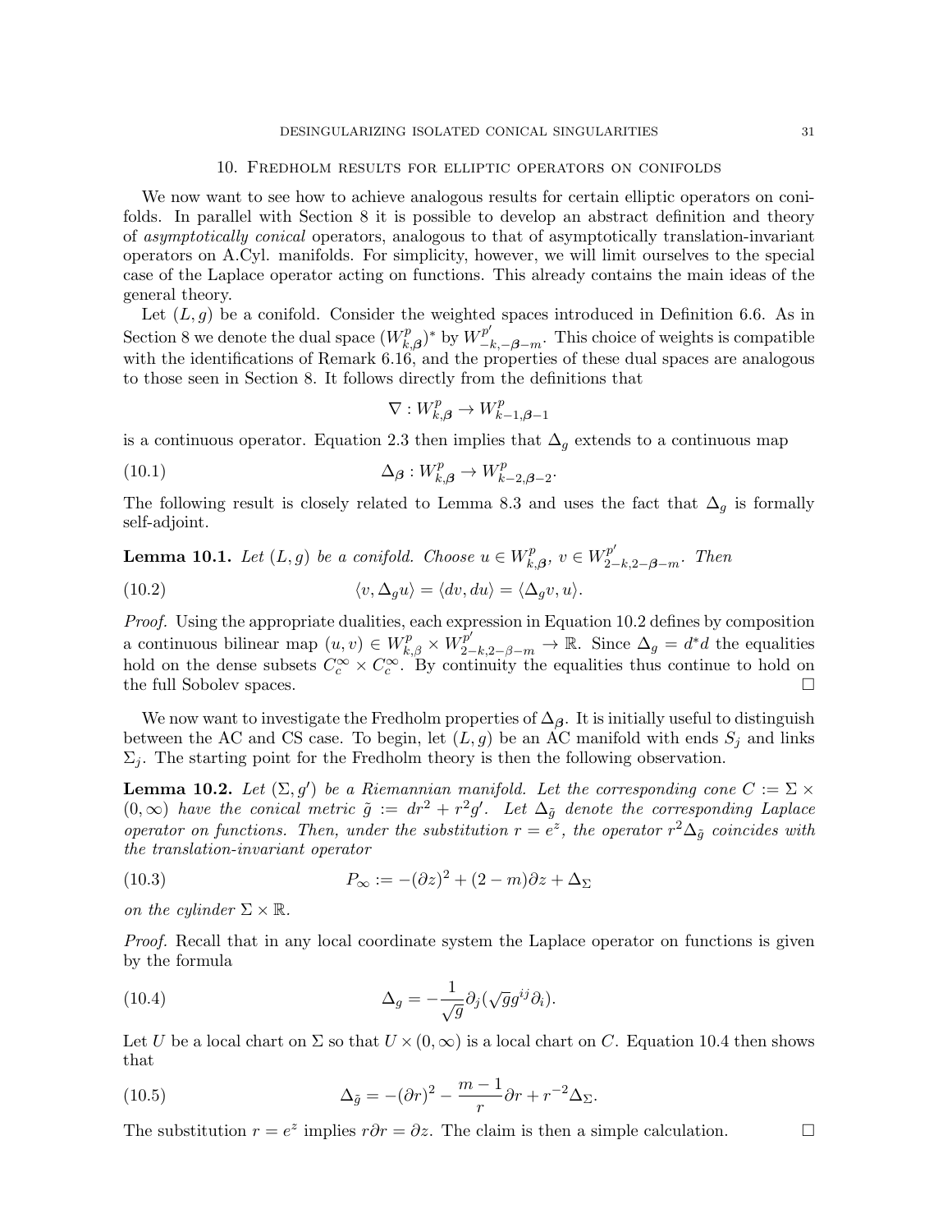## 10. Fredholm results for elliptic operators on conifolds

We now want to see how to achieve analogous results for certain elliptic operators on conifolds. In parallel with Section 8 it is possible to develop an abstract definition and theory of *asymptotically conical* operators, analogous to that of asymptotically translation-invariant operators on A.Cyl. manifolds. For simplicity, however, we will limit ourselves to the special case of the Laplace operator acting on functions. This already contains the main ideas of the general theory.

Let $(L, g)$ be a conifold. Consider the weighted spaces introduced in Definition 6.6. As in Section 8 we denote the dual space $(W^p_{k,\boldsymbol{\beta}})^*$ by $W^{p'}_{-k,-\boldsymbol{\beta}-m}$. This choice of weights is compatible with the identifications of Remark 6.16, and the properties of these dual spaces are analogous to those seen in Section 8. It follows directly from the definitions that

$$\nabla : W^p_{k,\boldsymbol{\beta}} \to W^p_{k-1,\boldsymbol{\beta}-1}$$

is a continuous operator. Equation 2.3 then implies that $\Delta_g$ extends to a continuous map

$$\Delta_{\boldsymbol{\beta}} : W^p_{k,\boldsymbol{\beta}} \to W^p_{k-2,\boldsymbol{\beta}-2}. \tag{10.1}$$

The following result is closely related to Lemma 8.3 and uses the fact that $\Delta_g$ is formally self-adjoint.

**Lemma 10.1.** *Let $(L, g)$ be a conifold. Choose $u \in W^p_{k,\boldsymbol{\beta}}$, $v \in W^{p'}_{2-k,2-\boldsymbol{\beta}-m}$. Then*

$$\langle v, \Delta_g u\rangle = \langle dv, du\rangle = \langle \Delta_g v, u\rangle. \tag{10.2}$$

*Proof.* Using the appropriate dualities, each expression in Equation 10.2 defines by composition a continuous bilinear map $(u, v) \in W^p_{k,\beta} \times W^{p'}_{2-k,2-\beta-m} \to \mathbb{R}$. Since $\Delta_g = d^*d$ the equalities hold on the dense subsets $C^\infty_c \times C^\infty_c$. By continuity the equalities thus continue to hold on the full Sobolev spaces. □

We now want to investigate the Fredholm properties of $\Delta_{\boldsymbol{\beta}}$. It is initially useful to distinguish between the AC and CS case. To begin, let $(L, g)$ be an AC manifold with ends $S_j$ and links $\Sigma_j$. The starting point for the Fredholm theory is then the following observation.

**Lemma 10.2.** *Let $(\Sigma, g')$ be a Riemannian manifold. Let the corresponding cone $C := \Sigma \times (0, \infty)$ have the conical metric $\tilde{g} := dr^2 + r^2 g'$. Let $\Delta_{\tilde{g}}$ denote the corresponding Laplace operator on functions. Then, under the substitution $r = e^z$, the operator $r^2\Delta_{\tilde{g}}$ coincides with the translation-invariant operator*

$$P_\infty := -(\partial z)^2 + (2 - m)\partial z + \Delta_\Sigma \tag{10.3}$$

*on the cylinder $\Sigma \times \mathbb{R}$.*

*Proof.* Recall that in any local coordinate system the Laplace operator on functions is given by the formula

$$\Delta_g = -\frac{1}{\sqrt{g}}\partial_j(\sqrt{g}g^{ij}\partial_i). \tag{10.4}$$

Let $U$ be a local chart on $\Sigma$ so that $U \times (0, \infty)$ is a local chart on $C$. Equation 10.4 then shows that

$$\Delta_{\tilde{g}} = -(\partial r)^2 - \frac{m-1}{r}\partial r + r^{-2}\Delta_\Sigma. \tag{10.5}$$

The substitution $r = e^z$ implies $r\partial r = \partial z$. The claim is then a simple calculation. □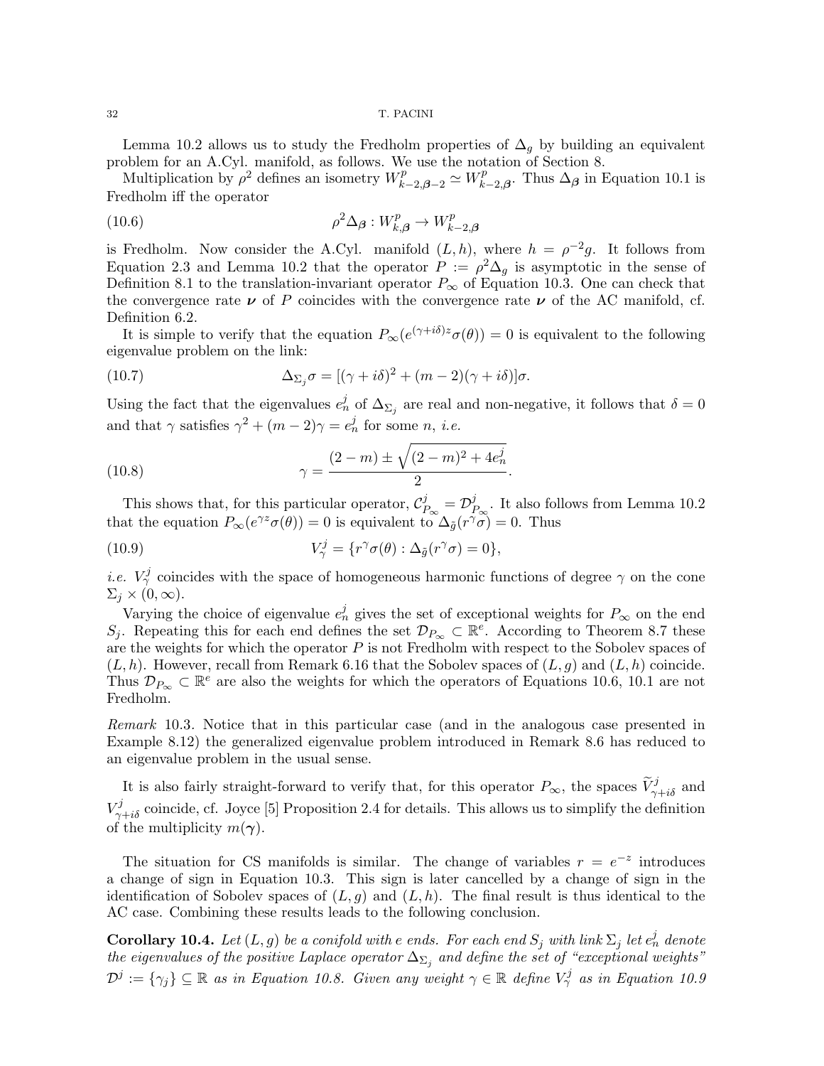Lemma 10.2 allows us to study the Fredholm properties of $\Delta_g$ by building an equivalent problem for an A.Cyl. manifold, as follows. We use the notation of Section 8.

Multiplication by $\rho^2$ defines an isometry $W^p_{k-2,\boldsymbol{\beta}-2} \simeq W^p_{k-2,\boldsymbol{\beta}}$. Thus $\Delta_{\boldsymbol{\beta}}$ in Equation 10.1 is Fredholm iff the operator

$$\rho^2 \Delta_{\boldsymbol{\beta}} : W^p_{k,\boldsymbol{\beta}} \to W^p_{k-2,\boldsymbol{\beta}} \tag{10.6}$$

is Fredholm. Now consider the A.Cyl. manifold $(L, h)$, where $h = \rho^{-2} g$. It follows from Equation 2.3 and Lemma 10.2 that the operator $P := \rho^2 \Delta_g$ is asymptotic in the sense of Definition 8.1 to the translation-invariant operator $P_\infty$ of Equation 10.3. One can check that the convergence rate $\boldsymbol{\nu}$ of $P$ coincides with the convergence rate $\boldsymbol{\nu}$ of the AC manifold, cf. Definition 6.2.

It is simple to verify that the equation $P_\infty(e^{(\gamma+i\delta)z}\sigma(\theta)) = 0$ is equivalent to the following eigenvalue problem on the link:

$$\Delta_{\Sigma_j} \sigma = [(\gamma + i\delta)^2 + (m-2)(\gamma + i\delta)]\sigma. \tag{10.7}$$

Using the fact that the eigenvalues $e^j_n$ of $\Delta_{\Sigma_j}$ are real and non-negative, it follows that $\delta = 0$ and that $\gamma$ satisfies $\gamma^2 + (m-2)\gamma = e^j_n$ for some $n$, *i.e.*

$$\gamma = \frac{(2-m) \pm \sqrt{(2-m)^2 + 4e^j_n}}{2}. \tag{10.8}$$

This shows that, for this particular operator, $\mathcal{C}^j_{P_\infty} = \mathcal{D}^j_{P_\infty}$. It also follows from Lemma 10.2 that the equation $P_\infty(e^{\gamma z}\sigma(\theta)) = 0$ is equivalent to $\Delta_{\tilde{g}}(r^\gamma \sigma) = 0$. Thus

$$V^j_\gamma = \{r^\gamma \sigma(\theta) : \Delta_{\tilde{g}}(r^\gamma \sigma) = 0\}, \tag{10.9}$$

*i.e.* $V^j_\gamma$ coincides with the space of homogeneous harmonic functions of degree $\gamma$ on the cone $\Sigma_j \times (0, \infty)$.

Varying the choice of eigenvalue $e^j_n$ gives the set of exceptional weights for $P_\infty$ on the end $S_j$. Repeating this for each end defines the set $\mathcal{D}_{P_\infty} \subset \mathbb{R}^e$. According to Theorem 8.7 these are the weights for which the operator $P$ is not Fredholm with respect to the Sobolev spaces of $(L, h)$. However, recall from Remark 6.16 that the Sobolev spaces of $(L, g)$ and $(L, h)$ coincide. Thus $\mathcal{D}_{P_\infty} \subset \mathbb{R}^e$ are also the weights for which the operators of Equations 10.6, 10.1 are not Fredholm.

*Remark* 10.3. Notice that in this particular case (and in the analogous case presented in Example 8.12) the generalized eigenvalue problem introduced in Remark 8.6 has reduced to an eigenvalue problem in the usual sense.

It is also fairly straight-forward to verify that, for this operator $P_\infty$, the spaces $\widetilde{V}^j_{\gamma+i\delta}$ and $V^j_{\gamma+i\delta}$ coincide, cf. Joyce [5] Proposition 2.4 for details. This allows us to simplify the definition of the multiplicity $m(\boldsymbol{\gamma})$.

The situation for CS manifolds is similar. The change of variables $r = e^{-z}$ introduces a change of sign in Equation 10.3. This sign is later cancelled by a change of sign in the identification of Sobolev spaces of $(L, g)$ and $(L, h)$. The final result is thus identical to the AC case. Combining these results leads to the following conclusion.

**Corollary 10.4.** *Let $(L, g)$ be a conifold with $e$ ends. For each end $S_j$ with link $\Sigma_j$ let $e^j_n$ denote the eigenvalues of the positive Laplace operator $\Delta_{\Sigma_j}$ and define the set of "exceptional weights" $\mathcal{D}^j := \{\gamma_j\} \subseteq \mathbb{R}$ as in Equation 10.8. Given any weight $\gamma \in \mathbb{R}$ define $V^j_\gamma$ as in Equation 10.9*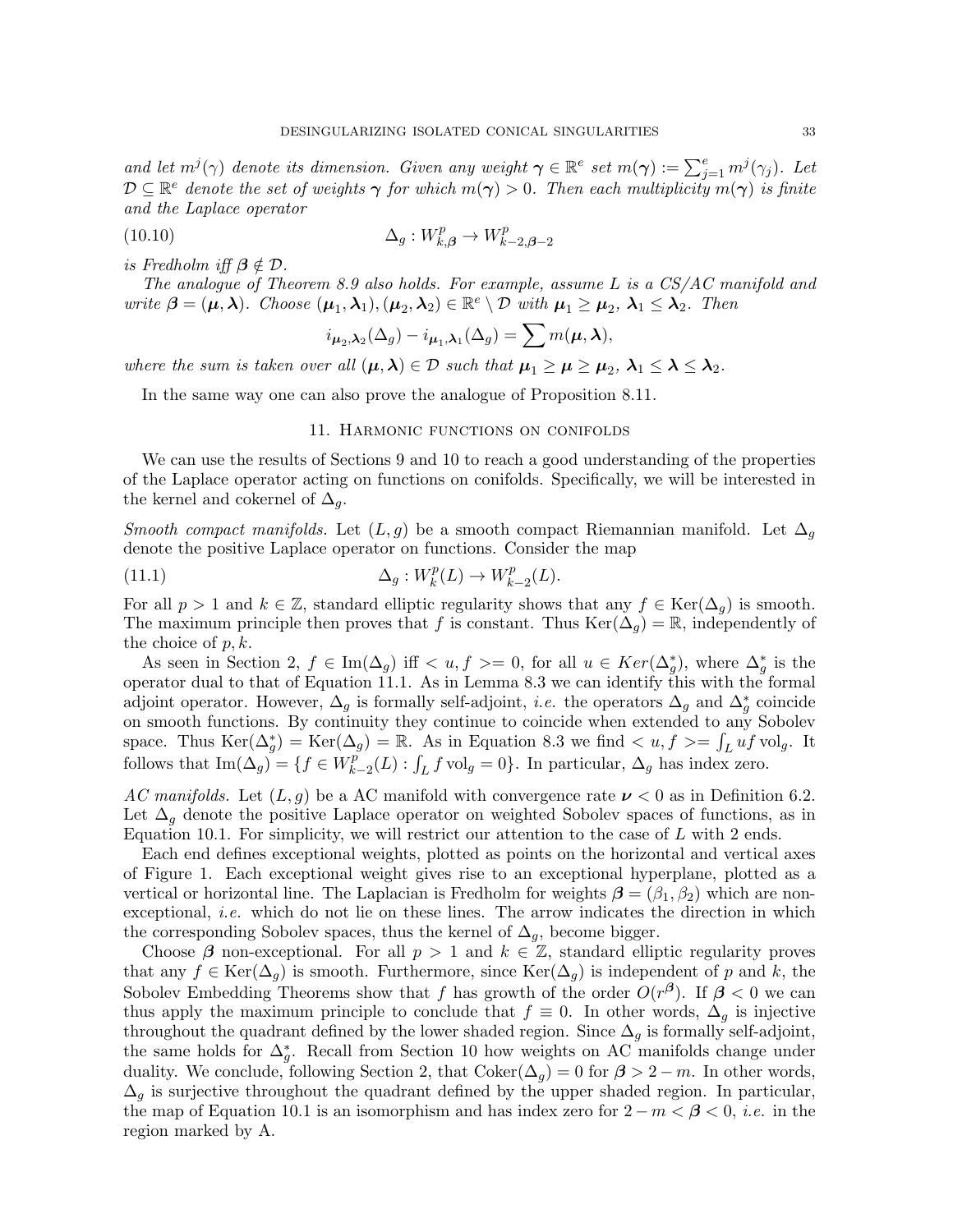*and let $m^j(\gamma)$ denote its dimension. Given any weight $\boldsymbol{\gamma} \in \mathbb{R}^e$ set $m(\boldsymbol{\gamma}) := \sum_{j=1}^e m^j(\gamma_j)$. Let $\mathcal{D} \subseteq \mathbb{R}^e$ denote the set of weights $\boldsymbol{\gamma}$ for which $m(\boldsymbol{\gamma}) > 0$. Then each multiplicity $m(\boldsymbol{\gamma})$ is finite and the Laplace operator*

$$\Delta_g : W^p_{k,\boldsymbol{\beta}} \to W^p_{k-2,\boldsymbol{\beta}-2} \tag{10.10}$$

*is Fredholm iff $\boldsymbol{\beta} \notin \mathcal{D}$.*

*The analogue of Theorem 8.9 also holds. For example, assume $L$ is a CS/AC manifold and write $\boldsymbol{\beta} = (\boldsymbol{\mu}, \boldsymbol{\lambda})$. Choose $(\boldsymbol{\mu}_1, \boldsymbol{\lambda}_1), (\boldsymbol{\mu}_2, \boldsymbol{\lambda}_2) \in \mathbb{R}^e \setminus \mathcal{D}$ with $\boldsymbol{\mu}_1 \geq \boldsymbol{\mu}_2$, $\boldsymbol{\lambda}_1 \leq \boldsymbol{\lambda}_2$. Then*

$$i_{\boldsymbol{\mu}_2,\boldsymbol{\lambda}_2}(\Delta_g) - i_{\boldsymbol{\mu}_1,\boldsymbol{\lambda}_1}(\Delta_g) = \sum m(\boldsymbol{\mu}, \boldsymbol{\lambda}),$$

*where the sum is taken over all $(\boldsymbol{\mu}, \boldsymbol{\lambda}) \in \mathcal{D}$ such that $\boldsymbol{\mu}_1 \geq \boldsymbol{\mu} \geq \boldsymbol{\mu}_2$, $\boldsymbol{\lambda}_1 \leq \boldsymbol{\lambda} \leq \boldsymbol{\lambda}_2$.*

In the same way one can also prove the analogue of Proposition 8.11.

## 11. Harmonic functions on conifolds

We can use the results of Sections 9 and 10 to reach a good understanding of the properties of the Laplace operator acting on functions on conifolds. Specifically, we will be interested in the kernel and cokernel of $\Delta_g$.

*Smooth compact manifolds.* Let $(L, g)$ be a smooth compact Riemannian manifold. Let $\Delta_g$ denote the positive Laplace operator on functions. Consider the map

$$\Delta_g : W^p_k(L) \to W^p_{k-2}(L). \tag{11.1}$$

For all $p > 1$ and $k \in \mathbb{Z}$, standard elliptic regularity shows that any $f \in \mathrm{Ker}(\Delta_g)$ is smooth. The maximum principle then proves that $f$ is constant. Thus $\mathrm{Ker}(\Delta_g) = \mathbb{R}$, independently of the choice of $p, k$.

As seen in Section 2, $f \in \mathrm{Im}(\Delta_g)$ iff $< u, f >= 0$, for all $u \in Ker(\Delta_g^*)$, where $\Delta_g^*$ is the operator dual to that of Equation 11.1. As in Lemma 8.3 we can identify this with the formal adjoint operator. However, $\Delta_g$ is formally self-adjoint, *i.e.* the operators $\Delta_g$ and $\Delta_g^*$ coincide on smooth functions. By continuity they continue to coincide when extended to any Sobolev space. Thus $\mathrm{Ker}(\Delta_g^*) = \mathrm{Ker}(\Delta_g) = \mathbb{R}$. As in Equation 8.3 we find $< u, f >= \int_L uf \,\mathrm{vol}_g$. It follows that $\mathrm{Im}(\Delta_g) = \{f \in W^p_{k-2}(L) : \int_L f \,\mathrm{vol}_g = 0\}$. In particular, $\Delta_g$ has index zero.

*AC manifolds.* Let $(L, g)$ be a AC manifold with convergence rate $\boldsymbol{\nu} < 0$ as in Definition 6.2. Let $\Delta_g$ denote the positive Laplace operator on weighted Sobolev spaces of functions, as in Equation 10.1. For simplicity, we will restrict our attention to the case of $L$ with 2 ends.

Each end defines exceptional weights, plotted as points on the horizontal and vertical axes of Figure 1. Each exceptional weight gives rise to an exceptional hyperplane, plotted as a vertical or horizontal line. The Laplacian is Fredholm for weights $\boldsymbol{\beta} = (\beta_1, \beta_2)$ which are non-exceptional, *i.e.* which do not lie on these lines. The arrow indicates the direction in which the corresponding Sobolev spaces, thus the kernel of $\Delta_g$, become bigger.

Choose $\boldsymbol{\beta}$ non-exceptional. For all $p > 1$ and $k \in \mathbb{Z}$, standard elliptic regularity proves that any $f \in \mathrm{Ker}(\Delta_g)$ is smooth. Furthermore, since $\mathrm{Ker}(\Delta_g)$ is independent of $p$ and $k$, the Sobolev Embedding Theorems show that $f$ has growth of the order $O(r^{\boldsymbol{\beta}})$. If $\boldsymbol{\beta} < 0$ we can thus apply the maximum principle to conclude that $f \equiv 0$. In other words, $\Delta_g$ is injective throughout the quadrant defined by the lower shaded region. Since $\Delta_g$ is formally self-adjoint, the same holds for $\Delta_g^*$. Recall from Section 10 how weights on AC manifolds change under duality. We conclude, following Section 2, that $\mathrm{Coker}(\Delta_g) = 0$ for $\boldsymbol{\beta} > 2 - m$. In other words, $\Delta_g$ is surjective throughout the quadrant defined by the upper shaded region. In particular, the map of Equation 10.1 is an isomorphism and has index zero for $2 - m < \boldsymbol{\beta} < 0$, *i.e.* in the region marked by A.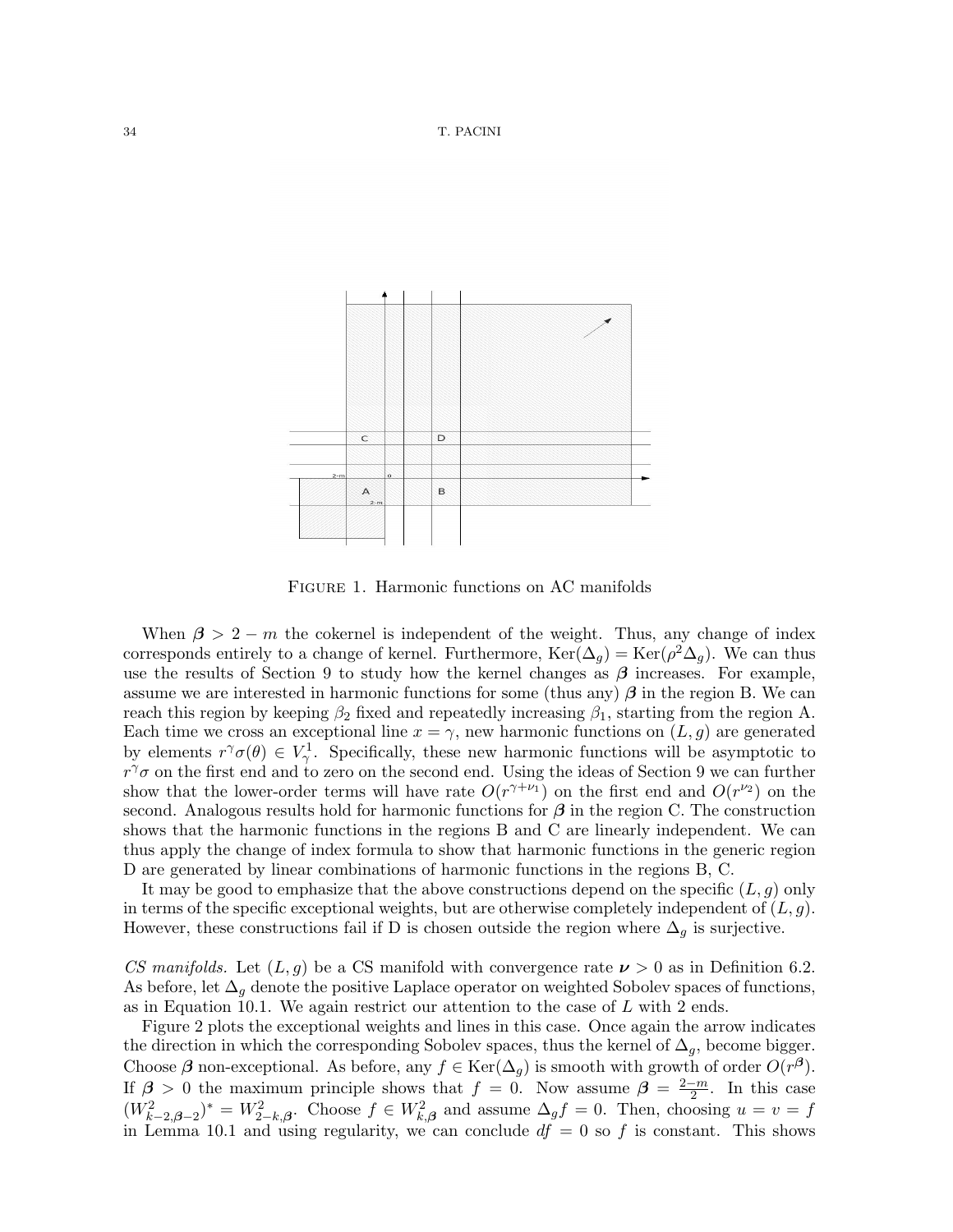Figure 1. Harmonic functions on AC manifolds

When $\boldsymbol{\beta} > 2 - m$ the cokernel is independent of the weight. Thus, any change of index corresponds entirely to a change of kernel. Furthermore, $\mathrm{Ker}(\Delta_g) = \mathrm{Ker}(\rho^2 \Delta_g)$. We can thus use the results of Section 9 to study how the kernel changes as $\boldsymbol{\beta}$ increases. For example, assume we are interested in harmonic functions for some (thus any) $\boldsymbol{\beta}$ in the region B. We can reach this region by keeping $\beta_2$ fixed and repeatedly increasing $\beta_1$, starting from the region A. Each time we cross an exceptional line $x = \gamma$, new harmonic functions on $(L, g)$ are generated by elements $r^\gamma \sigma(\theta) \in V^1_\gamma$. Specifically, these new harmonic functions will be asymptotic to $r^\gamma \sigma$ on the first end and to zero on the second end. Using the ideas of Section 9 we can further show that the lower-order terms will have rate $O(r^{\gamma+\nu_1})$ on the first end and $O(r^{\nu_2})$ on the second. Analogous results hold for harmonic functions for $\boldsymbol{\beta}$ in the region C. The construction shows that the harmonic functions in the regions B and C are linearly independent. We can thus apply the change of index formula to show that harmonic functions in the generic region D are generated by linear combinations of harmonic functions in the regions B, C.

It may be good to emphasize that the above constructions depend on the specific $(L, g)$ only in terms of the specific exceptional weights, but are otherwise completely independent of $(L, g)$. However, these constructions fail if D is chosen outside the region where $\Delta_g$ is surjective.

*CS manifolds.* Let $(L, g)$ be a CS manifold with convergence rate $\boldsymbol{\nu} > 0$ as in Definition 6.2. As before, let $\Delta_g$ denote the positive Laplace operator on weighted Sobolev spaces of functions, as in Equation 10.1. We again restrict our attention to the case of $L$ with 2 ends.

Figure 2 plots the exceptional weights and lines in this case. Once again the arrow indicates the direction in which the corresponding Sobolev spaces, thus the kernel of $\Delta_g$, become bigger. Choose $\boldsymbol{\beta}$ non-exceptional. As before, any $f \in \mathrm{Ker}(\Delta_g)$ is smooth with growth of order $O(r^{\boldsymbol{\beta}})$. If $\boldsymbol{\beta} > 0$ the maximum principle shows that $f = 0$. Now assume $\boldsymbol{\beta} = \frac{2-m}{2}$. In this case $(W^2_{k-2,\boldsymbol{\beta}-2})^* = W^2_{2-k,\boldsymbol{\beta}}$. Choose $f \in W^2_{k,\boldsymbol{\beta}}$ and assume $\Delta_g f = 0$. Then, choosing $u = v = f$ in Lemma 10.1 and using regularity, we can conclude $df = 0$ so $f$ is constant. This shows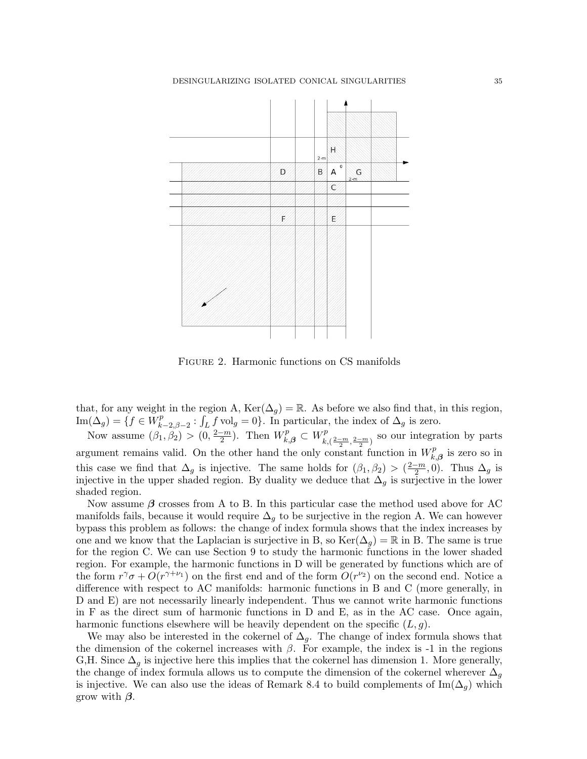FIGURE 2. Harmonic functions on CS manifolds

that, for any weight in the region A, $\mathrm{Ker}(\Delta_g) = \mathbb{R}$. As before we also find that, in this region, $\mathrm{Im}(\Delta_g) = \{f \in W^p_{k-2,\beta-2} : \int_L f \,\mathrm{vol}_g = 0\}$. In particular, the index of $\Delta_g$ is zero.

Now assume $(\beta_1, \beta_2) > (0, \frac{2-m}{2})$. Then $W^p_{k,\boldsymbol{\beta}} \subset W^p_{k,(\frac{2-m}{2},\frac{2-m}{2})}$ so our integration by parts argument remains valid. On the other hand the only constant function in $W^p_{k,\boldsymbol{\beta}}$ is zero so in this case we find that $\Delta_g$ is injective. The same holds for $(\beta_1, \beta_2) > (\frac{2-m}{2}, 0)$. Thus $\Delta_g$ is injective in the upper shaded region. By duality we deduce that $\Delta_g$ is surjective in the lower shaded region.

Now assume $\boldsymbol{\beta}$ crosses from A to B. In this particular case the method used above for AC manifolds fails, because it would require $\Delta_g$ to be surjective in the region A. We can however bypass this problem as follows: the change of index formula shows that the index increases by one and we know that the Laplacian is surjective in B, so $\mathrm{Ker}(\Delta_g) = \mathbb{R}$ in B. The same is true for the region C. We can use Section 9 to study the harmonic functions in the lower shaded region. For example, the harmonic functions in D will be generated by functions which are of the form $r^\gamma \sigma + O(r^{\gamma+\nu_1})$ on the first end and of the form $O(r^{\nu_2})$ on the second end. Notice a difference with respect to AC manifolds: harmonic functions in B and C (more generally, in D and E) are not necessarily linearly independent. Thus we cannot write harmonic functions in F as the direct sum of harmonic functions in D and E, as in the AC case. Once again, harmonic functions elsewhere will be heavily dependent on the specific $(L, g)$.

We may also be interested in the cokernel of $\Delta_g$. The change of index formula shows that the dimension of the cokernel increases with $\beta$. For example, the index is -1 in the regions G,H. Since $\Delta_g$ is injective here this implies that the cokernel has dimension 1. More generally, the change of index formula allows us to compute the dimension of the cokernel wherever $\Delta_g$ is injective. We can also use the ideas of Remark 8.4 to build complements of $\mathrm{Im}(\Delta_g)$ which grow with $\boldsymbol{\beta}$.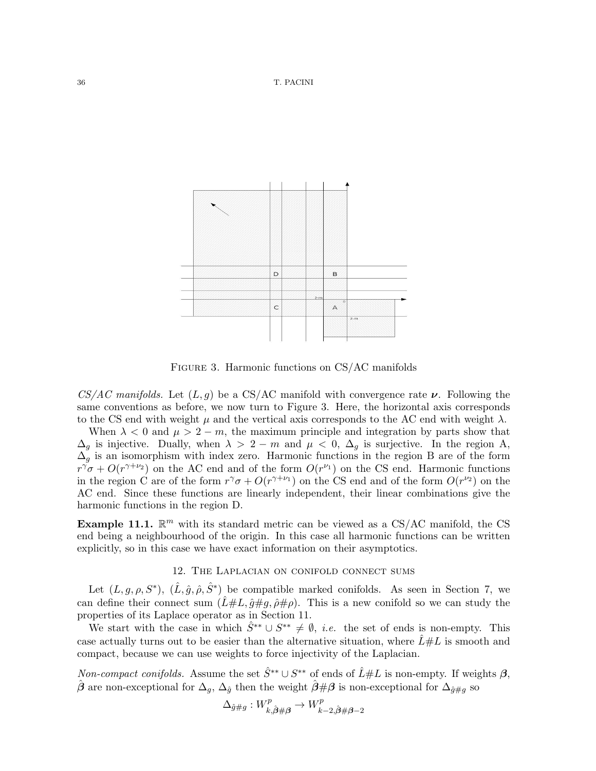Figure 3. Harmonic functions on CS/AC manifolds

*CS/AC manifolds.* Let $(L, g)$ be a CS/AC manifold with convergence rate $\boldsymbol{\nu}$. Following the same conventions as before, we now turn to Figure 3. Here, the horizontal axis corresponds to the CS end with weight $\mu$ and the vertical axis corresponds to the AC end with weight $\lambda$.

When $\lambda < 0$ and $\mu > 2 - m$, the maximum principle and integration by parts show that $\Delta_g$ is injective. Dually, when $\lambda > 2 - m$ and $\mu < 0$, $\Delta_g$ is surjective. In the region A, $\Delta_g$ is an isomorphism with index zero. Harmonic functions in the region B are of the form $r^\gamma \sigma + O(r^{\gamma+\nu_2})$ on the AC end and of the form $O(r^{\nu_1})$ on the CS end. Harmonic functions in the region C are of the form $r^\gamma \sigma + O(r^{\gamma+\nu_1})$ on the CS end and of the form $O(r^{\nu_2})$ on the AC end. Since these functions are linearly independent, their linear combinations give the harmonic functions in the region D.

**Example 11.1.** $\mathbb{R}^m$ with its standard metric can be viewed as a CS/AC manifold, the CS end being a neighbourhood of the origin. In this case all harmonic functions can be written explicitly, so in this case we have exact information on their asymptotics.

## 12. The Laplacian on conifold connect sums

Let $(L, g, \rho, S^*)$, $(\hat{L}, \hat{g}, \hat{\rho}, \hat{S}^*)$ be compatible marked conifolds. As seen in Section 7, we can define their connect sum $(\hat{L}\#L, \hat{g}\#g, \hat{\rho}\#\rho)$. This is a new conifold so we can study the properties of its Laplace operator as in Section 11.

We start with the case in which $\hat{S}^{**} \cup S^{**} \neq \emptyset$, *i.e.* the set of ends is non-empty. This case actually turns out to be easier than the alternative situation, where $\hat{L}\#L$ is smooth and compact, because we can use weights to force injectivity of the Laplacian.

*Non-compact conifolds.* Assume the set $\hat{S}^{**} \cup S^{**}$ of ends of $\hat{L}\#L$ is non-empty. If weights $\boldsymbol{\beta}$, $\hat{\boldsymbol{\beta}}$ are non-exceptional for $\Delta_g$, $\Delta_{\hat{g}}$ then the weight $\hat{\boldsymbol{\beta}}\#\boldsymbol{\beta}$ is non-exceptional for $\Delta_{\hat{g}\#g}$ so

$$\Delta_{\hat{g}\#g} : W^p_{k,\hat{\boldsymbol{\beta}}\#\boldsymbol{\beta}} \to W^p_{k-2,\hat{\boldsymbol{\beta}}\#\boldsymbol{\beta}-2}$$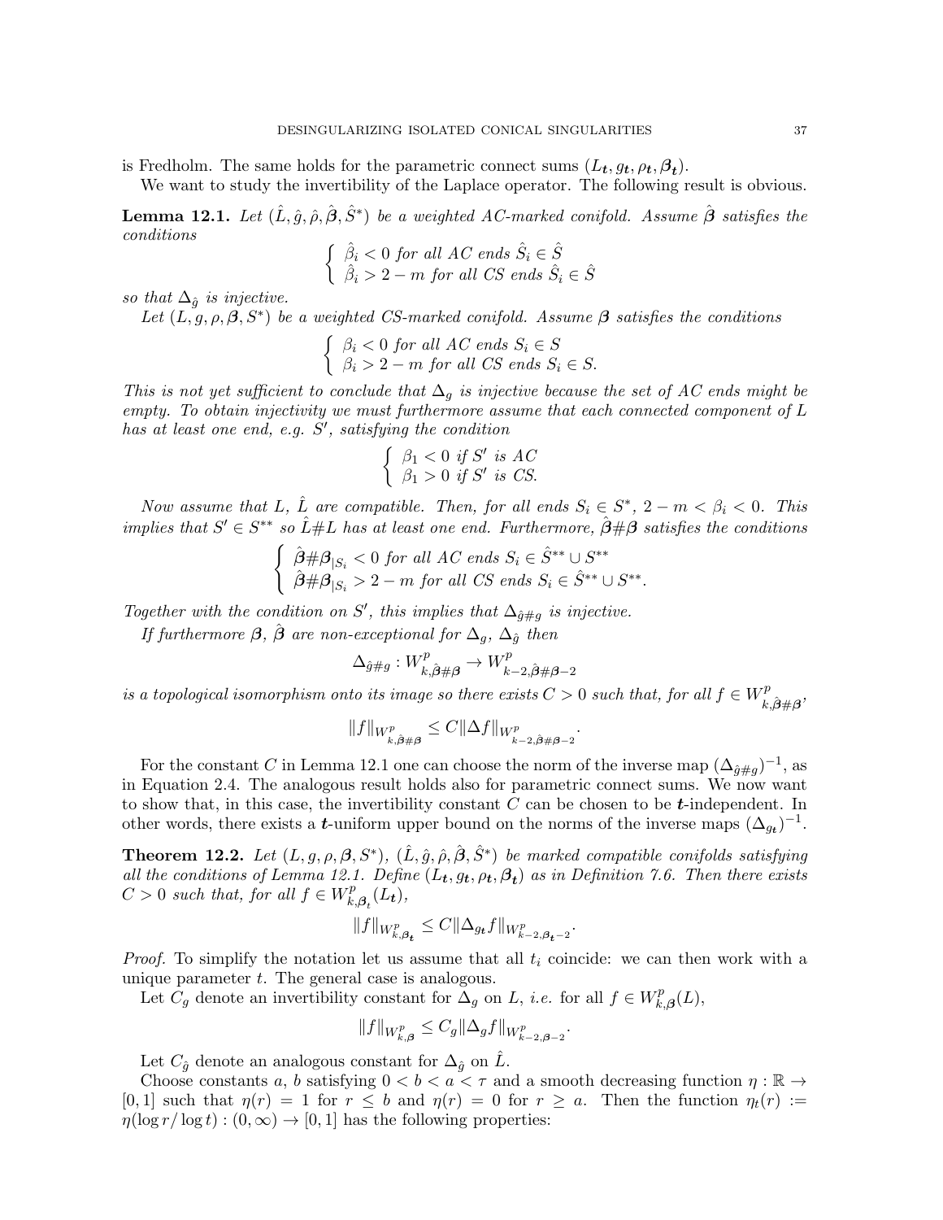is Fredholm. The same holds for the parametric connect sums $(L_{\boldsymbol{t}}, g_{\boldsymbol{t}}, \rho_{\boldsymbol{t}}, \boldsymbol{\beta}_{\boldsymbol{t}})$.

We want to study the invertibility of the Laplace operator. The following result is obvious.

**Lemma 12.1.** *Let $(\hat{L}, \hat{g}, \hat{\rho}, \hat{\boldsymbol{\beta}}, \hat{S}^*)$ be a weighted AC-marked conifold. Assume $\hat{\boldsymbol{\beta}}$ satisfies the conditions*

$$\begin{cases} \hat{\beta}_i < 0 \text{ for all AC ends } \hat{S}_i \in \hat{S} \\ \hat{\beta}_i > 2 - m \text{ for all CS ends } \hat{S}_i \in \hat{S} \end{cases}$$

*so that $\Delta_{\hat{g}}$ is injective.*

*Let $(L, g, \rho, \boldsymbol{\beta}, S^*)$ be a weighted CS-marked conifold. Assume $\boldsymbol{\beta}$ satisfies the conditions*

$$\begin{cases} \beta_i < 0 \text{ for all AC ends } S_i \in S \\ \beta_i > 2 - m \text{ for all CS ends } S_i \in S. \end{cases}$$

*This is not yet sufficient to conclude that $\Delta_g$ is injective because the set of AC ends might be empty. To obtain injectivity we must furthermore assume that each connected component of $L$ has at least one end, e.g. $S'$, satisfying the condition*

$$\begin{cases} \beta_1 < 0 \text{ if } S' \text{ is AC} \\ \beta_1 > 0 \text{ if } S' \text{ is CS.} \end{cases}$$

*Now assume that $L$, $\hat{L}$ are compatible. Then, for all ends $S_i \in S^*$, $2 - m < \beta_i < 0$. This implies that $S' \in S^{**}$ so $\hat{L}\#L$ has at least one end. Furthermore, $\hat{\boldsymbol{\beta}}\#\boldsymbol{\beta}$ satisfies the conditions*

$$\begin{cases} \hat{\boldsymbol{\beta}}\#\boldsymbol{\beta}_{|S_i} < 0 \text{ for all AC ends } S_i \in \hat{S}^{**} \cup S^{**} \\ \hat{\boldsymbol{\beta}}\#\boldsymbol{\beta}_{|S_i} > 2 - m \text{ for all CS ends } S_i \in \hat{S}^{**} \cup S^{**}. \end{cases}$$

*Together with the condition on $S'$, this implies that $\Delta_{\hat{g}\#g}$ is injective.*

*If furthermore $\boldsymbol{\beta}$, $\hat{\boldsymbol{\beta}}$ are non-exceptional for $\Delta_g$, $\Delta_{\hat{g}}$ then*

$$\Delta_{\hat{g}\#g} : W^p_{k, \hat{\boldsymbol{\beta}}\#\boldsymbol{\beta}} \to W^p_{k-2, \hat{\boldsymbol{\beta}}\#\boldsymbol{\beta}-2}$$

*is a topological isomorphism onto its image so there exists $C > 0$ such that, for all $f \in W^p_{k, \hat{\boldsymbol{\beta}}\#\boldsymbol{\beta}}$,*

$$\|f\|_{W^p_{k, \hat{\boldsymbol{\beta}}\#\boldsymbol{\beta}}} \leq C \|\Delta f\|_{W^p_{k-2, \hat{\boldsymbol{\beta}}\#\boldsymbol{\beta}-2}}.$$

For the constant $C$ in Lemma 12.1 one can choose the norm of the inverse map $(\Delta_{\hat{g}\#g})^{-1}$, as in Equation 2.4. The analogous result holds also for parametric connect sums. We now want to show that, in this case, the invertibility constant $C$ can be chosen to be $\boldsymbol{t}$-independent. In other words, there exists a $\boldsymbol{t}$-uniform upper bound on the norms of the inverse maps $(\Delta_{g_{\boldsymbol{t}}})^{-1}$.

**Theorem 12.2.** *Let $(L, g, \rho, \boldsymbol{\beta}, S^*)$, $(\hat{L}, \hat{g}, \hat{\rho}, \hat{\boldsymbol{\beta}}, \hat{S}^*)$ be marked compatible conifolds satisfying all the conditions of Lemma 12.1. Define $(L_{\boldsymbol{t}}, g_{\boldsymbol{t}}, \rho_{\boldsymbol{t}}, \boldsymbol{\beta}_{\boldsymbol{t}})$ as in Definition 7.6. Then there exists $C > 0$ such that, for all $f \in W^p_{k, \boldsymbol{\beta}_{\boldsymbol{t}}}(L_{\boldsymbol{t}})$,*

$$\|f\|_{W^p_{k, \boldsymbol{\beta}_{\boldsymbol{t}}}} \leq C \|\Delta_{g_{\boldsymbol{t}}} f\|_{W^p_{k-2, \boldsymbol{\beta}_{\boldsymbol{t}}-2}}.$$

*Proof.* To simplify the notation let us assume that all $t_i$ coincide: we can then work with a unique parameter $t$. The general case is analogous.

Let $C_g$ denote an invertibility constant for $\Delta_g$ on $L$, *i.e.* for all $f \in W^p_{k, \boldsymbol{\beta}}(L)$,

$$\|f\|_{W^p_{k, \boldsymbol{\beta}}} \leq C_g \|\Delta_g f\|_{W^p_{k-2, \boldsymbol{\beta}-2}}.$$

Let $C_{\hat{g}}$ denote an analogous constant for $\Delta_{\hat{g}}$ on $\hat{L}$.

Choose constants $a$, $b$ satisfying $0 < b < a < \tau$ and a smooth decreasing function $\eta : \mathbb{R} \to [0, 1]$ such that $\eta(r) = 1$ for $r \leq b$ and $\eta(r) = 0$ for $r \geq a$. Then the function $\eta_t(r) := \eta(\log r / \log t) : (0, \infty) \to [0, 1]$ has the following properties: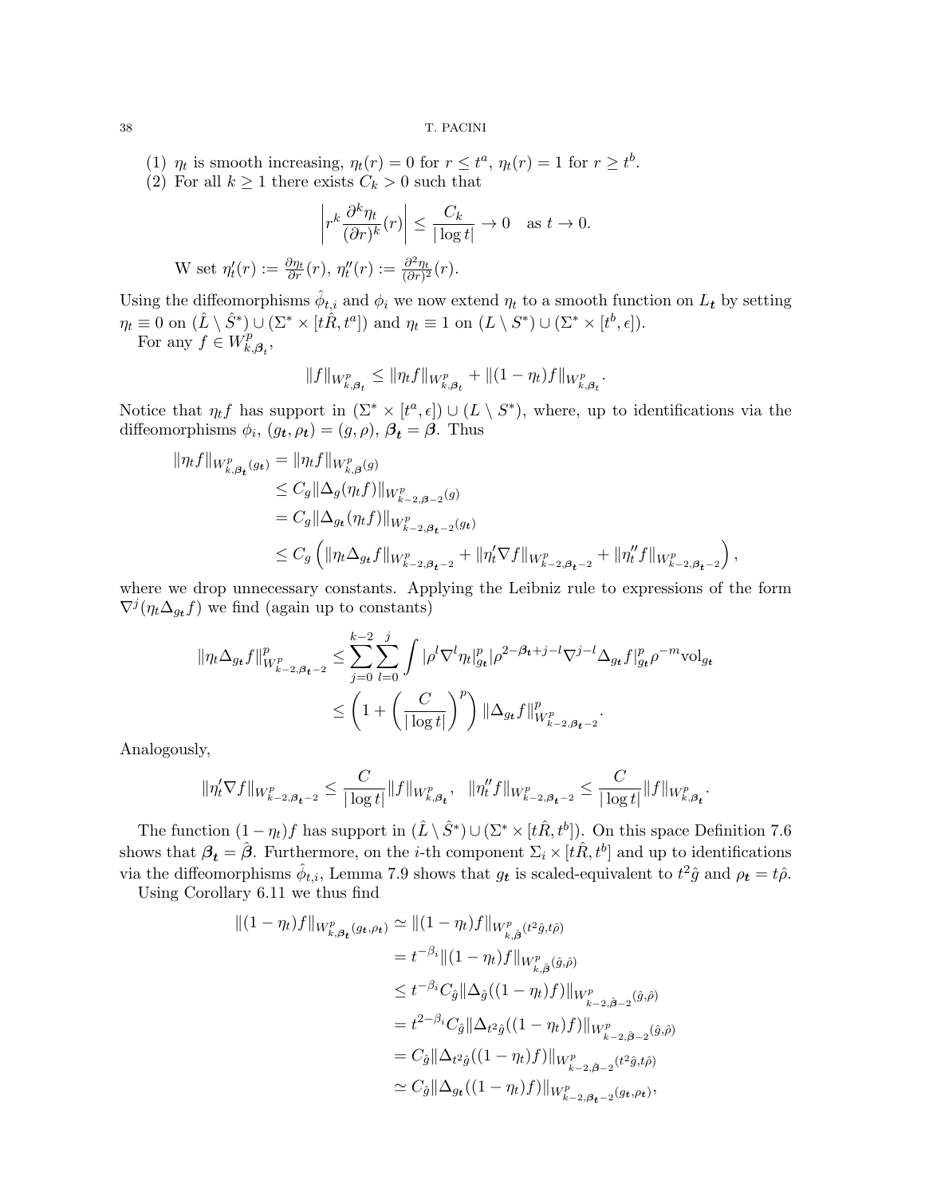(1) $\eta_t$ is smooth increasing, $\eta_t(r) = 0$ for $r \leq t^a$, $\eta_t(r) = 1$ for $r \geq t^b$.
(2) For all $k \geq 1$ there exists $C_k > 0$ such that

$$\left| r^k \frac{\partial^k \eta_t}{(\partial r)^k}(r) \right| \leq \frac{C_k}{|\log t|} \to 0 \quad \text{as } t \to 0.$$

W set $\eta_t'(r) := \frac{\partial \eta_t}{\partial r}(r)$, $\eta_t''(r) := \frac{\partial^2 \eta_t}{(\partial r)^2}(r)$.

Using the diffeomorphisms $\hat{\phi}_{t,i}$ and $\phi_i$ we now extend $\eta_t$ to a smooth function on $L_{\boldsymbol{t}}$ by setting $\eta_t \equiv 0$ on $(\hat{L} \setminus \hat{S}^*) \cup (\Sigma^* \times [t\hat{R}, t^a])$ and $\eta_t \equiv 1$ on $(L \setminus S^*) \cup (\Sigma^* \times [t^b, \epsilon])$.

For any $f \in W^p_{k,\boldsymbol{\beta_t}}$,

$$\|f\|_{W^p_{k,\boldsymbol{\beta_t}}} \leq \|\eta_t f\|_{W^p_{k,\boldsymbol{\beta_t}}} + \|(1-\eta_t) f\|_{W^p_{k,\boldsymbol{\beta_t}}}.$$

Notice that $\eta_t f$ has support in $(\Sigma^* \times [t^a, \epsilon]) \cup (L \setminus S^*)$, where, up to identifications via the diffeomorphisms $\phi_i$, $(g_{\boldsymbol{t}}, \rho_{\boldsymbol{t}}) = (g, \rho)$, $\boldsymbol{\beta_t} = \boldsymbol{\beta}$. Thus

$$\begin{aligned}
\|\eta_t f\|_{W^p_{k,\boldsymbol{\beta_t}}(g_{\boldsymbol{t}})} &= \|\eta_t f\|_{W^p_{k,\boldsymbol{\beta}}(g)} \\
&\leq C_g \|\Delta_g(\eta_t f)\|_{W^p_{k-2,\boldsymbol{\beta}-2}(g)} \\
&= C_g \|\Delta_{g_{\boldsymbol{t}}}(\eta_t f)\|_{W^p_{k-2,\boldsymbol{\beta_t}-2}(g_{\boldsymbol{t}})} \\
&\leq C_g \left( \|\eta_t \Delta_{g_{\boldsymbol{t}}} f\|_{W^p_{k-2,\boldsymbol{\beta_t}-2}} + \|\eta_t' \nabla f\|_{W^p_{k-2,\boldsymbol{\beta_t}-2}} + \|\eta_t'' f\|_{W^p_{k-2,\boldsymbol{\beta_t}-2}} \right),
\end{aligned}$$

where we drop unnecessary constants. Applying the Leibniz rule to expressions of the form $\nabla^j(\eta_t \Delta_{g_{\boldsymbol{t}}} f)$ we find (again up to constants)

$$\begin{aligned}
\|\eta_t \Delta_{g_{\boldsymbol{t}}} f\|^p_{W^p_{k-2,\boldsymbol{\beta_t}-2}} &\leq \sum_{j=0}^{k-2} \sum_{l=0}^{j} \int |\rho^l \nabla^l \eta_t|^p_{g_{\boldsymbol{t}}} |\rho^{2-\boldsymbol{\beta_t}+j-l} \nabla^{j-l} \Delta_{g_{\boldsymbol{t}}} f|^p_{g_{\boldsymbol{t}}} \rho^{-m} \mathrm{vol}_{g_{\boldsymbol{t}}} \\
&\leq \left( 1 + \left( \frac{C}{|\log t|} \right)^p \right) \|\Delta_{g_{\boldsymbol{t}}} f\|^p_{W^p_{k-2,\boldsymbol{\beta_t}-2}}.
\end{aligned}$$

Analogously,

$$\|\eta_t' \nabla f\|_{W^p_{k-2,\boldsymbol{\beta_t}-2}} \leq \frac{C}{|\log t|} \|f\|_{W^p_{k,\boldsymbol{\beta_t}}}, \quad \|\eta_t'' f\|_{W^p_{k-2,\boldsymbol{\beta_t}-2}} \leq \frac{C}{|\log t|} \|f\|_{W^p_{k,\boldsymbol{\beta_t}}}.$$

The function $(1-\eta_t)f$ has support in $(\hat{L} \setminus \hat{S}^*) \cup (\Sigma^* \times [t\hat{R}, t^b])$. On this space Definition 7.6 shows that $\boldsymbol{\beta_t} = \hat{\boldsymbol{\beta}}$. Furthermore, on the $i$-th component $\Sigma_i \times [t\hat{R}, t^b]$ and up to identifications via the diffeomorphisms $\hat{\phi}_{t,i}$, Lemma 7.9 shows that $g_{\boldsymbol{t}}$ is scaled-equivalent to $t^2 \hat{g}$ and $\rho_{\boldsymbol{t}} = t\hat{\rho}$.

Using Corollary 6.11 we thus find

$$\begin{aligned}
\|(1-\eta_t) f\|_{W^p_{k,\boldsymbol{\beta_t}}(g_{\boldsymbol{t}}, \rho_{\boldsymbol{t}})} &\simeq \|(1-\eta_t) f\|_{W^p_{k,\hat{\boldsymbol{\beta}}}(t^2\hat{g}, t\hat{\rho})} \\
&= t^{-\beta_i} \|(1-\eta_t) f\|_{W^p_{k,\hat{\boldsymbol{\beta}}}(\hat{g}, \hat{\rho})} \\
&\leq t^{-\beta_i} C_{\hat{g}} \|\Delta_{\hat{g}}((1-\eta_t) f)\|_{W^p_{k-2,\hat{\boldsymbol{\beta}}-2}(\hat{g}, \hat{\rho})} \\
&= t^{2-\beta_i} C_{\hat{g}} \|\Delta_{t^2\hat{g}}((1-\eta_t) f)\|_{W^p_{k-2,\hat{\boldsymbol{\beta}}-2}(\hat{g}, \hat{\rho})} \\
&= C_{\hat{g}} \|\Delta_{t^2\hat{g}}((1-\eta_t) f)\|_{W^p_{k-2,\hat{\boldsymbol{\beta}}-2}(t^2\hat{g}, t\hat{\rho})} \\
&\simeq C_{\hat{g}} \|\Delta_{g_{\boldsymbol{t}}}((1-\eta_t) f)\|_{W^p_{k-2,\boldsymbol{\beta_t}-2}(g_{\boldsymbol{t}}, \rho_{\boldsymbol{t}})},
\end{aligned}$$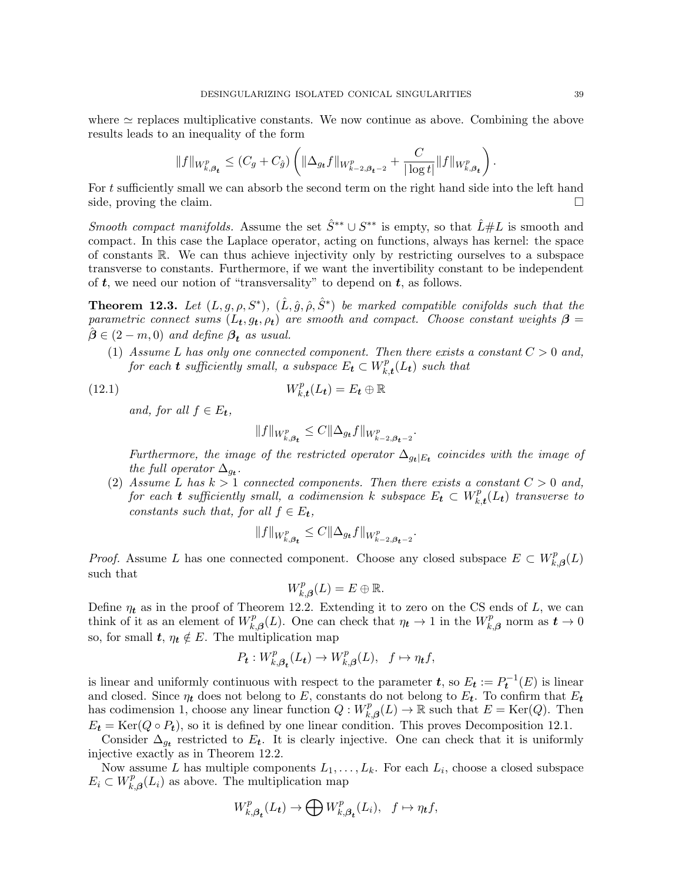where $\simeq$ replaces multiplicative constants. We now continue as above. Combining the above results leads to an inequality of the form

$$\|f\|_{W^p_{k,\boldsymbol{\beta_t}}} \leq (C_g + C_{\hat{g}}) \left( \|\Delta_{g_t} f\|_{W^p_{k-2,\boldsymbol{\beta_t}-2}} + \frac{C}{|\log t|} \|f\|_{W^p_{k,\boldsymbol{\beta_t}}} \right).$$

For $t$ sufficiently small we can absorb the second term on the right hand side into the left hand side, proving the claim. □

*Smooth compact manifolds.* Assume the set $\hat{S}^{**} \cup S^{**}$ is empty, so that $\hat{L} \# L$ is smooth and compact. In this case the Laplace operator, acting on functions, always has kernel: the space of constants $\mathbb{R}$. We can thus achieve injectivity only by restricting ourselves to a subspace transverse to constants. Furthermore, if we want the invertibility constant to be independent of $\boldsymbol{t}$, we need our notion of "transversality" to depend on $\boldsymbol{t}$, as follows.

**Theorem 12.3.** *Let $(L, g, \rho, S^*)$, $(\hat{L}, \hat{g}, \hat{\rho}, \hat{S}^*)$ be marked compatible conifolds such that the parametric connect sums $(L_{\boldsymbol{t}}, g_{\boldsymbol{t}}, \rho_{\boldsymbol{t}})$ are smooth and compact. Choose constant weights $\boldsymbol{\beta} = \hat{\boldsymbol{\beta}} \in (2-m, 0)$ and define $\boldsymbol{\beta_t}$ as usual.*

1. *Assume $L$ has only one connected component. Then there exists a constant $C > 0$ and, for each $\boldsymbol{t}$ sufficiently small, a subspace $E_{\boldsymbol{t}} \subset W^p_{k,\boldsymbol{t}}(L_{\boldsymbol{t}})$ such that*

$$W^p_{k,\boldsymbol{t}}(L_{\boldsymbol{t}}) = E_{\boldsymbol{t}} \oplus \mathbb{R} \tag{12.1}$$

   *and, for all $f \in E_{\boldsymbol{t}}$,*

$$\|f\|_{W^p_{k,\boldsymbol{\beta_t}}} \leq C \|\Delta_{g_t} f\|_{W^p_{k-2,\boldsymbol{\beta_t}-2}}.$$

   *Furthermore, the image of the restricted operator $\Delta_{g_t|E_t}$ coincides with the image of the full operator $\Delta_{g_t}$.*

2. *Assume $L$ has $k > 1$ connected components. Then there exists a constant $C > 0$ and, for each $\boldsymbol{t}$ sufficiently small, a codimension $k$ subspace $E_{\boldsymbol{t}} \subset W^p_{k,\boldsymbol{t}}(L_{\boldsymbol{t}})$ transverse to constants such that, for all $f \in E_{\boldsymbol{t}}$,*

$$\|f\|_{W^p_{k,\boldsymbol{\beta_t}}} \leq C \|\Delta_{g_t} f\|_{W^p_{k-2,\boldsymbol{\beta_t}-2}}.$$

*Proof.* Assume $L$ has one connected component. Choose any closed subspace $E \subset W^p_{k,\boldsymbol{\beta}}(L)$ such that

$$W^p_{k,\boldsymbol{\beta}}(L) = E \oplus \mathbb{R}.$$

Define $\eta_{\boldsymbol{t}}$ as in the proof of Theorem 12.2. Extending it to zero on the CS ends of $L$, we can think of it as an element of $W^p_{k,\boldsymbol{\beta}}(L)$. One can check that $\eta_{\boldsymbol{t}} \to 1$ in the $W^p_{k,\boldsymbol{\beta}}$ norm as $\boldsymbol{t} \to 0$ so, for small $\boldsymbol{t}$, $\eta_{\boldsymbol{t}} \notin E$. The multiplication map

$$P_{\boldsymbol{t}} : W^p_{k,\boldsymbol{\beta_t}}(L_{\boldsymbol{t}}) \to W^p_{k,\boldsymbol{\beta}}(L), \quad f \mapsto \eta_{\boldsymbol{t}} f,$$

is linear and uniformly continuous with respect to the parameter $\boldsymbol{t}$, so $E_{\boldsymbol{t}} := P_{\boldsymbol{t}}^{-1}(E)$ is linear and closed. Since $\eta_{\boldsymbol{t}}$ does not belong to $E$, constants do not belong to $E_{\boldsymbol{t}}$. To confirm that $E_{\boldsymbol{t}}$ has codimension 1, choose any linear function $Q : W^p_{k,\boldsymbol{\beta}}(L) \to \mathbb{R}$ such that $E = \mathrm{Ker}(Q)$. Then $E_{\boldsymbol{t}} = \mathrm{Ker}(Q \circ P_{\boldsymbol{t}})$, so it is defined by one linear condition. This proves Decomposition 12.1.

Consider $\Delta_{g_t}$ restricted to $E_{\boldsymbol{t}}$. It is clearly injective. One can check that it is uniformly injective exactly as in Theorem 12.2.

Now assume $L$ has multiple components $L_1, \dots, L_k$. For each $L_i$, choose a closed subspace $E_i \subset W^p_{k,\boldsymbol{\beta}}(L_i)$ as above. The multiplication map

$$W^p_{k,\boldsymbol{\beta_t}}(L_{\boldsymbol{t}}) \to \bigoplus W^p_{k,\boldsymbol{\beta_t}}(L_i), \quad f \mapsto \eta_{\boldsymbol{t}} f,$$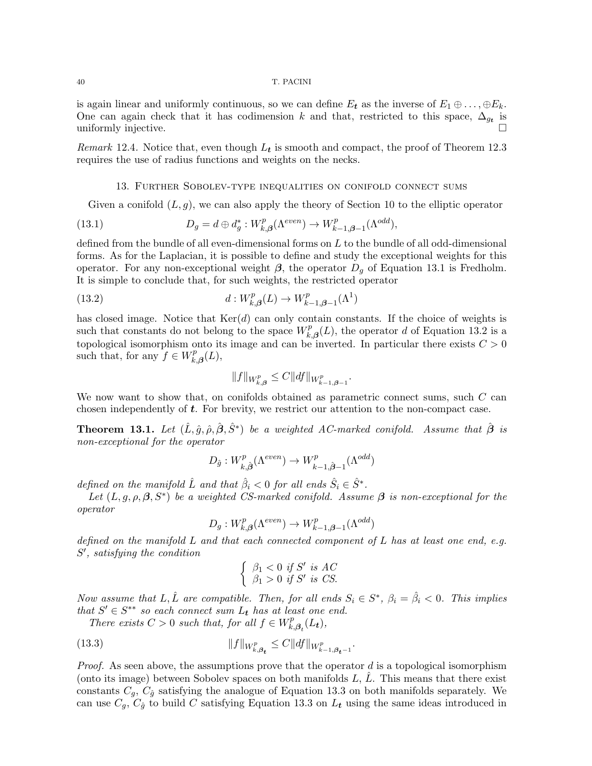is again linear and uniformly continuous, so we can define $E_{\boldsymbol{t}}$ as the inverse of $E_1 \oplus \ldots, \oplus E_k$. One can again check that it has codimension $k$ and that, restricted to this space, $\Delta_{g_{\boldsymbol{t}}}$ is uniformly injective. $\square$

*Remark* 12.4. Notice that, even though $L_{\boldsymbol{t}}$ is smooth and compact, the proof of Theorem 12.3 requires the use of radius functions and weights on the necks.

## 13. Further Sobolev-type inequalities on conifold connect sums

Given a conifold $(L, g)$, we can also apply the theory of Section 10 to the elliptic operator

$$D_g = d \oplus d_g^* : W^p_{k,\boldsymbol{\beta}}(\Lambda^{even}) \to W^p_{k-1,\boldsymbol{\beta}-1}(\Lambda^{odd}), \tag{13.1}$$

defined from the bundle of all even-dimensional forms on $L$ to the bundle of all odd-dimensional forms. As for the Laplacian, it is possible to define and study the exceptional weights for this operator. For any non-exceptional weight $\boldsymbol{\beta}$, the operator $D_g$ of Equation 13.1 is Fredholm. It is simple to conclude that, for such weights, the restricted operator

$$d : W^p_{k,\boldsymbol{\beta}}(L) \to W^p_{k-1,\boldsymbol{\beta}-1}(\Lambda^1) \tag{13.2}$$

has closed image. Notice that $\mathrm{Ker}(d)$ can only contain constants. If the choice of weights is such that constants do not belong to the space $W^p_{k,\boldsymbol{\beta}}(L)$, the operator $d$ of Equation 13.2 is a topological isomorphism onto its image and can be inverted. In particular there exists $C > 0$ such that, for any $f \in W^p_{k,\boldsymbol{\beta}}(L)$,

$$\|f\|_{W^p_{k,\boldsymbol{\beta}}} \leq C \|df\|_{W^p_{k-1,\boldsymbol{\beta}-1}}.$$

We now want to show that, on conifolds obtained as parametric connect sums, such $C$ can chosen independently of $\boldsymbol{t}$. For brevity, we restrict our attention to the non-compact case.

**Theorem 13.1.** *Let $(\hat{L}, \hat{g}, \hat{\rho}, \hat{\boldsymbol{\beta}}, \hat{S}^*)$ be a weighted AC-marked conifold. Assume that $\hat{\boldsymbol{\beta}}$ is non-exceptional for the operator*

$$D_{\hat{g}} : W^p_{k,\hat{\boldsymbol{\beta}}}(\Lambda^{even}) \to W^p_{k-1,\hat{\boldsymbol{\beta}}-1}(\Lambda^{odd})$$

*defined on the manifold $\hat{L}$ and that $\hat{\beta}_i < 0$ for all ends $\hat{S}_i \in \hat{S}^*$.*

*Let $(L, g, \rho, \boldsymbol{\beta}, S^*)$ be a weighted CS-marked conifold. Assume $\boldsymbol{\beta}$ is non-exceptional for the operator*

$$D_g : W^p_{k,\boldsymbol{\beta}}(\Lambda^{even}) \to W^p_{k-1,\boldsymbol{\beta}-1}(\Lambda^{odd})$$

*defined on the manifold $L$ and that each connected component of $L$ has at least one end, e.g. $S'$, satisfying the condition*

$$\begin{cases} \beta_1 < 0 \text{ if } S' \text{ is AC} \\ \beta_1 > 0 \text{ if } S' \text{ is CS.} \end{cases}$$

*Now assume that $L, \hat{L}$ are compatible. Then, for all ends $S_i \in S^*$, $\beta_i = \hat{\beta}_i < 0$. This implies that $S' \in S^{**}$ so each connect sum $L_{\boldsymbol{t}}$ has at least one end.*

*There exists $C > 0$ such that, for all $f \in W^p_{k,\boldsymbol{\beta}_{\boldsymbol{t}}}(L_{\boldsymbol{t}})$,*

$$\|f\|_{W^p_{k,\boldsymbol{\beta}_{\boldsymbol{t}}}} \leq C \|df\|_{W^p_{k-1,\boldsymbol{\beta}_{\boldsymbol{t}}-1}}. \tag{13.3}$$

*Proof.* As seen above, the assumptions prove that the operator $d$ is a topological isomorphism (onto its image) between Sobolev spaces on both manifolds $L$, $\hat{L}$. This means that there exist constants $C_g$, $C_{\hat{g}}$ satisfying the analogue of Equation 13.3 on both manifolds separately. We can use $C_g$, $C_{\hat{g}}$ to build $C$ satisfying Equation 13.3 on $L_{\boldsymbol{t}}$ using the same ideas introduced in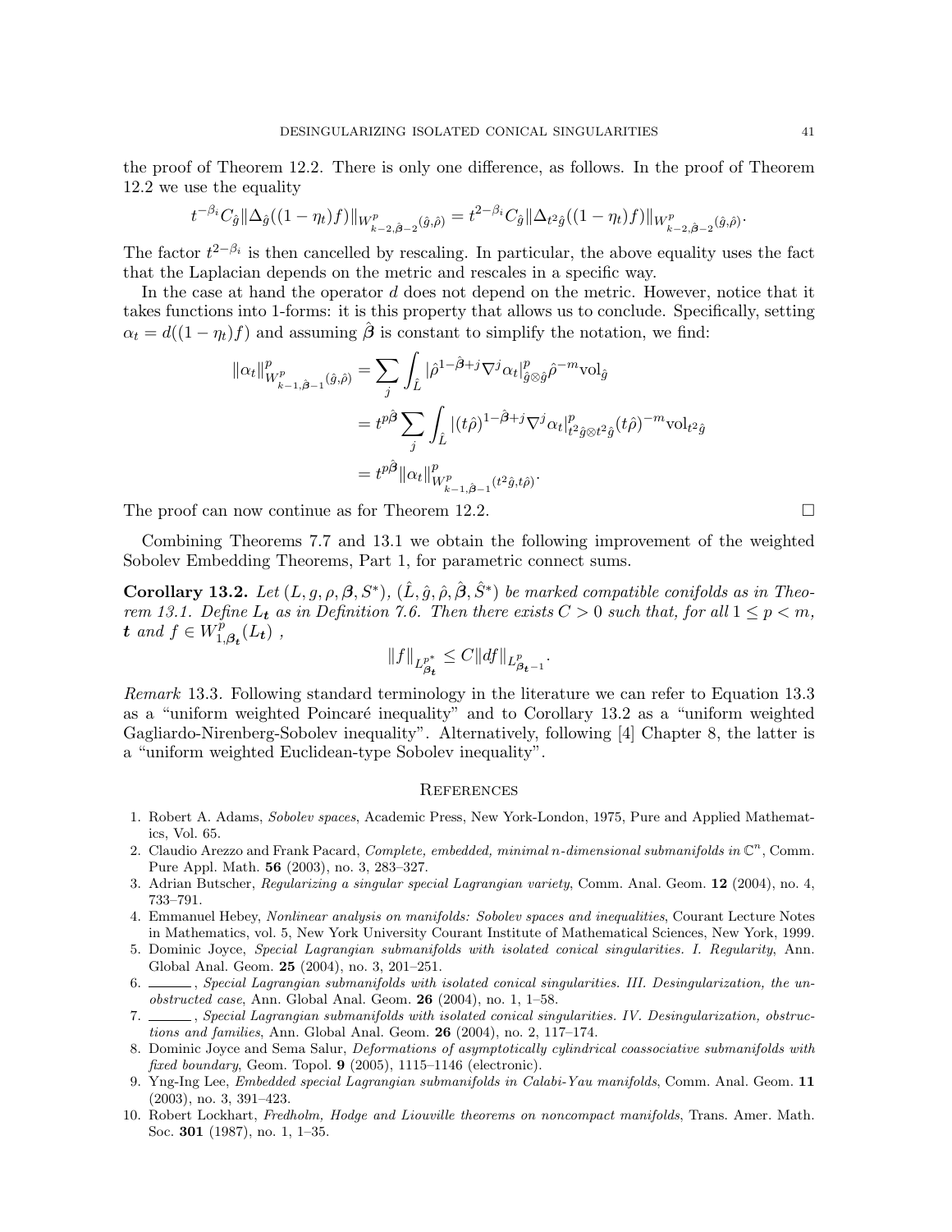the proof of Theorem 12.2. There is only one difference, as follows. In the proof of Theorem 12.2 we use the equality

$$t^{-\beta_i} C_{\hat{g}} \|\Delta_{\hat{g}}((1-\eta_t)f)\|_{W^p_{k-2,\hat{\boldsymbol{\beta}}-2}(\hat{g},\hat{\rho})} = t^{2-\beta_i} C_{\hat{g}} \|\Delta_{t^2\hat{g}}((1-\eta_t)f)\|_{W^p_{k-2,\hat{\boldsymbol{\beta}}-2}(\hat{g},\hat{\rho})}.$$

The factor $t^{2-\beta_i}$ is then cancelled by rescaling. In particular, the above equality uses the fact that the Laplacian depends on the metric and rescales in a specific way.

In the case at hand the operator $d$ does not depend on the metric. However, notice that it takes functions into 1-forms: it is this property that allows us to conclude. Specifically, setting $\alpha_t = d((1-\eta_t)f)$ and assuming $\hat{\boldsymbol{\beta}}$ is constant to simplify the notation, we find:

$$\begin{aligned}
\|\alpha_t\|^p_{W^p_{k-1,\hat{\boldsymbol{\beta}}-1}(\hat{g},\hat{\rho})} &= \sum_j \int_{\hat{L}} |\hat{\rho}^{1-\hat{\boldsymbol{\beta}}+j} \nabla^j \alpha_t|^p_{\hat{g}\otimes\hat{g}} \hat{\rho}^{-m} \mathrm{vol}_{\hat{g}} \\
&= t^{p\hat{\boldsymbol{\beta}}} \sum_j \int_{\hat{L}} |(t\hat{\rho})^{1-\hat{\boldsymbol{\beta}}+j} \nabla^j \alpha_t|^p_{t^2\hat{g}\otimes t^2\hat{g}} (t\hat{\rho})^{-m} \mathrm{vol}_{t^2\hat{g}} \\
&= t^{p\hat{\boldsymbol{\beta}}} \|\alpha_t\|^p_{W^p_{k-1,\hat{\boldsymbol{\beta}}-1}(t^2\hat{g},t\hat{\rho})}.
\end{aligned}$$

The proof can now continue as for Theorem 12.2. □

Combining Theorems 7.7 and 13.1 we obtain the following improvement of the weighted Sobolev Embedding Theorems, Part 1, for parametric connect sums.

**Corollary 13.2.** *Let $(L, g, \rho, \boldsymbol{\beta}, S^*)$, $(\hat{L}, \hat{g}, \hat{\rho}, \hat{\boldsymbol{\beta}}, \hat{S}^*)$ be marked compatible conifolds as in Theorem 13.1. Define $L_{\boldsymbol{t}}$ as in Definition 7.6. Then there exists $C > 0$ such that, for all $1 \leq p < m$, $\boldsymbol{t}$ and $f \in W^p_{1,\boldsymbol{\beta_t}}(L_{\boldsymbol{t}})$ ,*

$$\|f\|_{L^{p^*}_{\boldsymbol{\beta_t}}} \leq C \|df\|_{L^p_{\boldsymbol{\beta_t}-1}}.$$

*Remark* 13.3. Following standard terminology in the literature we can refer to Equation 13.3 as a "uniform weighted Poincaré inequality" and to Corollary 13.2 as a "uniform weighted Gagliardo-Nirenberg-Sobolev inequality". Alternatively, following [4] Chapter 8, the latter is a "uniform weighted Euclidean-type Sobolev inequality".

## References

1. Robert A. Adams, *Sobolev spaces*, Academic Press, New York-London, 1975, Pure and Applied Mathematics, Vol. 65.
2. Claudio Arezzo and Frank Pacard, *Complete, embedded, minimal $n$-dimensional submanifolds in $\mathbb{C}^n$*, Comm. Pure Appl. Math. **56** (2003), no. 3, 283–327.
3. Adrian Butscher, *Regularizing a singular special Lagrangian variety*, Comm. Anal. Geom. **12** (2004), no. 4, 733–791.
4. Emmanuel Hebey, *Nonlinear analysis on manifolds: Sobolev spaces and inequalities*, Courant Lecture Notes in Mathematics, vol. 5, New York University Courant Institute of Mathematical Sciences, New York, 1999.
5. Dominic Joyce, *Special Lagrangian submanifolds with isolated conical singularities. I. Regularity*, Ann. Global Anal. Geom. **25** (2004), no. 3, 201–251.
6. ______, *Special Lagrangian submanifolds with isolated conical singularities. III. Desingularization, the unobstructed case*, Ann. Global Anal. Geom. **26** (2004), no. 1, 1–58.
7. ______, *Special Lagrangian submanifolds with isolated conical singularities. IV. Desingularization, obstructions and families*, Ann. Global Anal. Geom. **26** (2004), no. 2, 117–174.
8. Dominic Joyce and Sema Salur, *Deformations of asymptotically cylindrical coassociative submanifolds with fixed boundary*, Geom. Topol. **9** (2005), 1115–1146 (electronic).
9. Yng-Ing Lee, *Embedded special Lagrangian submanifolds in Calabi-Yau manifolds*, Comm. Anal. Geom. **11** (2003), no. 3, 391–423.
10. Robert Lockhart, *Fredholm, Hodge and Liouville theorems on noncompact manifolds*, Trans. Amer. Math. Soc. **301** (1987), no. 1, 1–35.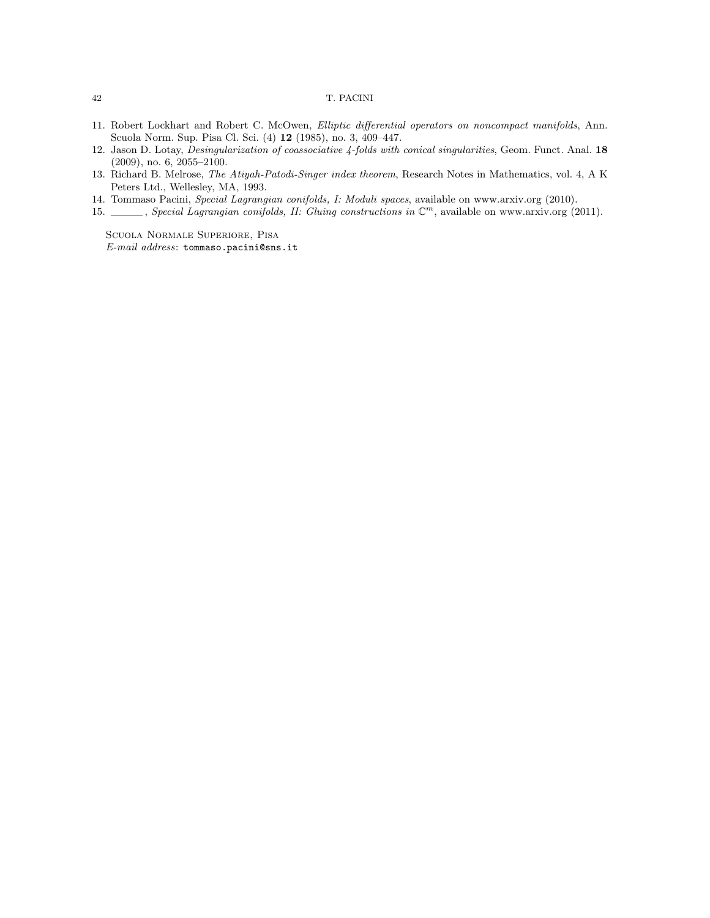11. Robert Lockhart and Robert C. McOwen, *Elliptic differential operators on noncompact manifolds*, Ann. Scuola Norm. Sup. Pisa Cl. Sci. (4) **12** (1985), no. 3, 409–447.
12. Jason D. Lotay, *Desingularization of coassociative 4-folds with conical singularities*, Geom. Funct. Anal. **18** (2009), no. 6, 2055–2100.
13. Richard B. Melrose, *The Atiyah-Patodi-Singer index theorem*, Research Notes in Mathematics, vol. 4, A K Peters Ltd., Wellesley, MA, 1993.
14. Tommaso Pacini, *Special Lagrangian conifolds, I: Moduli spaces*, available on www.arxiv.org (2010).
15. ______, *Special Lagrangian conifolds, II: Gluing constructions in* $\mathbb{C}^m$, available on www.arxiv.org (2011).

Scuola Normale Superiore, Pisa
*E-mail address*: `tommaso.pacini@sns.it`